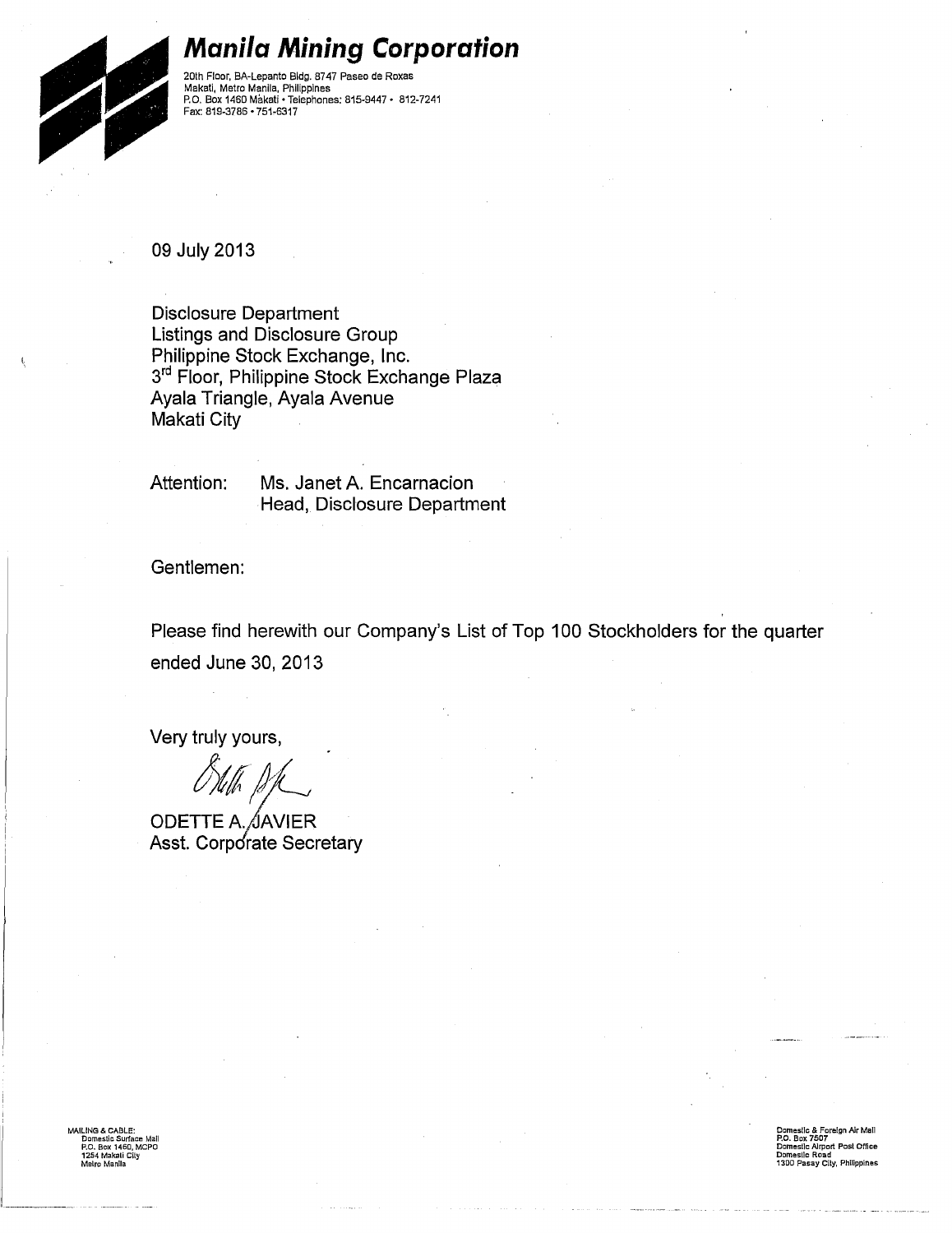# Manila Mining Corporation

20th Floor, BA-Lepanto Bldg. 8747 Paseo de Roxas
Makati, Metro Manila, Philippines
P.O. Box 1460 Makati • Telephones: 815-9447 • 812-7241
Fax: 819-3786 • 751-6317

09 July 2013

Disclosure Department
Listings and Disclosure Group
Philippine Stock Exchange, Inc.
3rd Floor, Philippine Stock Exchange Plaza
Ayala Triangle, Ayala Avenue
Makati City

Attention: Ms. Janet A. Encarnacion
Head, Disclosure Department

Gentlemen:

Please find herewith our Company's List of Top 100 Stockholders for the quarter ended June 30, 2013

Very truly yours,

ODETTE A. JAVIER
Asst. Corporate Secretary

MAILING & CABLE:
Domestic Surface Mail
P.O. Box 1460, MCPO
1254 Makati City
Metro Manila

Domestic & Foreign Air Mail
P.O. Box 7507
Domestic Airport Post Office
Domestic Road
1300 Pasay City, Philippines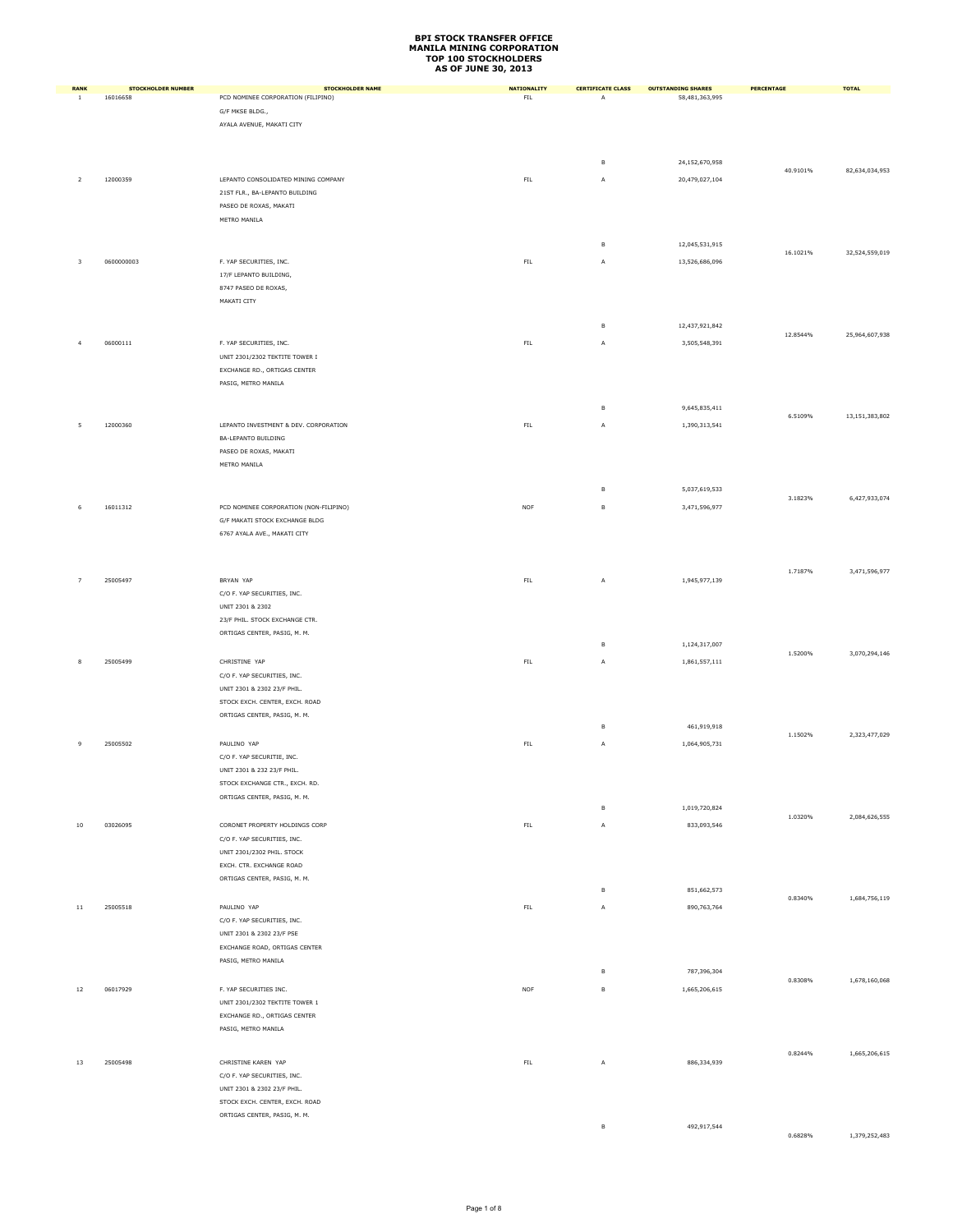# BPI STOCK TRANSFER OFFICE
# MANILA MINING CORPORATION
# TOP 100 STOCKHOLDERS
# AS OF JUNE 30, 2013

| RANK | STOCKHOLDER NUMBER | STOCKHOLDER NAME | NATIONALITY | CERTIFICATE CLASS | OUTSTANDING SHARES | PERCENTAGE | TOTAL |
|---|---|---|---|---|---|---|---|
| 1 | 16016658 | PCD NOMINEE CORPORATION (FILIPINO)<br>G/F MKSE BLDG.,<br>AYALA AVENUE, MAKATI CITY | FIL | A | 58,481,363,995 | | |
| | | | | B | 24,152,670,958 | 40.9101% | 82,634,034,953 |
| 2 | 12000359 | LEPANTO CONSOLIDATED MINING COMPANY<br>21ST FLR., BA-LEPANTO BUILDING<br>PASEO DE ROXAS, MAKATI<br>METRO MANILA | FIL | A | 20,479,027,104 | | |
| | | | | B | 12,045,531,915 | 16.1021% | 32,524,559,019 |
| 3 | 0600000003 | F. YAP SECURITIES, INC.<br>17/F LEPANTO BUILDING,<br>8747 PASEO DE ROXAS,<br>MAKATI CITY | FIL | A | 13,526,686,096 | | |
| | | | | B | 12,437,921,842 | 12.8544% | 25,964,607,938 |
| 4 | 06000111 | F. YAP SECURITIES, INC.<br>UNIT 2301/2302 TEKTITE TOWER I<br>EXCHANGE RD., ORTIGAS CENTER<br>PASIG, METRO MANILA | FIL | A | 3,505,548,391 | | |
| | | | | B | 9,645,835,411 | 6.5109% | 13,151,383,802 |
| 5 | 12000360 | LEPANTO INVESTMENT & DEV. CORPORATION<br>BA-LEPANTO BUILDING<br>PASEO DE ROXAS, MAKATI<br>METRO MANILA | FIL | A | 1,390,313,541 | | |
| | | | | B | 5,037,619,533 | 3.1823% | 6,427,933,074 |
| 6 | 16011312 | PCD NOMINEE CORPORATION (NON-FILIPINO)<br>G/F MAKATI STOCK EXCHANGE BLDG<br>6767 AYALA AVE., MAKATI CITY | NOF | B | 3,471,596,977 | | |
| | | | | | | 1.7187% | 3,471,596,977 |
| 7 | 25005497 | BRYAN YAP<br>C/O F. YAP SECURITIES, INC.<br>UNIT 2301 & 2302<br>23/F PHIL. STOCK EXCHANGE CTR.<br>ORTIGAS CENTER, PASIG, M. M. | FIL | A | 1,945,977,139 | | |
| | | | | B | 1,124,317,007 | 1.5200% | 3,070,294,146 |
| 8 | 25005499 | CHRISTINE YAP<br>C/O F. YAP SECURITIES, INC.<br>UNIT 2301 & 2302 23/F PHIL.<br>STOCK EXCH. CENTER, EXCH. ROAD<br>ORTIGAS CENTER, PASIG, M. M. | FIL | A | 1,861,557,111 | | |
| | | | | B | 461,919,918 | 1.1502% | 2,323,477,029 |
| 9 | 25005502 | PAULINO YAP<br>C/O F. YAP SECURITIE, INC.<br>UNIT 2301 & 232 23/F PHIL.<br>STOCK EXCHANGE CTR., EXCH. RD.<br>ORTIGAS CENTER, PASIG, M. M. | FIL | A | 1,064,905,731 | | |
| | | | | B | 1,019,720,824 | 1.0320% | 2,084,626,555 |
| 10 | 03026095 | CORONET PROPERTY HOLDINGS CORP<br>C/O F. YAP SECURITIES, INC.<br>UNIT 2301/2302 PHIL. STOCK<br>EXCH. CTR. EXCHANGE ROAD<br>ORTIGAS CENTER, PASIG, M. M. | FIL | A | 833,093,546 | | |
| | | | | B | 851,662,573 | 0.8340% | 1,684,756,119 |
| 11 | 25005518 | PAULINO YAP<br>C/O F. YAP SECURITIES, INC.<br>UNIT 2301 & 2302 23/F PSE<br>EXCHANGE ROAD, ORTIGAS CENTER<br>PASIG, METRO MANILA | FIL | A | 890,763,764 | | |
| | | | | B | 787,396,304 | 0.8308% | 1,678,160,068 |
| 12 | 06017929 | F. YAP SECURITIES INC.<br>UNIT 2301/2302 TEKTITE TOWER 1<br>EXCHANGE RD., ORTIGAS CENTER<br>PASIG, METRO MANILA | NOF | B | 1,665,206,615 | | |
| | | | | | | 0.8244% | 1,665,206,615 |
| 13 | 25005498 | CHRISTINE KAREN YAP<br>C/O F. YAP SECURITIES, INC.<br>UNIT 2301 & 2302 23/F PHIL.<br>STOCK EXCH. CENTER, EXCH. ROAD<br>ORTIGAS CENTER, PASIG, M. M. | FIL | A | 886,334,939 | | |
| | | | | B | 492,917,544 | 0.6828% | 1,379,252,483 |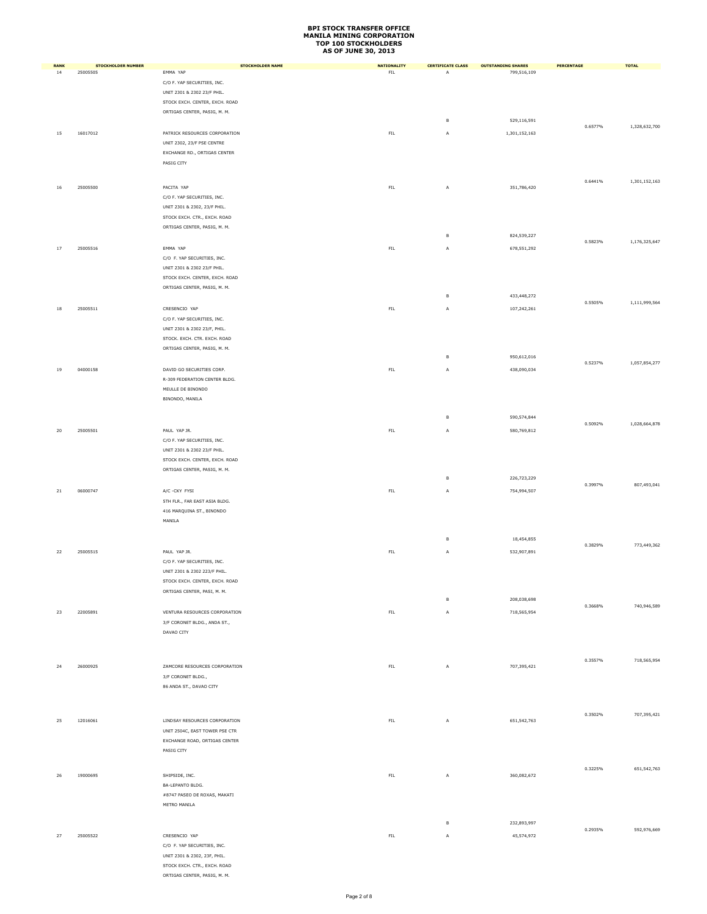# BPI STOCK TRANSFER OFFICE
## MANILA MINING CORPORATION
## TOP 100 STOCKHOLDERS
## AS OF JUNE 30, 2013

| RANK | STOCKHOLDER NUMBER | STOCKHOLDER NAME | NATIONALITY | CERTIFICATE CLASS | OUTSTANDING SHARES | PERCENTAGE | TOTAL |
|---|---|---|---|---|---|---|---|
| 14 | 25005505 | EMMA YAP | FIL | A | 799,516,109 | | |
| | | C/O F. YAP SECURITIES, INC. | | | | | |
| | | UNIT 2301 & 2302 23/F PHIL. | | | | | |
| | | STOCK EXCH. CENTER, EXCH. ROAD | | | | | |
| | | ORTIGAS CENTER, PASIG, M. M. | | | | | |
| | | | | B | 529,116,591 | 0.6577% | 1,328,632,700 |
| 15 | 16017012 | PATRICK RESOURCES CORPORATION | FIL | A | 1,301,152,163 | | |
| | | UNIT 2302, 23/F PSE CENTRE | | | | | |
| | | EXCHANGE RD., ORTIGAS CENTER | | | | | |
| | | PASIG CITY | | | | | |
| | | | | | | 0.6441% | 1,301,152,163 |
| 16 | 25005500 | PACITA YAP | FIL | A | 351,786,420 | | |
| | | C/O F. YAP SECURITIES, INC. | | | | | |
| | | UNIT 2301 & 2302, 23/F PHIL. | | | | | |
| | | STOCK EXCH. CTR., EXCH. ROAD | | | | | |
| | | ORTIGAS CENTER, PASIG, M. M. | | | | | |
| | | | | B | 824,539,227 | 0.5823% | 1,176,325,647 |
| 17 | 25005516 | EMMA YAP | FIL | A | 678,551,292 | | |
| | | C/O F. YAP SECURITIES, INC. | | | | | |
| | | UNIT 2301 & 2302 23/F PHIL. | | | | | |
| | | STOCK EXCH. CENTER, EXCH. ROAD | | | | | |
| | | ORTIGAS CENTER, PASIG, M. M. | | | | | |
| | | | | B | 433,448,272 | 0.5505% | 1,111,999,564 |
| 18 | 25005511 | CRESENCIO YAP | FIL | A | 107,242,261 | | |
| | | C/O F. YAP SECURITIES, INC. | | | | | |
| | | UNIT 2301 & 2302 23/F, PHIL. | | | | | |
| | | STOCK. EXCH. CTR. EXCH. ROAD | | | | | |
| | | ORTIGAS CENTER, PASIG, M. M. | | | | | |
| | | | | B | 950,612,016 | 0.5237% | 1,057,854,277 |
| 19 | 04000158 | DAVID GO SECURITIES CORP. | FIL | A | 438,090,034 | | |
| | | R-309 FEDERATION CENTER BLDG. | | | | | |
| | | MEULLE DE BINONDO | | | | | |
| | | BINONDO, MANILA | | | | | |
| | | | | B | 590,574,844 | 0.5092% | 1,028,664,878 |
| 20 | 25005501 | PAUL YAP JR. | FIL | A | 580,769,812 | | |
| | | C/O F. YAP SECURITIES, INC. | | | | | |
| | | UNIT 2301 & 2302 23/F PHIL. | | | | | |
| | | STOCK EXCH. CENTER, EXCH. ROAD | | | | | |
| | | ORTIGAS CENTER, PASIG, M. M. | | | | | |
| | | | | B | 226,723,229 | 0.3997% | 807,493,041 |
| 21 | 06000747 | A/C -CKY FYSI | FIL | A | 754,994,507 | | |
| | | 5TH FLR., FAR EAST ASIA BLDG. | | | | | |
| | | 416 MARQUINA ST., BINONDO | | | | | |
| | | MANILA | | | | | |
| | | | | B | 18,454,855 | 0.3829% | 773,449,362 |
| 22 | 25005515 | PAUL YAP JR. | FIL | A | 532,907,891 | | |
| | | C/O F. YAP SECURITIES, INC. | | | | | |
| | | UNIT 2301 & 2302 223/F PHIL. | | | | | |
| | | STOCK EXCH. CENTER, EXCH. ROAD | | | | | |
| | | ORTIGAS CENTER, PASI, M. M. | | | | | |
| | | | | B | 208,038,698 | 0.3668% | 740,946,589 |
| 23 | 22005891 | VENTURA RESOURCES CORPORATION | FIL | A | 718,565,954 | | |
| | | 3/F CORONET BLDG., ANDA ST., | | | | | |
| | | DAVAO CITY | | | | | |
| | | | | | | 0.3557% | 718,565,954 |
| 24 | 26000925 | ZAMCORE RESOURCES CORPORATION | FIL | A | 707,395,421 | | |
| | | 3/F CORONET BLDG., | | | | | |
| | | 86 ANDA ST., DAVAO CITY | | | | | |
| | | | | | | 0.3502% | 707,395,421 |
| 25 | 12016061 | LINDSAY RESOURCES CORPORATION | FIL | A | 651,542,763 | | |
| | | UNIT 2504C, EAST TOWER PSE CTR | | | | | |
| | | EXCHANGE ROAD, ORTIGAS CENTER | | | | | |
| | | PASIG CITY | | | | | |
| | | | | | | 0.3225% | 651,542,763 |
| 26 | 19000695 | SHIPSIDE, INC. | FIL | A | 360,082,672 | | |
| | | BA-LEPANTO BLDG. | | | | | |
| | | #8747 PASEO DE ROXAS, MAKATI | | | | | |
| | | METRO MANILA | | | | | |
| | | | | B | 232,893,997 | 0.2935% | 592,976,669 |
| 27 | 25005522 | CRESENCIO YAP | FIL | A | 45,574,972 | | |
| | | C/O F. YAP SECURITIES, INC. | | | | | |
| | | UNIT 2301 & 2302, 23F, PHIL. | | | | | |
| | | STOCK EXCH. CTR., EXCH. ROAD | | | | | |
| | | ORTIGAS CENTER, PASIG, M. M. | | | | | |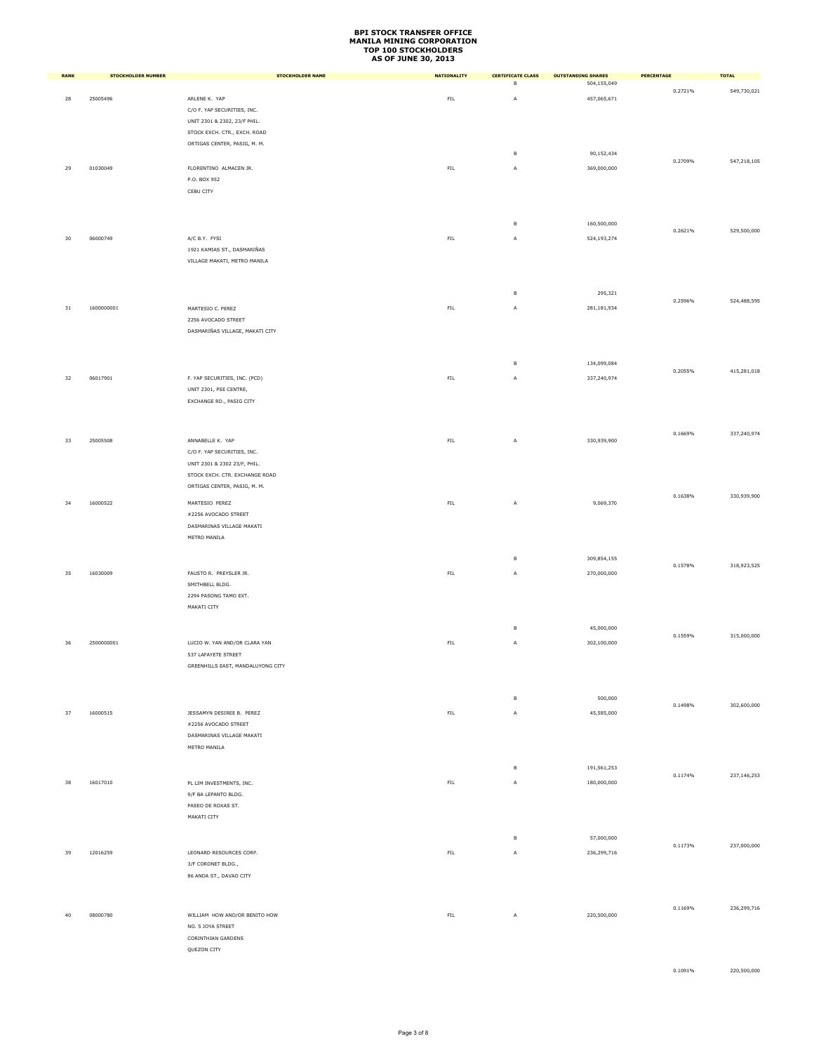# BPI STOCK TRANSFER OFFICE
# MANILA MINING CORPORATION
# TOP 100 STOCKHOLDERS
# AS OF JUNE 30, 2013

| RANK | STOCKHOLDER NUMBER | STOCKHOLDER NAME | NATIONALITY | CERTIFICATE CLASS | OUTSTANDING SHARES | PERCENTAGE | TOTAL |
|---|---|---|---|---|---|---|---|
| | | | | B | 504,155,049 | | |
| | | | | | | 0.2721% | 549,730,021 |
| 28 | 25005496 | ARLENE K. YAP<br>C/O F. YAP SECURITIES, INC.<br>UNIT 2301 & 2302, 23/F PHIL.<br>STOCK EXCH. CTR., EXCH. ROAD<br>ORTIGAS CENTER, PASIG, M. M. | FIL | A | 457,065,671 | | |
| | | | | B | 90,152,434 | | |
| | | | | | | 0.2709% | 547,218,105 |
| 29 | 01030049 | FLORENTINO ALMACEN JR.<br>P.O. BOX 952<br>CEBU CITY | FIL | A | 369,000,000 | | |
| | | | | B | 160,500,000 | | |
| | | | | | | 0.2621% | 529,500,000 |
| 30 | 06000749 | A/C B.Y. FYSI<br>1921 KAMIAS ST., DASMARIÑAS<br>VILLAGE MAKATI, METRO MANILA | FIL | A | 524,193,274 | | |
| | | | | B | 295,321 | | |
| | | | | | | 0.2596% | 524,488,595 |
| 31 | 1600000001 | MARTESIO C. PEREZ<br>2256 AVOCADO STREET<br>DASMARIÑAS VILLAGE, MAKATI CITY | FIL | A | 281,181,934 | | |
| | | | | B | 134,099,084 | | |
| | | | | | | 0.2055% | 415,281,018 |
| 32 | 06017901 | F. YAP SECURITIES, INC. (PCD)<br>UNIT 2301, PSE CENTRE,<br>EXCHANGE RD., PASIG CITY | FIL | A | 337,240,974 | | |
| | | | | | | 0.1669% | 337,240,974 |
| 33 | 25005508 | ANNABELLE K. YAP<br>C/O F. YAP SECURITIES, INC.<br>UNIT 2301 & 2302 23/F, PHIL.<br>STOCK EXCH. CTR. EXCHANGE ROAD<br>ORTIGAS CENTER, PASIG, M. M. | FIL | A | 330,939,900 | | |
| | | | | | | 0.1638% | 330,939,900 |
| 34 | 16000522 | MARTESIO PEREZ<br>#2256 AVOCADO STREET<br>DASMARINAS VILLAGE MAKATI<br>METRO MANILA | FIL | A | 9,069,370 | | |
| | | | | B | 309,854,155 | | |
| | | | | | | 0.1578% | 318,923,525 |
| 35 | 16030009 | FAUSTO R. PREYSLER JR.<br>SMITHBELL BLDG.<br>2294 PASONG TAMO EXT.<br>MAKATI CITY | FIL | A | 270,000,000 | | |
| | | | | B | 45,000,000 | | |
| | | | | | | 0.1559% | 315,000,000 |
| 36 | 2500000001 | LUCIO W. YAN AND/OR CLARA YAN<br>537 LAFAYETE STREET<br>GREENHILLS EAST, MANDALUYONG CITY | FIL | A | 302,100,000 | | |
| | | | | B | 500,000 | | |
| | | | | | | 0.1498% | 302,600,000 |
| 37 | 16000515 | JESSAMYN DESIREE B. PEREZ<br>#2256 AVOCADO STREET<br>DASMARINAS VILLAGE MAKATI<br>METRO MANILA | FIL | A | 45,585,000 | | |
| | | | | B | 191,561,253 | | |
| | | | | | | 0.1174% | 237,146,253 |
| 38 | 16017010 | PL LIM INVESTMENTS, INC.<br>9/F BA LEPANTO BLDG.<br>PASEO DE ROXAS ST.<br>MAKATI CITY | FIL | A | 180,000,000 | | |
| | | | | B | 57,000,000 | | |
| | | | | | | 0.1173% | 237,000,000 |
| 39 | 12016259 | LEONARD RESOURCES CORP.<br>3/F CORONET BLDG.,<br>86 ANDA ST., DAVAO CITY | FIL | A | 236,299,716 | | |
| | | | | | | 0.1169% | 236,299,716 |
| 40 | 08000780 | WILLIAM HOW AND/OR BENITO HOW<br>NO. 5 JOYA STREET<br>CORINTHIAN GARDENS<br>QUEZON CITY | FIL | A | 220,500,000 | | |
| | | | | | | 0.1091% | 220,500,000 |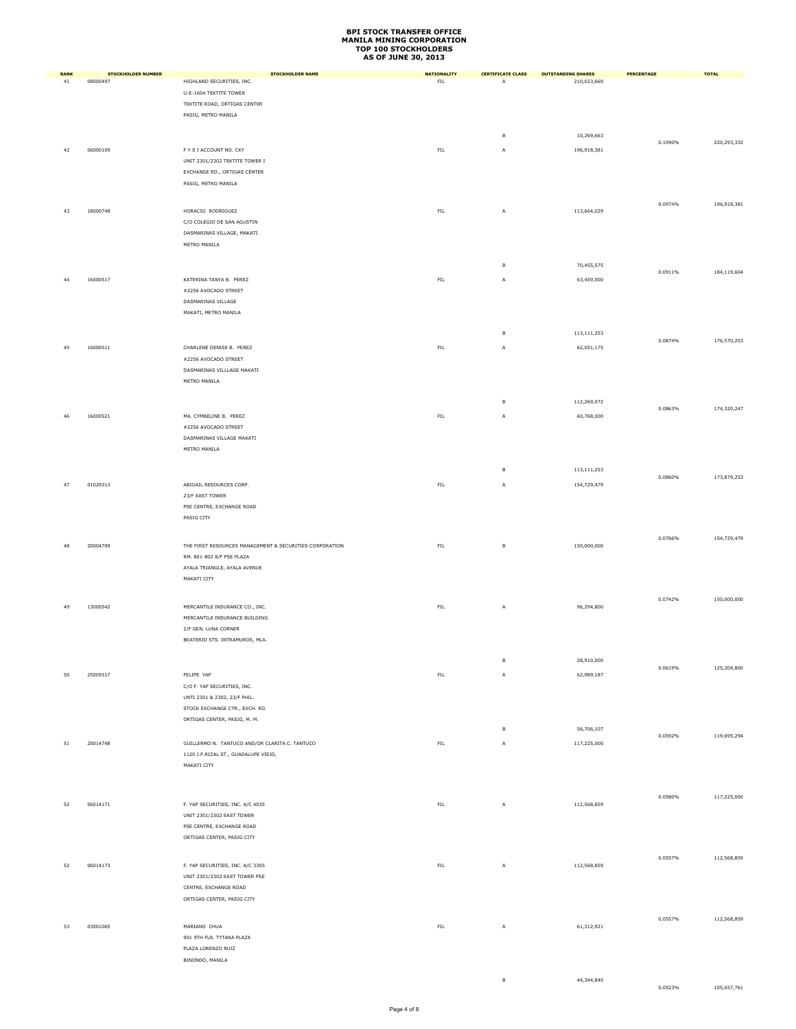# BPI STOCK TRANSFER OFFICE
# MANILA MINING CORPORATION
# TOP 100 STOCKHOLDERS
# AS OF JUNE 30, 2013

| RANK | STOCKHOLDER NUMBER | STOCKHOLDER NAME | NATIONALITY | CERTIFICATE CLASS | OUTSTANDING SHARES | PERCENTAGE | TOTAL |
|---|---|---|---|---|---|---|---|
| 41 | 08000497 | HIGHLAND SECURITIES, INC.<br>U-E-1604 TEKTITE TOWER<br>TEKTITE ROAD, ORTIGAS CENTER<br>PASIG, METRO MANILA | FIL | A | 210,023,669 | | |
| | | | | B | 10,269,663 | 0.1090% | 220,293,332 |
| 42 | 06000109 | F Y S I ACCOUNT NO. CKY<br>UNIT 2301/2302 TEKTITE TOWER I<br>EXCHANGE RD., ORTIGAS CENTER<br>PASIG, METRO MANILA | FIL | A | 196,918,381 | 0.0974% | 196,918,381 |
| 43 | 18000748 | HORACIO RODRIGUEZ<br>C/O COLEGIO DE SAN AGUSTIN<br>DASMARINAS VILLAGE, MAKATI<br>METRO MANILA | FIL | A | 113,664,029 | | |
| | | | | B | 70,455,575 | 0.0911% | 184,119,604 |
| 44 | 16000517 | KATERINA TANYA B. PEREZ<br>#2256 AVOCADO STREET<br>DASMARINAS VILLAGE<br>MAKATI, METRO MANILA | FIL | A | 63,459,000 | | |
| | | | | B | 113,111,253 | 0.0874% | 176,570,253 |
| 45 | 16000511 | CHARLENE DENISE B. PEREZ<br>#2256 AVOCADO STREET<br>DASMARINAS VILLLAGE MAKATI<br>METRO MANILA | FIL | A | 62,051,175 | | |
| | | | | B | 112,269,072 | 0.0863% | 174,320,247 |
| 46 | 16000521 | MA. CYMBELINE B. PEREZ<br>#2256 AVOCADO STREET<br>DASMARINAS VILLAGE MAKATI<br>METRO MANILA | FIL | A | 60,768,000 | | |
| | | | | B | 113,111,253 | 0.0860% | 173,879,253 |
| 47 | 01029313 | ABIGAIL RESOURCES CORP.<br>23/F EAST TOWER<br>PSE CENTRE, EXCHANGE ROAD<br>PASIG CITY | FIL | A | 154,729,479 | 0.0766% | 154,729,479 |
| 48 | 20004709 | THE FIRST RESOURCES MANAGEMENT & SECURITIES CORPORATION<br>RM. 801-802 8/F PSE PLAZA<br>AYALA TRIANGLE, AYALA AVENUE<br>MAKATI CITY | FIL | B | 150,000,000 | 0.0742% | 150,000,000 |
| 49 | 13000542 | MERCANTILE INSURANCE CO., INC.<br>MERCANTILE INSURANCE BUILDING<br>2/F GEN. LUNA CORNER<br>BEATERIO STS. INTRAMUROS, MLA. | FIL | A | 96,294,800 | | |
| | | | | B | 28,910,000 | 0.0619% | 125,204,800 |
| 50 | 25005517 | FELIPE YAP<br>C/O F. YAP SECURITIES, INC.<br>UNTI 2301 & 2302, 23/F PHIL.<br>STOCK EXCHANGE CTR., EXCH. RD.<br>ORTIGAS CENTER, PASIG, M. M. | FIL | A | 62,989,187 | | |
| | | | | B | 56,706,107 | 0.0592% | 119,695,294 |
| 51 | 20014748 | GUILLERMO N. TANTUCO AND/OR CLARITA C. TANTUCO<br>1120 J.P.RIZAL ST., GUADALUPE VIEJO,<br>MAKATI CITY | FIL | A | 117,225,000 | 0.0580% | 117,225,000 |
| 52 | 06014171 | F. YAP SECURITIES, INC. A/C 4035<br>UNIT 2301/2302 EAST TOWER<br>PSE CENTRE, EXCHANGE ROAD<br>ORTIGAS CENTER, PASIG CITY | FIL | A | 112,568,859 | 0.0557% | 112,568,859 |
| 52 | 06014173 | F. YAP SECURITIES, INC. A/C 3305<br>UNIT 2301/2302 EAST TOWER PSE<br>CENTRE, EXCHANGE ROAD<br>ORTIGAS CENTER, PASIG CITY | FIL | A | 112,568,859 | 0.0557% | 112,568,859 |
| 53 | 03001065 | MARIANO CHUA<br>901 9TH FLR. TYTANA PLAZA<br>PLAZA LORENZO RUIZ<br>BINONDO, MANILA | FIL | A | 61,312,921 | | |
| | | | | B | 44,344,840 | 0.0523% | 105,657,761 |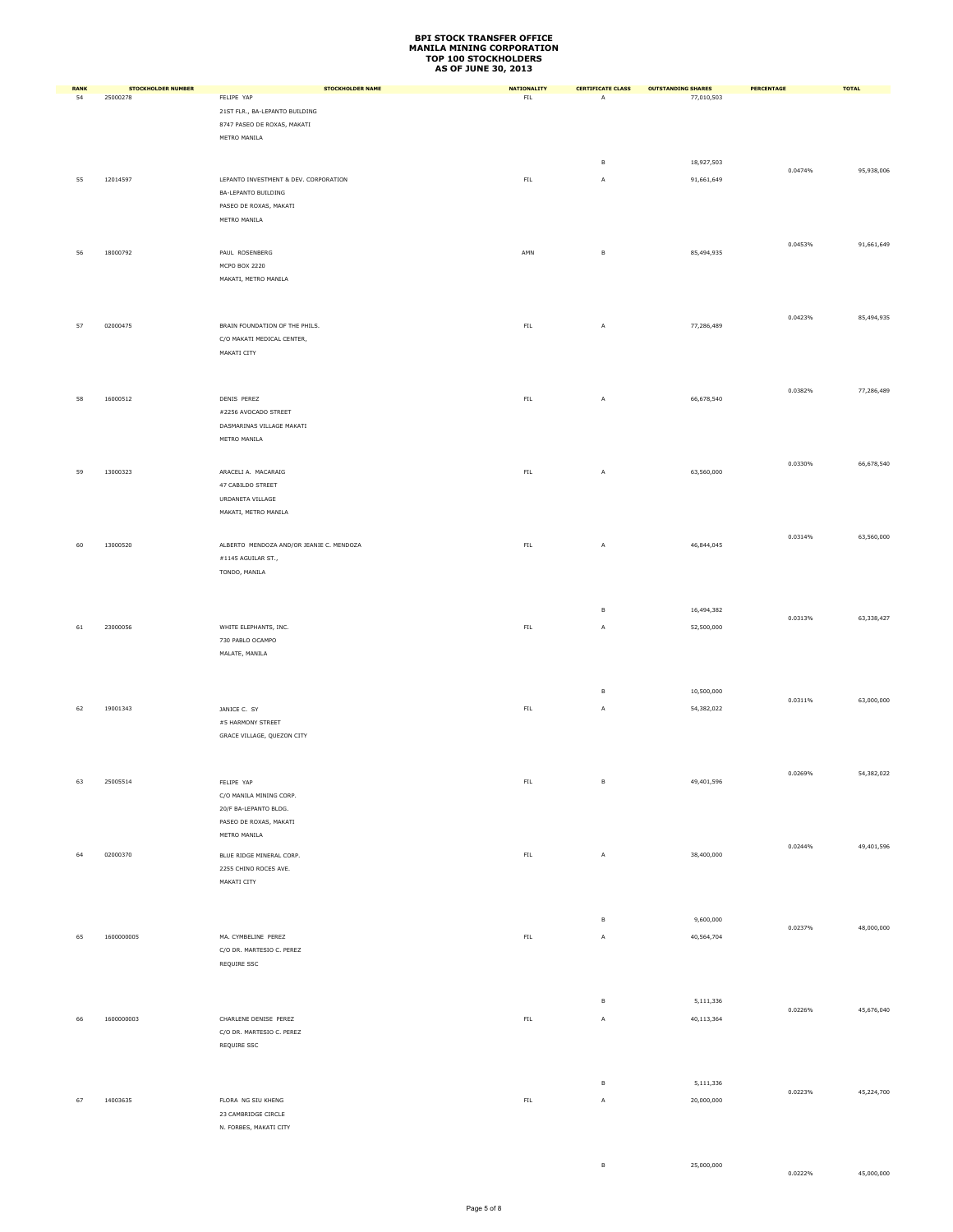# BPI STOCK TRANSFER OFFICE
# MANILA MINING CORPORATION
# TOP 100 STOCKHOLDERS
# AS OF JUNE 30, 2013

| RANK | STOCKHOLDER NUMBER | STOCKHOLDER NAME | NATIONALITY | CERTIFICATE CLASS | OUTSTANDING SHARES | PERCENTAGE | TOTAL |
|---|---|---|---|---|---|---|---|
| 54 | 25000278 | FELIPE YAP<br>21ST FLR., BA-LEPANTO BUILDING<br>8747 PASEO DE ROXAS, MAKATI<br>METRO MANILA | FIL | A | 77,010,503 | | |
| | | | | B | 18,927,503 | 0.0474% | 95,938,006 |
| 55 | 12014597 | LEPANTO INVESTMENT & DEV. CORPORATION<br>BA-LEPANTO BUILDING<br>PASEO DE ROXAS, MAKATI<br>METRO MANILA | FIL | A | 91,661,649 | 0.0453% | 91,661,649 |
| 56 | 18000792 | PAUL ROSENBERG<br>MCPO BOX 2220<br>MAKATI, METRO MANILA | AMN | B | 85,494,935 | 0.0423% | 85,494,935 |
| 57 | 02000475 | BRAIN FOUNDATION OF THE PHILS.<br>C/O MAKATI MEDICAL CENTER,<br>MAKATI CITY | FIL | A | 77,286,489 | 0.0382% | 77,286,489 |
| 58 | 16000512 | DENIS PEREZ<br>#2256 AVOCADO STREET<br>DASMARINAS VILLAGE MAKATI<br>METRO MANILA | FIL | A | 66,678,540 | 0.0330% | 66,678,540 |
| 59 | 13000323 | ARACELI A. MACARAIG<br>47 CABILDO STREET<br>URDANETA VILLAGE<br>MAKATI, METRO MANILA | FIL | A | 63,560,000 | 0.0314% | 63,560,000 |
| 60 | 13000520 | ALBERTO MENDOZA AND/OR JEANIE C. MENDOZA<br>#1145 AGUILAR ST.,<br>TONDO, MANILA | FIL | A | 46,844,045 | | |
| | | | | B | 16,494,382 | 0.0313% | 63,338,427 |
| 61 | 23000056 | WHITE ELEPHANTS, INC.<br>730 PABLO OCAMPO<br>MALATE, MANILA | FIL | A | 52,500,000 | | |
| | | | | B | 10,500,000 | 0.0311% | 63,000,000 |
| 62 | 19001343 | JANICE C. SY<br>#5 HARMONY STREET<br>GRACE VILLAGE, QUEZON CITY | FIL | A | 54,382,022 | 0.0269% | 54,382,022 |
| 63 | 25005514 | FELIPE YAP<br>C/O MANILA MINING CORP.<br>20/F BA-LEPANTO BLDG.<br>PASEO DE ROXAS, MAKATI<br>METRO MANILA | FIL | B | 49,401,596 | 0.0244% | 49,401,596 |
| 64 | 02000370 | BLUE RIDGE MINERAL CORP.<br>2255 CHINO ROCES AVE.<br>MAKATI CITY | FIL | A | 38,400,000 | | |
| | | | | B | 9,600,000 | 0.0237% | 48,000,000 |
| 65 | 1600000005 | MA. CYMBELINE PEREZ<br>C/O DR. MARTESIO C. PEREZ<br>REQUIRE SSC | FIL | A | 40,564,704 | | |
| | | | | B | 5,111,336 | 0.0226% | 45,676,040 |
| 66 | 1600000003 | CHARLENE DENISE PEREZ<br>C/O DR. MARTESIO C. PEREZ<br>REQUIRE SSC | FIL | A | 40,113,364 | | |
| | | | | B | 5,111,336 | 0.0223% | 45,224,700 |
| 67 | 14003635 | FLORA NG SIU KHENG<br>23 CAMBRIDGE CIRCLE<br>N. FORBES, MAKATI CITY | FIL | A | 20,000,000 | | |
| | | | | B | 25,000,000 | 0.0222% | 45,000,000 |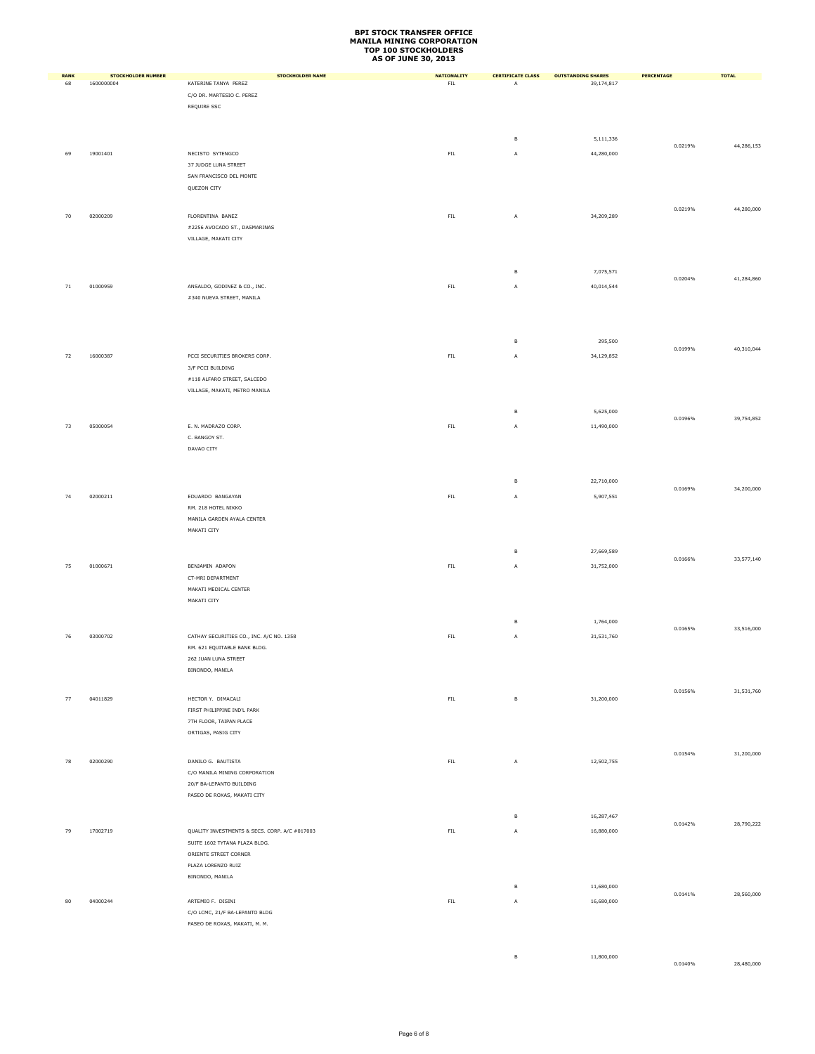# BPI STOCK TRANSFER OFFICE
# MANILA MINING CORPORATION
# TOP 100 STOCKHOLDERS
# AS OF JUNE 30, 2013

| RANK | STOCKHOLDER NUMBER | STOCKHOLDER NAME | NATIONALITY | CERTIFICATE CLASS | OUTSTANDING SHARES | PERCENTAGE | TOTAL |
|---|---|---|---|---|---|---|---|
| 68 | 1600000004 | KATERINE TANYA PEREZ<br>C/O DR. MARTESIO C. PEREZ<br>REQUIRE SSC | FIL | A | 39,174,817 | | |
| | | | | B | 5,111,336 | 0.0219% | 44,286,153 |
| 69 | 19001401 | NECISTO SYTENGCO<br>37 JUDGE LUNA STREET<br>SAN FRANCISCO DEL MONTE<br>QUEZON CITY | FIL | A | 44,280,000 | 0.0219% | 44,280,000 |
| 70 | 02000209 | FLORENTINA BANEZ<br>#2256 AVOCADO ST., DASMARINAS<br>VILLAGE, MAKATI CITY | FIL | A | 34,209,289 | | |
| | | | | B | 7,075,571 | 0.0204% | 41,284,860 |
| 71 | 01000959 | ANSALDO, GODINEZ & CO., INC.<br>#340 NUEVA STREET, MANILA | FIL | A | 40,014,544 | | |
| | | | | B | 295,500 | 0.0199% | 40,310,044 |
| 72 | 16000387 | PCCI SECURITIES BROKERS CORP.<br>3/F PCCI BUILDING<br>#118 ALFARO STREET, SALCEDO<br>VILLAGE, MAKATI, METRO MANILA | FIL | A | 34,129,852 | | |
| | | | | B | 5,625,000 | 0.0196% | 39,754,852 |
| 73 | 05000054 | E. N. MADRAZO CORP.<br>C. BANGOY ST.<br>DAVAO CITY | FIL | A | 11,490,000 | | |
| | | | | B | 22,710,000 | 0.0169% | 34,200,000 |
| 74 | 02000211 | EDUARDO BANGAYAN<br>RM. 218 HOTEL NIKKO<br>MANILA GARDEN AYALA CENTER<br>MAKATI CITY | FIL | A | 5,907,551 | | |
| | | | | B | 27,669,589 | 0.0166% | 33,577,140 |
| 75 | 01000671 | BENJAMIN ADAPON<br>CT-MRI DEPARTMENT<br>MAKATI MEDICAL CENTER<br>MAKATI CITY | FIL | A | 31,752,000 | | |
| | | | | B | 1,764,000 | 0.0165% | 33,516,000 |
| 76 | 03000702 | CATHAY SECURITIES CO., INC. A/C NO. 1358<br>RM. 621 EQUITABLE BANK BLDG.<br>262 JUAN LUNA STREET<br>BINONDO, MANILA | FIL | A | 31,531,760 | 0.0156% | 31,531,760 |
| 77 | 04011829 | HECTOR Y. DIMACALI<br>FIRST PHILIPPINE IND'L PARK<br>7TH FLOOR, TAIPAN PLACE<br>ORTIGAS, PASIG CITY | FIL | B | 31,200,000 | 0.0154% | 31,200,000 |
| 78 | 02000290 | DANILO G. BAUTISTA<br>C/O MANILA MINING CORPORATION<br>20/F BA-LEPANTO BUILDING<br>PASEO DE ROXAS, MAKATI CITY | FIL | A | 12,502,755 | | |
| | | | | B | 16,287,467 | 0.0142% | 28,790,222 |
| 79 | 17002719 | QUALITY INVESTMENTS & SECS. CORP. A/C #017003<br>SUITE 1602 TYTANA PLAZA BLDG.<br>ORIENTE STREET CORNER<br>PLAZA LORENZO RUIZ<br>BINONDO, MANILA | FIL | A | 16,880,000 | | |
| | | | | B | 11,680,000 | 0.0141% | 28,560,000 |
| 80 | 04000244 | ARTEMIO F. DISINI<br>C/O LCMC, 21/F BA-LEPANTO BLDG<br>PASEO DE ROXAS, MAKATI, M. M. | FIL | A | 16,680,000 | | |
| | | | | B | 11,800,000 | 0.0140% | 28,480,000 |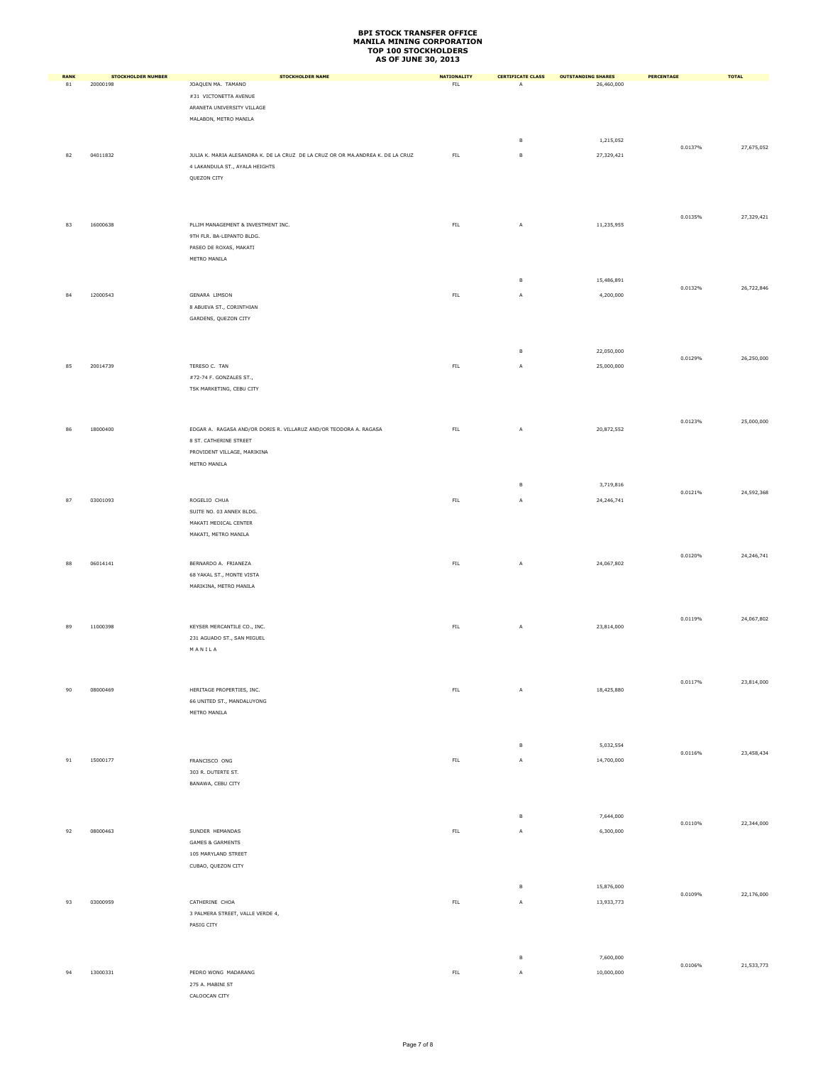# BPI STOCK TRANSFER OFFICE
# MANILA MINING CORPORATION
# TOP 100 STOCKHOLDERS
# AS OF JUNE 30, 2013

| RANK | STOCKHOLDER NUMBER | STOCKHOLDER NAME | NATIONALITY | CERTIFICATE CLASS | OUTSTANDING SHARES | PERCENTAGE | TOTAL |
|---|---|---|---|---|---|---|---|
| 81 | 20000198 | JOAQUIN MA. TAMANO<br>#31 VICTONETTA AVENUE<br>ARANETA UNIVERSITY VILLAGE<br>MALABON, METRO MANILA | FIL | A | 26,460,000 | | |
| | | | | B | 1,215,052 | 0.0137% | 27,675,052 |
| 82 | 04011832 | JULIA K. MARIA ALESANDRA K. DE LA CRUZ DE LA CRUZ OR OR MA.ANDREA K. DE LA CRUZ<br>4 LAKANDULA ST., AYALA HEIGHTS<br>QUEZON CITY | FIL | B | 27,329,421 | 0.0135% | 27,329,421 |
| 83 | 16000638 | PLLIM MANAGEMENT & INVESTMENT INC.<br>9TH FLR. BA-LEPANTO BLDG.<br>PASEO DE ROXAS, MAKATI<br>METRO MANILA | FIL | A | 11,235,955 | | |
| | | | | B | 15,486,891 | 0.0132% | 26,722,846 |
| 84 | 12000543 | GENARA LIMSON<br>8 ABUEVA ST., CORINTHIAN<br>GARDENS, QUEZON CITY | FIL | A | 4,200,000 | | |
| | | | | B | 22,050,000 | 0.0129% | 26,250,000 |
| 85 | 20014739 | TERESO C. TAN<br>#72-74 F. GONZALES ST.,<br>TSK MARKETING, CEBU CITY | FIL | A | 25,000,000 | 0.0123% | 25,000,000 |
| 86 | 18000400 | EDGAR A. RAGASA AND/OR DORIS R. VILLARUZ AND/OR TEODORA A. RAGASA<br>8 ST. CATHERINE STREET<br>PROVIDENT VILLAGE, MARIKINA<br>METRO MANILA | FIL | A | 20,872,552 | | |
| | | | | B | 3,719,816 | 0.0121% | 24,592,368 |
| 87 | 03001093 | ROGELIO CHUA<br>SUITE NO. 03 ANNEX BLDG.<br>MAKATI MEDICAL CENTER<br>MAKATI, METRO MANILA | FIL | A | 24,246,741 | 0.0120% | 24,246,741 |
| 88 | 06014141 | BERNARDO A. FRIANEZA<br>68 YAKAL ST., MONTE VISTA<br>MARIKINA, METRO MANILA | FIL | A | 24,067,802 | 0.0119% | 24,067,802 |
| 89 | 11000398 | KEYSER MERCANTILE CO., INC.<br>231 AGUADO ST., SAN MIGUEL<br>M A N I L A | FIL | A | 23,814,000 | 0.0117% | 23,814,000 |
| 90 | 08000469 | HERITAGE PROPERTIES, INC.<br>66 UNITED ST., MANDALUYONG<br>METRO MANILA | FIL | A | 18,425,880 | | |
| | | | | B | 5,032,554 | 0.0116% | 23,458,434 |
| 91 | 15000177 | FRANCISCO ONG<br>303 R. DUTERTE ST.<br>BANAWA, CEBU CITY | FIL | A | 14,700,000 | | |
| | | | | B | 7,644,000 | 0.0110% | 22,344,000 |
| 92 | 08000463 | SUNDER HEMANDAS<br>GAMES & GARMENTS<br>105 MARYLAND STREET<br>CUBAO, QUEZON CITY | FIL | A | 6,300,000 | | |
| | | | | B | 15,876,000 | 0.0109% | 22,176,000 |
| 93 | 03000959 | CATHERINE CHOA<br>3 PALMERA STREET, VALLE VERDE 4,<br>PASIG CITY | FIL | A | 13,933,773 | | |
| | | | | B | 7,600,000 | 0.0106% | 21,533,773 |
| 94 | 13000331 | PEDRO WONG MADARANG<br>275 A. MABINI ST<br>CALOOCAN CITY | FIL | A | 10,000,000 | | |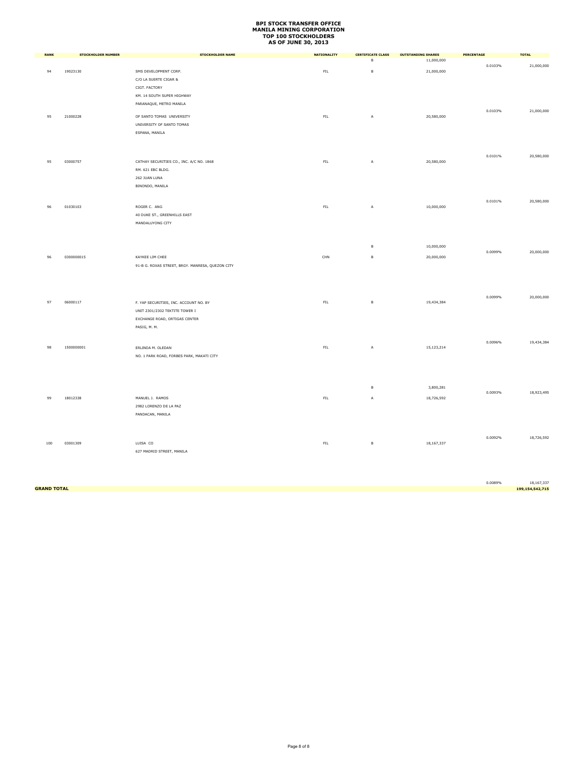# BPI STOCK TRANSFER OFFICE
# MANILA MINING CORPORATION
# TOP 100 STOCKHOLDERS
# AS OF JUNE 30, 2013

| RANK | STOCKHOLDER NUMBER | STOCKHOLDER NAME | NATIONALITY | CERTIFICATE CLASS | OUTSTANDING SHARES | PERCENTAGE | TOTAL |
|---|---|---|---|---|---|---|---|
| | | | | B | 11,000,000 | | |
| | | | | | | 0.0103% | 21,000,000 |
| 94 | 19023130 | SMS DEVELOPMENT CORP.<br>C/O LA SUERTE CIGAR &<br>CIGT. FACTORY<br>KM. 14 SOUTH SUPER HIGHWAY<br>PARANAQUE, METRO MANILA | FIL | B | 21,000,000 | | |
| | | | | | | 0.0103% | 21,000,000 |
| 95 | 21000228 | OF SANTO TOMAS UNIVERSITY<br>UNIVERSITY OF SANTO TOMAS<br>ESPANA, MANILA | FIL | A | 20,580,000 | | |
| | | | | | | 0.0101% | 20,580,000 |
| 95 | 03000757 | CATHAY SECURITIES CO., INC. A/C NO. 1868<br>RM. 621 EBC BLDG.<br>262 JUAN LUNA<br>BINONDO, MANILA | FIL | A | 20,580,000 | | |
| | | | | | | 0.0101% | 20,580,000 |
| 96 | 01030103 | ROGER C. ANG<br>40 DUKE ST., GREENHILLS EAST<br>MANDALUYONG CITY | FIL | A | 10,000,000 | | |
| | | | | B | 10,000,000 | | |
| | | | | | | 0.0099% | 20,000,000 |
| 96 | 0300000015 | KAYKEE LIM CHEE<br>91-B G. ROXAS STREET, BRGY. MANRESA, QUEZON CITY | CHN | B | 20,000,000 | | |
| | | | | | | 0.0099% | 20,000,000 |
| 97 | 06000117 | F. YAP SECURITIES, INC. ACCOUNT NO. BY<br>UNIT 2301/2302 TEKTITE TOWER I<br>EXCHANGE ROAD, ORTIGAS CENTER<br>PASIG, M. M. | FIL | B | 19,434,384 | | |
| | | | | | | 0.0096% | 19,434,384 |
| 98 | 1500000001 | ERLINDA M. OLEDAN<br>NO. 1 PARK ROAD, FORBES PARK, MAKATI CITY | FIL | A | 15,123,214 | | |
| | | | | B | 3,800,281 | | |
| | | | | | | 0.0093% | 18,923,495 |
| 99 | 18012338 | MANUEL J. RAMOS<br>2982 LORENZO DE LA PAZ<br>PANDACAN, MANILA | FIL | A | 18,726,592 | | |
| | | | | | | 0.0092% | 18,726,592 |
| 100 | 03001309 | LUISA CO<br>627 MADRID STREET, MANILA | FIL | B | 18,167,337 | | |
| | | | | | | 0.0089% | 18,167,337 |
| **GRAND TOTAL** | | | | | | | **199,154,542,715** |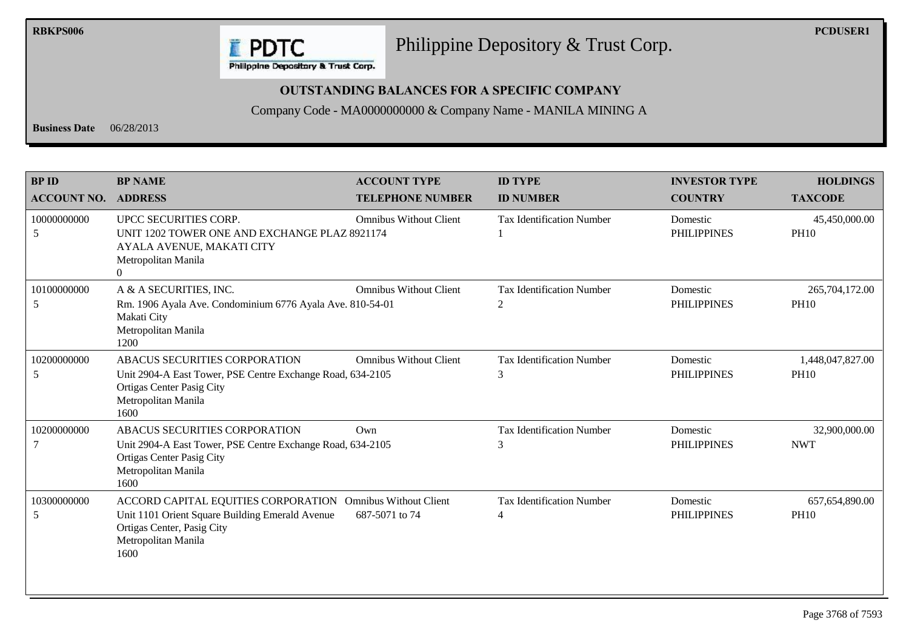# Philippine Depository & Trust Corp.

**OUTSTANDING BALANCES FOR A SPECIFIC COMPANY**

Company Code - MA0000000000 & Company Name - MANILA MINING A

**Business Date** 06/28/2013

| BP ID / ACCOUNT NO. | BP NAME / ADDRESS | ACCOUNT TYPE / TELEPHONE NUMBER | ID TYPE / ID NUMBER | INVESTOR TYPE / COUNTRY | HOLDINGS / TAXCODE |
|---|---|---|---|---|---|
| 10000000000 5 | UPCC SECURITIES CORP. UNIT 1202 TOWER ONE AND EXCHANGE PLAZ AYALA AVENUE, MAKATI CITY Metropolitan Manila 0 | Omnibus Without Client 8921174 | Tax Identification Number 1 | Domestic PHILIPPINES | 45,450,000.00 PH10 |
| 10100000000 5 | A & A SECURITIES, INC. Rm. 1906 Ayala Ave. Condominium 6776 Ayala Ave. Makati City Metropolitan Manila 1200 | Omnibus Without Client 810-54-01 | Tax Identification Number 2 | Domestic PHILIPPINES | 265,704,172.00 PH10 |
| 10200000000 5 | ABACUS SECURITIES CORPORATION Unit 2904-A East Tower, PSE Centre Exchange Road, Ortigas Center Pasig City Metropolitan Manila 1600 | Omnibus Without Client 634-2105 | Tax Identification Number 3 | Domestic PHILIPPINES | 1,448,047,827.00 PH10 |
| 10200000000 7 | ABACUS SECURITIES CORPORATION Unit 2904-A East Tower, PSE Centre Exchange Road, Ortigas Center Pasig City Metropolitan Manila 1600 | Own 634-2105 | Tax Identification Number 3 | Domestic PHILIPPINES | 32,900,000.00 NWT |
| 10300000000 5 | ACCORD CAPITAL EQUITIES CORPORATION Unit 1101 Orient Square Building Emerald Avenue Ortigas Center, Pasig City Metropolitan Manila 1600 | Omnibus Without Client 687-5071 to 74 | Tax Identification Number 4 | Domestic PHILIPPINES | 657,654,890.00 PH10 |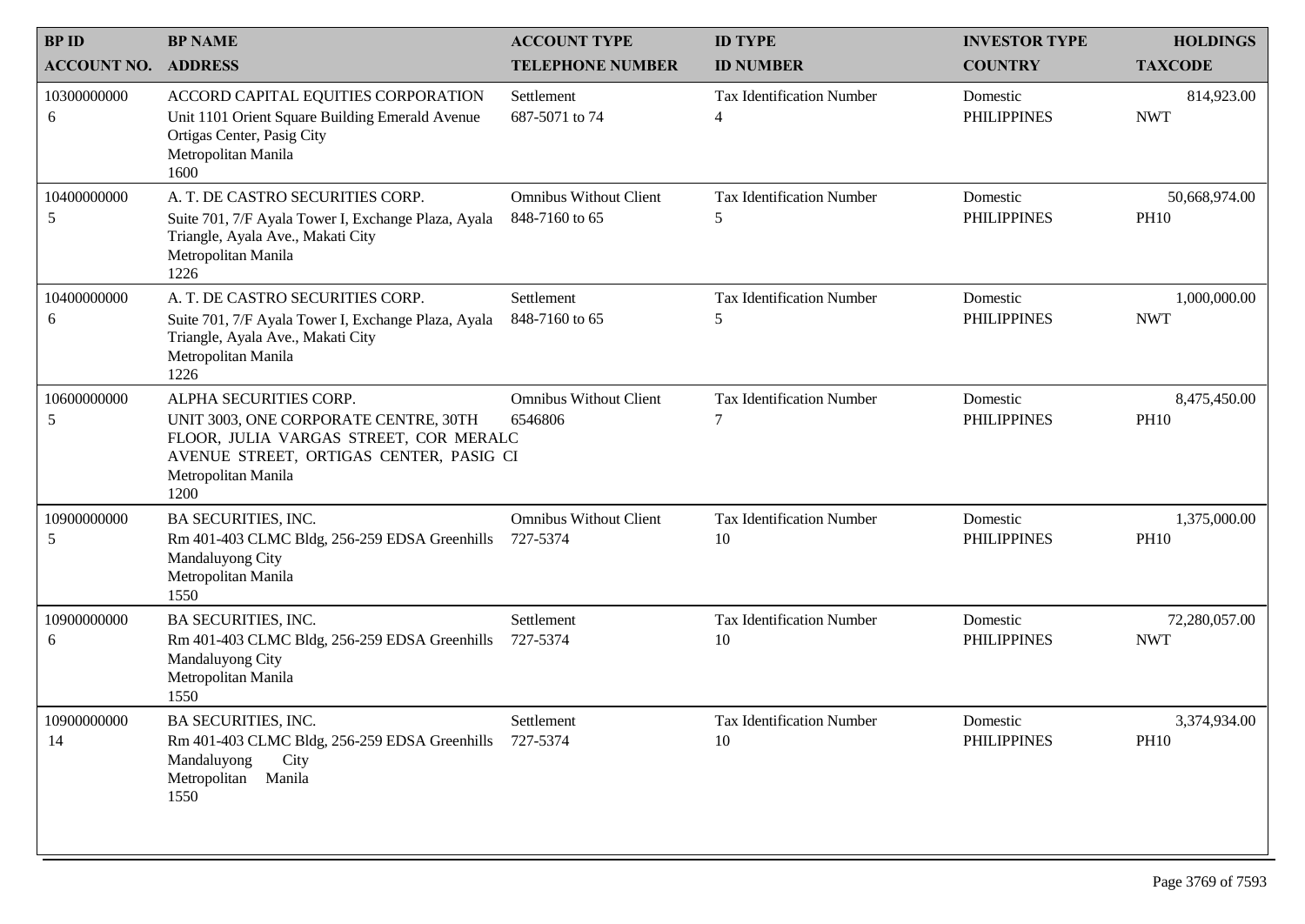| BP ID<br>ACCOUNT NO. | BP NAME<br>ADDRESS | ACCOUNT TYPE<br>TELEPHONE NUMBER | ID TYPE<br>ID NUMBER | INVESTOR TYPE<br>COUNTRY | HOLDINGS<br>TAXCODE |
|---|---|---|---|---|---|
| 10300000000<br>6 | ACCORD CAPITAL EQUITIES CORPORATION<br>Unit 1101 Orient Square Building Emerald Avenue Ortigas Center, Pasig City<br>Metropolitan Manila<br>1600 | Settlement<br>687-5071 to 74 | Tax Identification Number<br>4 | Domestic<br>PHILIPPINES | 814,923.00<br>NWT |
| 10400000000<br>5 | A. T. DE CASTRO SECURITIES CORP.<br>Suite 701, 7/F Ayala Tower I, Exchange Plaza, Ayala Triangle, Ayala Ave., Makati City<br>Metropolitan Manila<br>1226 | Omnibus Without Client<br>848-7160 to 65 | Tax Identification Number<br>5 | Domestic<br>PHILIPPINES | 50,668,974.00<br>PH10 |
| 10400000000<br>6 | A. T. DE CASTRO SECURITIES CORP.<br>Suite 701, 7/F Ayala Tower I, Exchange Plaza, Ayala Triangle, Ayala Ave., Makati City<br>Metropolitan Manila<br>1226 | Settlement<br>848-7160 to 65 | Tax Identification Number<br>5 | Domestic<br>PHILIPPINES | 1,000,000.00<br>NWT |
| 10600000000<br>5 | ALPHA SECURITIES CORP.<br>UNIT 3003, ONE CORPORATE CENTRE, 30TH FLOOR, JULIA VARGAS STREET, COR MERALC AVENUE STREET, ORTIGAS CENTER, PASIG CI<br>Metropolitan Manila<br>1200 | Omnibus Without Client<br>6546806 | Tax Identification Number<br>7 | Domestic<br>PHILIPPINES | 8,475,450.00<br>PH10 |
| 10900000000<br>5 | BA SECURITIES, INC.<br>Rm 401-403 CLMC Bldg, 256-259 EDSA Greenhills Mandaluyong City<br>Metropolitan Manila<br>1550 | Omnibus Without Client<br>727-5374 | Tax Identification Number<br>10 | Domestic<br>PHILIPPINES | 1,375,000.00<br>PH10 |
| 10900000000<br>6 | BA SECURITIES, INC.<br>Rm 401-403 CLMC Bldg, 256-259 EDSA Greenhills Mandaluyong City<br>Metropolitan Manila<br>1550 | Settlement<br>727-5374 | Tax Identification Number<br>10 | Domestic<br>PHILIPPINES | 72,280,057.00<br>NWT |
| 10900000000<br>14 | BA SECURITIES, INC.<br>Rm 401-403 CLMC Bldg, 256-259 EDSA Greenhills Mandaluyong City<br>Metropolitan Manila<br>1550 | Settlement<br>727-5374 | Tax Identification Number<br>10 | Domestic<br>PHILIPPINES | 3,374,934.00<br>PH10 |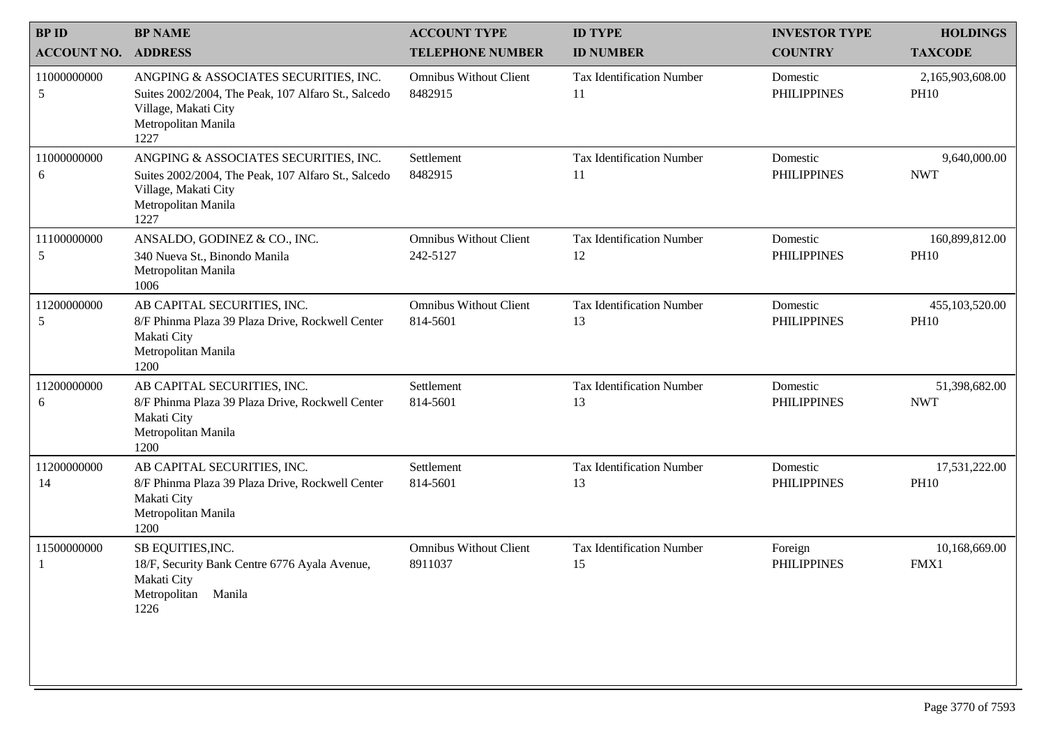| BP ID<br>ACCOUNT NO. | BP NAME<br>ADDRESS | ACCOUNT TYPE<br>TELEPHONE NUMBER | ID TYPE<br>ID NUMBER | INVESTOR TYPE<br>COUNTRY | HOLDINGS<br>TAXCODE |
|---|---|---|---|---|---|
| 11000000000<br>5 | ANGPING & ASSOCIATES SECURITIES, INC.<br>Suites 2002/2004, The Peak, 107 Alfaro St., Salcedo Village, Makati City<br>Metropolitan Manila<br>1227 | Omnibus Without Client<br>8482915 | Tax Identification Number<br>11 | Domestic<br>PHILIPPINES | 2,165,903,608.00<br>PH10 |
| 11000000000<br>6 | ANGPING & ASSOCIATES SECURITIES, INC.<br>Suites 2002/2004, The Peak, 107 Alfaro St., Salcedo Village, Makati City<br>Metropolitan Manila<br>1227 | Settlement<br>8482915 | Tax Identification Number<br>11 | Domestic<br>PHILIPPINES | 9,640,000.00<br>NWT |
| 11100000000<br>5 | ANSALDO, GODINEZ & CO., INC.<br>340 Nueva St., Binondo Manila<br>Metropolitan Manila<br>1006 | Omnibus Without Client<br>242-5127 | Tax Identification Number<br>12 | Domestic<br>PHILIPPINES | 160,899,812.00<br>PH10 |
| 11200000000<br>5 | AB CAPITAL SECURITIES, INC.<br>8/F Phinma Plaza 39 Plaza Drive, Rockwell Center Makati City<br>Metropolitan Manila<br>1200 | Omnibus Without Client<br>814-5601 | Tax Identification Number<br>13 | Domestic<br>PHILIPPINES | 455,103,520.00<br>PH10 |
| 11200000000<br>6 | AB CAPITAL SECURITIES, INC.<br>8/F Phinma Plaza 39 Plaza Drive, Rockwell Center Makati City<br>Metropolitan Manila<br>1200 | Settlement<br>814-5601 | Tax Identification Number<br>13 | Domestic<br>PHILIPPINES | 51,398,682.00<br>NWT |
| 11200000000<br>14 | AB CAPITAL SECURITIES, INC.<br>8/F Phinma Plaza 39 Plaza Drive, Rockwell Center Makati City<br>Metropolitan Manila<br>1200 | Settlement<br>814-5601 | Tax Identification Number<br>13 | Domestic<br>PHILIPPINES | 17,531,222.00<br>PH10 |
| 11500000000<br>1 | SB EQUITIES,INC.<br>18/F, Security Bank Centre 6776 Ayala Avenue, Makati City<br>Metropolitan Manila<br>1226 | Omnibus Without Client<br>8911037 | Tax Identification Number<br>15 | Foreign<br>PHILIPPINES | 10,168,669.00<br>FMX1 |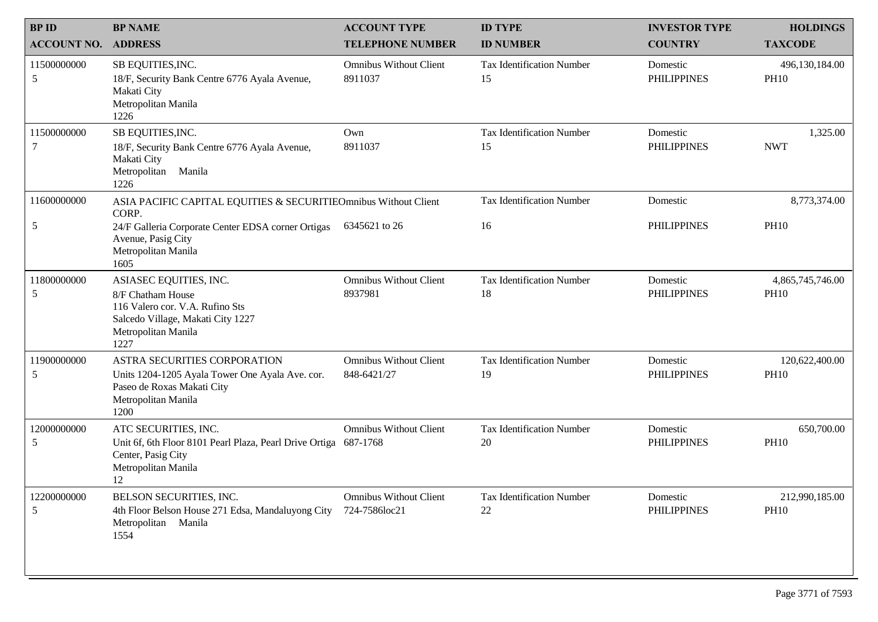| BP ID<br>ACCOUNT NO. | BP NAME<br>ADDRESS | ACCOUNT TYPE<br>TELEPHONE NUMBER | ID TYPE<br>ID NUMBER | INVESTOR TYPE<br>COUNTRY | HOLDINGS<br>TAXCODE |
|---|---|---|---|---|---|
| 11500000000<br>5 | SB EQUITIES,INC.<br>18/F, Security Bank Centre 6776 Ayala Avenue, Makati City<br>Metropolitan Manila<br>1226 | Omnibus Without Client<br>8911037 | Tax Identification Number<br>15 | Domestic<br>PHILIPPINES | 496,130,184.00<br>PH10 |
| 11500000000<br>7 | SB EQUITIES,INC.<br>18/F, Security Bank Centre 6776 Ayala Avenue, Makati City<br>Metropolitan Manila<br>1226 | Own<br>8911037 | Tax Identification Number<br>15 | Domestic<br>PHILIPPINES | 1,325.00<br>NWT |
| 11600000000<br>5 | ASIA PACIFIC CAPITAL EQUITIES & SECURITIES CORP.<br>24/F Galleria Corporate Center EDSA corner Ortigas Avenue, Pasig City<br>Metropolitan Manila<br>1605 | Omnibus Without Client<br>6345621 to 26 | Tax Identification Number<br>16 | Domestic<br>PHILIPPINES | 8,773,374.00<br>PH10 |
| 11800000000<br>5 | ASIASEC EQUITIES, INC.<br>8/F Chatham House<br>116 Valero cor. V.A. Rufino Sts<br>Salcedo Village, Makati City 1227<br>Metropolitan Manila<br>1227 | Omnibus Without Client<br>8937981 | Tax Identification Number<br>18 | Domestic<br>PHILIPPINES | 4,865,745,746.00<br>PH10 |
| 11900000000<br>5 | ASTRA SECURITIES CORPORATION<br>Units 1204-1205 Ayala Tower One Ayala Ave. cor. Paseo de Roxas Makati City<br>Metropolitan Manila<br>1200 | Omnibus Without Client<br>848-6421/27 | Tax Identification Number<br>19 | Domestic<br>PHILIPPINES | 120,622,400.00<br>PH10 |
| 12000000000<br>5 | ATC SECURITIES, INC.<br>Unit 6f, 6th Floor 8101 Pearl Plaza, Pearl Drive Ortiga Center, Pasig City<br>Metropolitan Manila<br>12 | Omnibus Without Client<br>687-1768 | Tax Identification Number<br>20 | Domestic<br>PHILIPPINES | 650,700.00<br>PH10 |
| 12200000000<br>5 | BELSON SECURITIES, INC.<br>4th Floor Belson House 271 Edsa, Mandaluyong City<br>Metropolitan Manila<br>1554 | Omnibus Without Client<br>724-7586loc21 | Tax Identification Number<br>22 | Domestic<br>PHILIPPINES | 212,990,185.00<br>PH10 |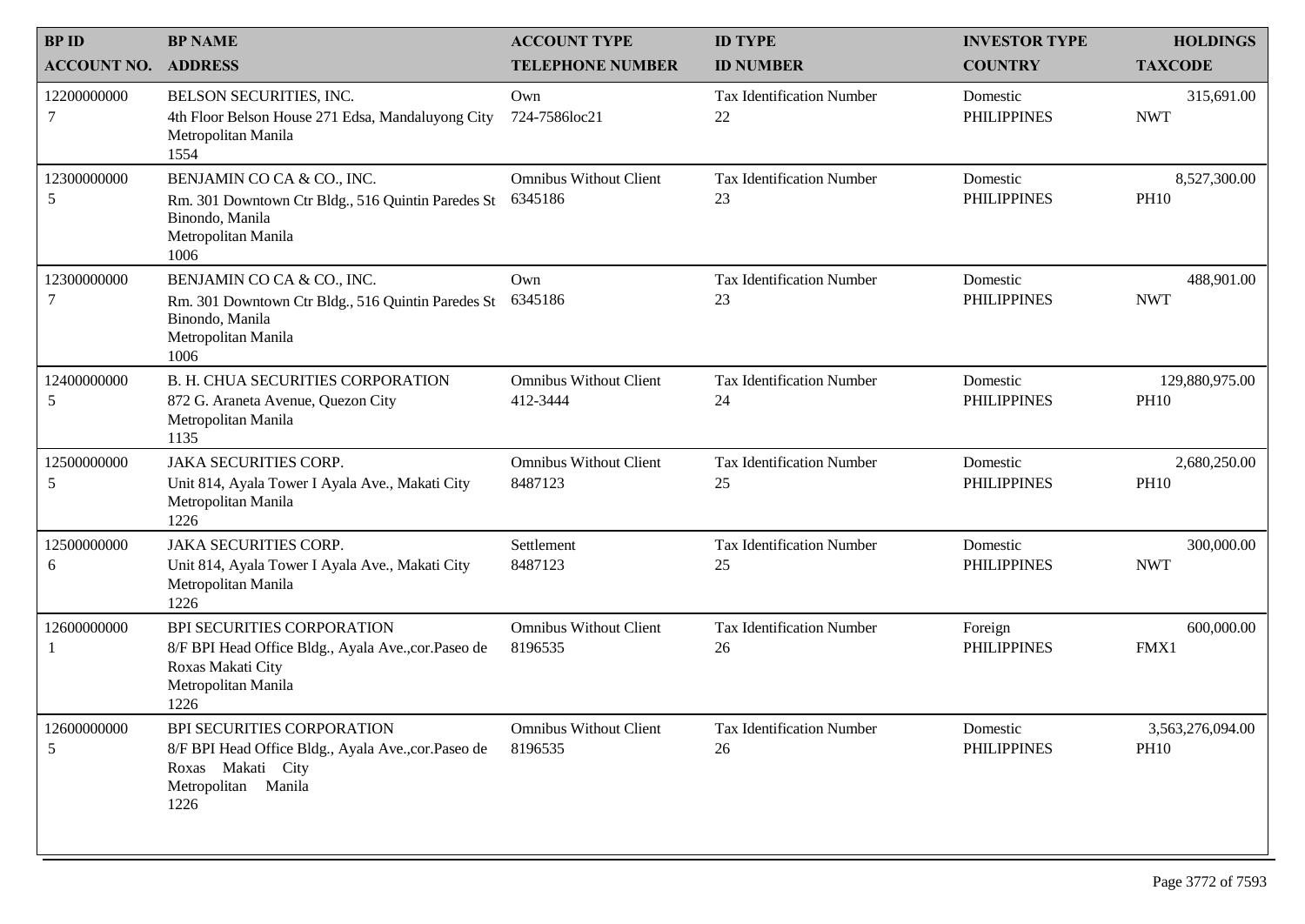| BP ID<br>ACCOUNT NO. | BP NAME<br>ADDRESS | ACCOUNT TYPE<br>TELEPHONE NUMBER | ID TYPE<br>ID NUMBER | INVESTOR TYPE<br>COUNTRY | HOLDINGS<br>TAXCODE |
|---|---|---|---|---|---|
| 12200000000<br>7 | BELSON SECURITIES, INC.<br>4th Floor Belson House 271 Edsa, Mandaluyong City<br>Metropolitan Manila<br>1554 | Own<br>724-7586loc21 | Tax Identification Number<br>22 | Domestic<br>PHILIPPINES | 315,691.00<br>NWT |
| 12300000000<br>5 | BENJAMIN CO CA & CO., INC.<br>Rm. 301 Downtown Ctr Bldg., 516 Quintin Paredes St<br>Binondo, Manila<br>Metropolitan Manila<br>1006 | Omnibus Without Client<br>6345186 | Tax Identification Number<br>23 | Domestic<br>PHILIPPINES | 8,527,300.00<br>PH10 |
| 12300000000<br>7 | BENJAMIN CO CA & CO., INC.<br>Rm. 301 Downtown Ctr Bldg., 516 Quintin Paredes St<br>Binondo, Manila<br>Metropolitan Manila<br>1006 | Own<br>6345186 | Tax Identification Number<br>23 | Domestic<br>PHILIPPINES | 488,901.00<br>NWT |
| 12400000000<br>5 | B. H. CHUA SECURITIES CORPORATION<br>872 G. Araneta Avenue, Quezon City<br>Metropolitan Manila<br>1135 | Omnibus Without Client<br>412-3444 | Tax Identification Number<br>24 | Domestic<br>PHILIPPINES | 129,880,975.00<br>PH10 |
| 12500000000<br>5 | JAKA SECURITIES CORP.<br>Unit 814, Ayala Tower I Ayala Ave., Makati City<br>Metropolitan Manila<br>1226 | Omnibus Without Client<br>8487123 | Tax Identification Number<br>25 | Domestic<br>PHILIPPINES | 2,680,250.00<br>PH10 |
| 12500000000<br>6 | JAKA SECURITIES CORP.<br>Unit 814, Ayala Tower I Ayala Ave., Makati City<br>Metropolitan Manila<br>1226 | Settlement<br>8487123 | Tax Identification Number<br>25 | Domestic<br>PHILIPPINES | 300,000.00<br>NWT |
| 12600000000<br>1 | BPI SECURITIES CORPORATION<br>8/F BPI Head Office Bldg., Ayala Ave.,cor.Paseo de<br>Roxas Makati City<br>Metropolitan Manila<br>1226 | Omnibus Without Client<br>8196535 | Tax Identification Number<br>26 | Foreign<br>PHILIPPINES | 600,000.00<br>FMX1 |
| 12600000000<br>5 | BPI SECURITIES CORPORATION<br>8/F BPI Head Office Bldg., Ayala Ave.,cor.Paseo de<br>Roxas Makati City<br>Metropolitan Manila<br>1226 | Omnibus Without Client<br>8196535 | Tax Identification Number<br>26 | Domestic<br>PHILIPPINES | 3,563,276,094.00<br>PH10 |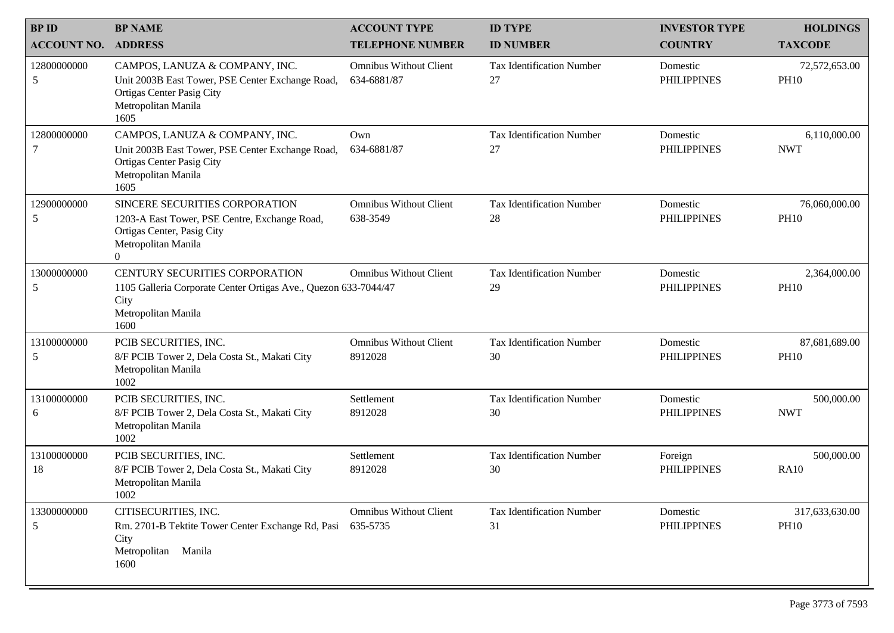| BP ID<br>ACCOUNT NO. | BP NAME<br>ADDRESS | ACCOUNT TYPE<br>TELEPHONE NUMBER | ID TYPE<br>ID NUMBER | INVESTOR TYPE<br>COUNTRY | HOLDINGS<br>TAXCODE |
|---|---|---|---|---|---|
| 12800000000<br>5 | CAMPOS, LANUZA & COMPANY, INC.<br>Unit 2003B East Tower, PSE Center Exchange Road, Ortigas Center Pasig City<br>Metropolitan Manila<br>1605 | Omnibus Without Client<br>634-6881/87 | Tax Identification Number<br>27 | Domestic<br>PHILIPPINES | 72,572,653.00<br>PH10 |
| 12800000000<br>7 | CAMPOS, LANUZA & COMPANY, INC.<br>Unit 2003B East Tower, PSE Center Exchange Road, Ortigas Center Pasig City<br>Metropolitan Manila<br>1605 | Own<br>634-6881/87 | Tax Identification Number<br>27 | Domestic<br>PHILIPPINES | 6,110,000.00<br>NWT |
| 12900000000<br>5 | SINCERE SECURITIES CORPORATION<br>1203-A East Tower, PSE Centre, Exchange Road, Ortigas Center, Pasig City<br>Metropolitan Manila<br>0 | Omnibus Without Client<br>638-3549 | Tax Identification Number<br>28 | Domestic<br>PHILIPPINES | 76,060,000.00<br>PH10 |
| 13000000000<br>5 | CENTURY SECURITIES CORPORATION<br>1105 Galleria Corporate Center Ortigas Ave., Quezon City<br>Metropolitan Manila<br>1600 | Omnibus Without Client<br>633-7044/47 | Tax Identification Number<br>29 | Domestic<br>PHILIPPINES | 2,364,000.00<br>PH10 |
| 13100000000<br>5 | PCIB SECURITIES, INC.<br>8/F PCIB Tower 2, Dela Costa St., Makati City<br>Metropolitan Manila<br>1002 | Omnibus Without Client<br>8912028 | Tax Identification Number<br>30 | Domestic<br>PHILIPPINES | 87,681,689.00<br>PH10 |
| 13100000000<br>6 | PCIB SECURITIES, INC.<br>8/F PCIB Tower 2, Dela Costa St., Makati City<br>Metropolitan Manila<br>1002 | Settlement<br>8912028 | Tax Identification Number<br>30 | Domestic<br>PHILIPPINES | 500,000.00<br>NWT |
| 13100000000<br>18 | PCIB SECURITIES, INC.<br>8/F PCIB Tower 2, Dela Costa St., Makati City<br>Metropolitan Manila<br>1002 | Settlement<br>8912028 | Tax Identification Number<br>30 | Foreign<br>PHILIPPINES | 500,000.00<br>RA10 |
| 13300000000<br>5 | CITISECURITIES, INC.<br>Rm. 2701-B Tektite Tower Center Exchange Rd, Pasi City<br>Metropolitan Manila<br>1600 | Omnibus Without Client<br>635-5735 | Tax Identification Number<br>31 | Domestic<br>PHILIPPINES | 317,633,630.00<br>PH10 |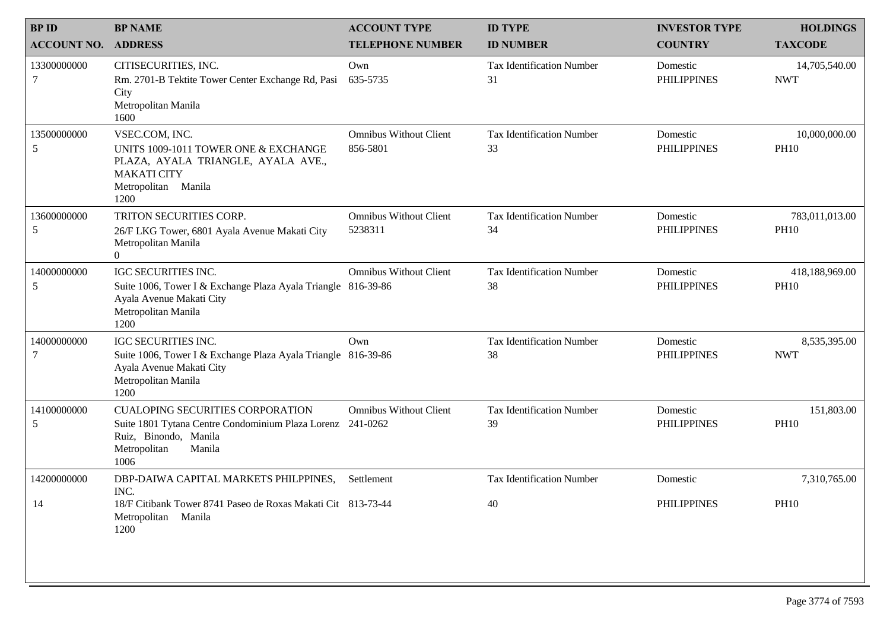| BP ID<br>ACCOUNT NO. | BP NAME<br>ADDRESS | ACCOUNT TYPE<br>TELEPHONE NUMBER | ID TYPE<br>ID NUMBER | INVESTOR TYPE<br>COUNTRY | HOLDINGS<br>TAXCODE |
|---|---|---|---|---|---|
| 13300000000<br>7 | CITISECURITIES, INC.<br>Rm. 2701-B Tektite Tower Center Exchange Rd, Pasi City<br>Metropolitan Manila<br>1600 | Own<br>635-5735 | Tax Identification Number<br>31 | Domestic<br>PHILIPPINES | 14,705,540.00<br>NWT |
| 13500000000<br>5 | VSEC.COM, INC.<br>UNITS 1009-1011 TOWER ONE & EXCHANGE PLAZA, AYALA TRIANGLE, AYALA AVE., MAKATI CITY<br>Metropolitan Manila<br>1200 | Omnibus Without Client<br>856-5801 | Tax Identification Number<br>33 | Domestic<br>PHILIPPINES | 10,000,000.00<br>PH10 |
| 13600000000<br>5 | TRITON SECURITIES CORP.<br>26/F LKG Tower, 6801 Ayala Avenue Makati City<br>Metropolitan Manila<br>0 | Omnibus Without Client<br>5238311 | Tax Identification Number<br>34 | Domestic<br>PHILIPPINES | 783,011,013.00<br>PH10 |
| 14000000000<br>5 | IGC SECURITIES INC.<br>Suite 1006, Tower I & Exchange Plaza Ayala Triangle Ayala Avenue Makati City<br>Metropolitan Manila<br>1200 | Omnibus Without Client<br>816-39-86 | Tax Identification Number<br>38 | Domestic<br>PHILIPPINES | 418,188,969.00<br>PH10 |
| 14000000000<br>7 | IGC SECURITIES INC.<br>Suite 1006, Tower I & Exchange Plaza Ayala Triangle Ayala Avenue Makati City<br>Metropolitan Manila<br>1200 | Own<br>816-39-86 | Tax Identification Number<br>38 | Domestic<br>PHILIPPINES | 8,535,395.00<br>NWT |
| 14100000000<br>5 | CUALOPING SECURITIES CORPORATION<br>Suite 1801 Tytana Centre Condominium Plaza Lorenz Ruiz, Binondo, Manila<br>Metropolitan Manila<br>1006 | Omnibus Without Client<br>241-0262 | Tax Identification Number<br>39 | Domestic<br>PHILIPPINES | 151,803.00<br>PH10 |
| 14200000000<br>14 | DBP-DAIWA CAPITAL MARKETS PHILPPINES, INC.<br>18/F Citibank Tower 8741 Paseo de Roxas Makati Cit<br>Metropolitan Manila<br>1200 | Settlement<br>813-73-44 | Tax Identification Number<br>40 | Domestic<br>PHILIPPINES | 7,310,765.00<br>PH10 |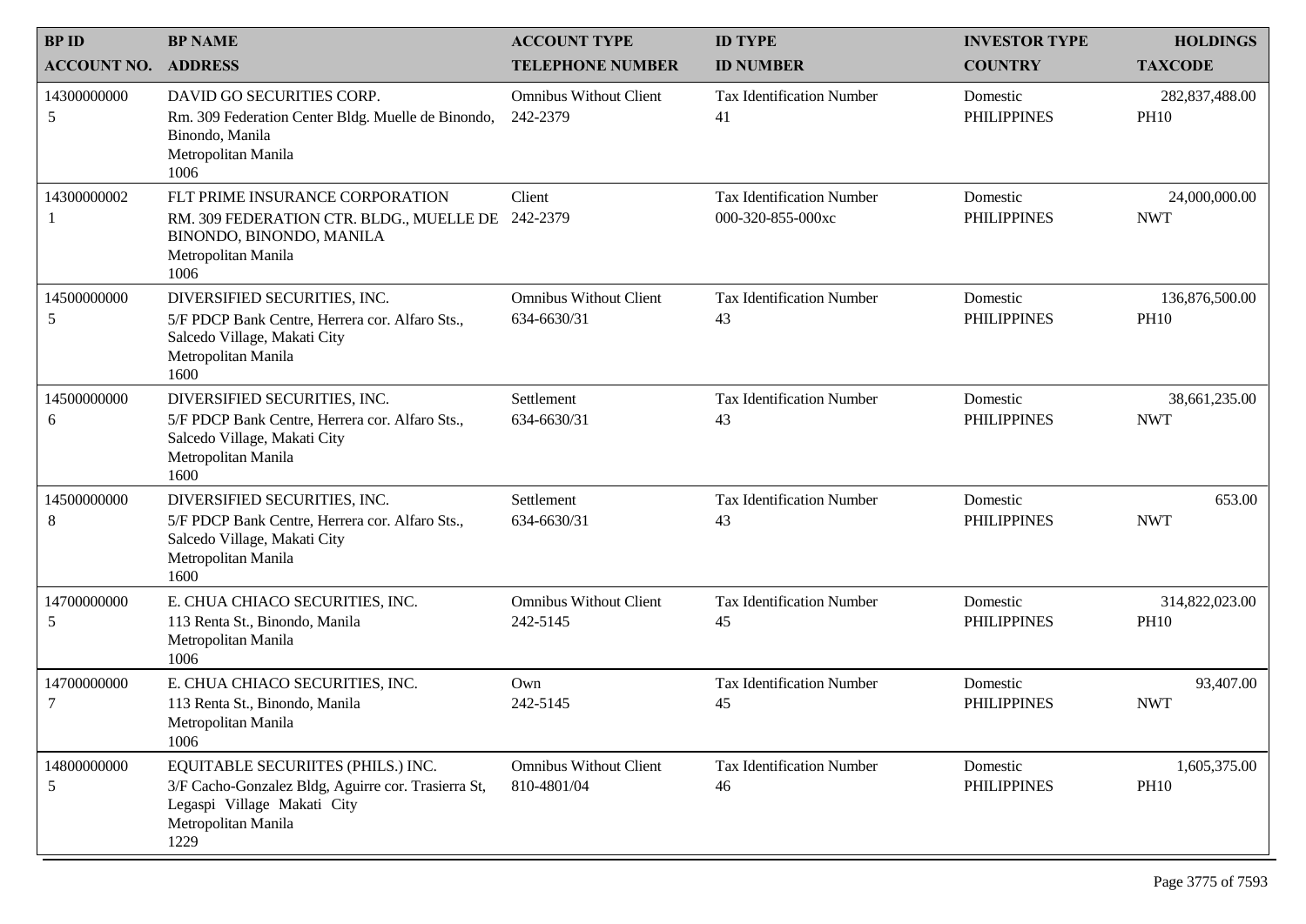| BP ID<br>ACCOUNT NO. | BP NAME<br>ADDRESS | ACCOUNT TYPE<br>TELEPHONE NUMBER | ID TYPE<br>ID NUMBER | INVESTOR TYPE<br>COUNTRY | HOLDINGS<br>TAXCODE |
|---|---|---|---|---|---|
| 14300000000<br>5 | DAVID GO SECURITIES CORP.<br>Rm. 309 Federation Center Bldg. Muelle de Binondo, Binondo, Manila<br>Metropolitan Manila<br>1006 | Omnibus Without Client<br>242-2379 | Tax Identification Number<br>41 | Domestic<br>PHILIPPINES | 282,837,488.00<br>PH10 |
| 14300000002<br>1 | FLT PRIME INSURANCE CORPORATION<br>RM. 309 FEDERATION CTR. BLDG., MUELLE DE BINONDO, BINONDO, MANILA<br>Metropolitan Manila<br>1006 | Client<br>242-2379 | Tax Identification Number<br>000-320-855-000xc | Domestic<br>PHILIPPINES | 24,000,000.00<br>NWT |
| 14500000000<br>5 | DIVERSIFIED SECURITIES, INC.<br>5/F PDCP Bank Centre, Herrera cor. Alfaro Sts., Salcedo Village, Makati City<br>Metropolitan Manila<br>1600 | Omnibus Without Client<br>634-6630/31 | Tax Identification Number<br>43 | Domestic<br>PHILIPPINES | 136,876,500.00<br>PH10 |
| 14500000000<br>6 | DIVERSIFIED SECURITIES, INC.<br>5/F PDCP Bank Centre, Herrera cor. Alfaro Sts., Salcedo Village, Makati City<br>Metropolitan Manila<br>1600 | Settlement<br>634-6630/31 | Tax Identification Number<br>43 | Domestic<br>PHILIPPINES | 38,661,235.00<br>NWT |
| 14500000000<br>8 | DIVERSIFIED SECURITIES, INC.<br>5/F PDCP Bank Centre, Herrera cor. Alfaro Sts., Salcedo Village, Makati City<br>Metropolitan Manila<br>1600 | Settlement<br>634-6630/31 | Tax Identification Number<br>43 | Domestic<br>PHILIPPINES | 653.00<br>NWT |
| 14700000000<br>5 | E. CHUA CHIACO SECURITIES, INC.<br>113 Renta St., Binondo, Manila<br>Metropolitan Manila<br>1006 | Omnibus Without Client<br>242-5145 | Tax Identification Number<br>45 | Domestic<br>PHILIPPINES | 314,822,023.00<br>PH10 |
| 14700000000<br>7 | E. CHUA CHIACO SECURITIES, INC.<br>113 Renta St., Binondo, Manila<br>Metropolitan Manila<br>1006 | Own<br>242-5145 | Tax Identification Number<br>45 | Domestic<br>PHILIPPINES | 93,407.00<br>NWT |
| 14800000000<br>5 | EQUITABLE SECURIITES (PHILS.) INC.<br>3/F Cacho-Gonzalez Bldg, Aguirre cor. Trasierra St, Legaspi Village Makati City<br>Metropolitan Manila<br>1229 | Omnibus Without Client<br>810-4801/04 | Tax Identification Number<br>46 | Domestic<br>PHILIPPINES | 1,605,375.00<br>PH10 |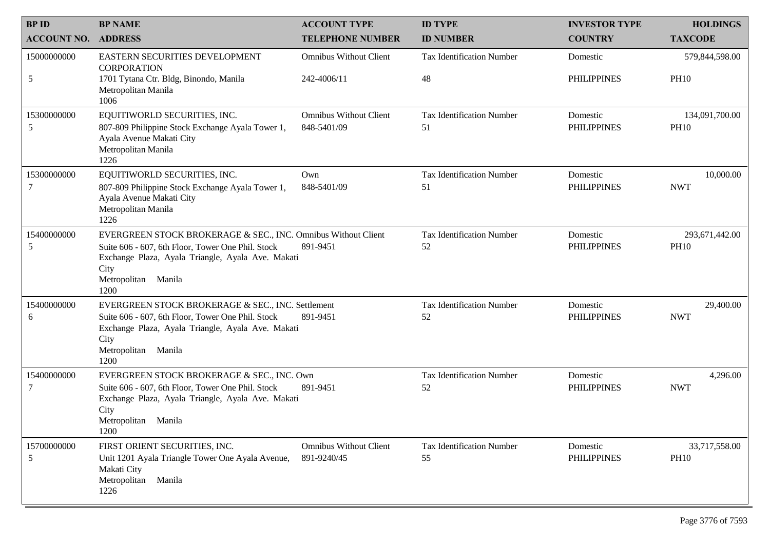| BP ID<br>ACCOUNT NO. | BP NAME<br>ADDRESS | ACCOUNT TYPE<br>TELEPHONE NUMBER | ID TYPE<br>ID NUMBER | INVESTOR TYPE<br>COUNTRY | HOLDINGS<br>TAXCODE |
|---|---|---|---|---|---|
| 15000000000<br>5 | EASTERN SECURITIES DEVELOPMENT CORPORATION<br>1701 Tytana Ctr. Bldg, Binondo, Manila<br>Metropolitan Manila<br>1006 | Omnibus Without Client<br>242-4006/11 | Tax Identification Number<br>48 | Domestic<br>PHILIPPINES | 579,844,598.00<br>PH10 |
| 15300000000<br>5 | EQUITIWORLD SECURITIES, INC.<br>807-809 Philippine Stock Exchange Ayala Tower 1, Ayala Avenue Makati City<br>Metropolitan Manila<br>1226 | Omnibus Without Client<br>848-5401/09 | Tax Identification Number<br>51 | Domestic<br>PHILIPPINES | 134,091,700.00<br>PH10 |
| 15300000000<br>7 | EQUITIWORLD SECURITIES, INC.<br>807-809 Philippine Stock Exchange Ayala Tower 1, Ayala Avenue Makati City<br>Metropolitan Manila<br>1226 | Own<br>848-5401/09 | Tax Identification Number<br>51 | Domestic<br>PHILIPPINES | 10,000.00<br>NWT |
| 15400000000<br>5 | EVERGREEN STOCK BROKERAGE & SEC., INC.<br>Suite 606 - 607, 6th Floor, Tower One Phil. Stock Exchange Plaza, Ayala Triangle, Ayala Ave. Makati City<br>Metropolitan Manila<br>1200 | Omnibus Without Client<br>891-9451 | Tax Identification Number<br>52 | Domestic<br>PHILIPPINES | 293,671,442.00<br>PH10 |
| 15400000000<br>6 | EVERGREEN STOCK BROKERAGE & SEC., INC.<br>Suite 606 - 607, 6th Floor, Tower One Phil. Stock Exchange Plaza, Ayala Triangle, Ayala Ave. Makati City<br>Metropolitan Manila<br>1200 | Settlement<br>891-9451 | Tax Identification Number<br>52 | Domestic<br>PHILIPPINES | 29,400.00<br>NWT |
| 15400000000<br>7 | EVERGREEN STOCK BROKERAGE & SEC., INC.<br>Suite 606 - 607, 6th Floor, Tower One Phil. Stock Exchange Plaza, Ayala Triangle, Ayala Ave. Makati City<br>Metropolitan Manila<br>1200 | Own<br>891-9451 | Tax Identification Number<br>52 | Domestic<br>PHILIPPINES | 4,296.00<br>NWT |
| 15700000000<br>5 | FIRST ORIENT SECURITIES, INC.<br>Unit 1201 Ayala Triangle Tower One Ayala Avenue, Makati City<br>Metropolitan Manila<br>1226 | Omnibus Without Client<br>891-9240/45 | Tax Identification Number<br>55 | Domestic<br>PHILIPPINES | 33,717,558.00<br>PH10 |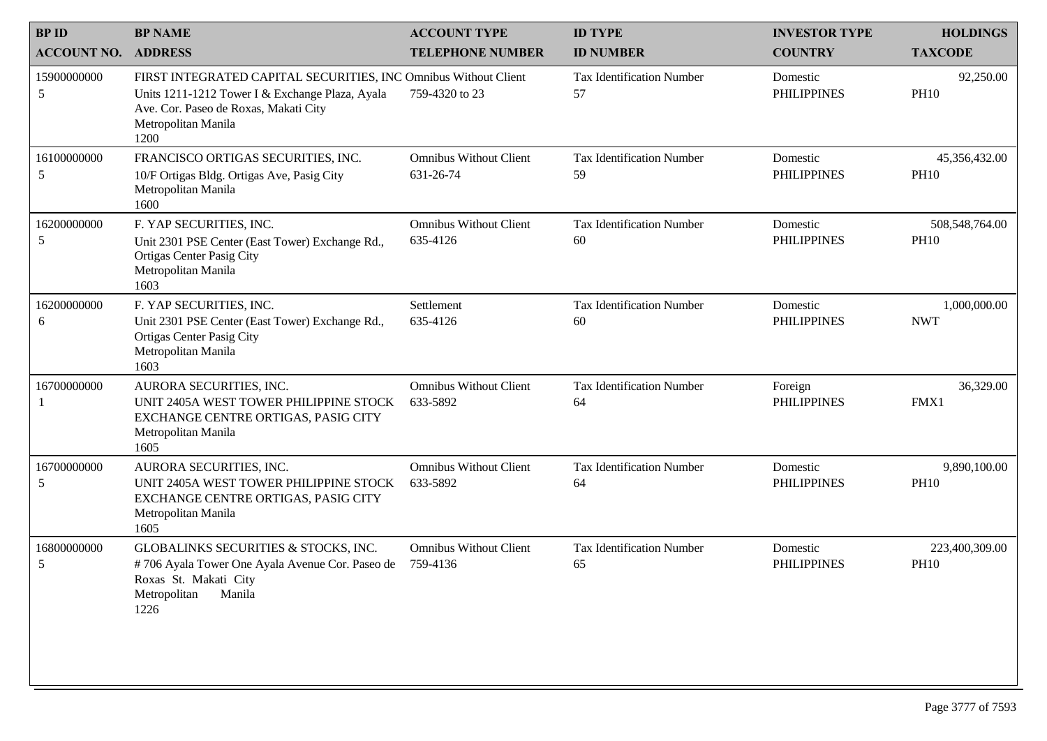| BP ID<br>ACCOUNT NO. | BP NAME<br>ADDRESS | ACCOUNT TYPE<br>TELEPHONE NUMBER | ID TYPE<br>ID NUMBER | INVESTOR TYPE<br>COUNTRY | HOLDINGS<br>TAXCODE |
|---|---|---|---|---|---|
| 15900000000<br>5 | FIRST INTEGRATED CAPITAL SECURITIES, INC<br>Units 1211-1212 Tower I & Exchange Plaza, Ayala Ave. Cor. Paseo de Roxas, Makati City<br>Metropolitan Manila<br>1200 | Omnibus Without Client<br>759-4320 to 23 | Tax Identification Number<br>57 | Domestic<br>PHILIPPINES | 92,250.00<br>PH10 |
| 16100000000<br>5 | FRANCISCO ORTIGAS SECURITIES, INC.<br>10/F Ortigas Bldg. Ortigas Ave, Pasig City<br>Metropolitan Manila<br>1600 | Omnibus Without Client<br>631-26-74 | Tax Identification Number<br>59 | Domestic<br>PHILIPPINES | 45,356,432.00<br>PH10 |
| 16200000000<br>5 | F. YAP SECURITIES, INC.<br>Unit 2301 PSE Center (East Tower) Exchange Rd., Ortigas Center Pasig City<br>Metropolitan Manila<br>1603 | Omnibus Without Client<br>635-4126 | Tax Identification Number<br>60 | Domestic<br>PHILIPPINES | 508,548,764.00<br>PH10 |
| 16200000000<br>6 | F. YAP SECURITIES, INC.<br>Unit 2301 PSE Center (East Tower) Exchange Rd., Ortigas Center Pasig City<br>Metropolitan Manila<br>1603 | Settlement<br>635-4126 | Tax Identification Number<br>60 | Domestic<br>PHILIPPINES | 1,000,000.00<br>NWT |
| 16700000000<br>1 | AURORA SECURITIES, INC.<br>UNIT 2405A WEST TOWER PHILIPPINE STOCK EXCHANGE CENTRE ORTIGAS, PASIG CITY<br>Metropolitan Manila<br>1605 | Omnibus Without Client<br>633-5892 | Tax Identification Number<br>64 | Foreign<br>PHILIPPINES | 36,329.00<br>FMX1 |
| 16700000000<br>5 | AURORA SECURITIES, INC.<br>UNIT 2405A WEST TOWER PHILIPPINE STOCK EXCHANGE CENTRE ORTIGAS, PASIG CITY<br>Metropolitan Manila<br>1605 | Omnibus Without Client<br>633-5892 | Tax Identification Number<br>64 | Domestic<br>PHILIPPINES | 9,890,100.00<br>PH10 |
| 16800000000<br>5 | GLOBALINKS SECURITIES & STOCKS, INC.<br># 706 Ayala Tower One Ayala Avenue Cor. Paseo de Roxas St. Makati City<br>Metropolitan Manila<br>1226 | Omnibus Without Client<br>759-4136 | Tax Identification Number<br>65 | Domestic<br>PHILIPPINES | 223,400,309.00<br>PH10 |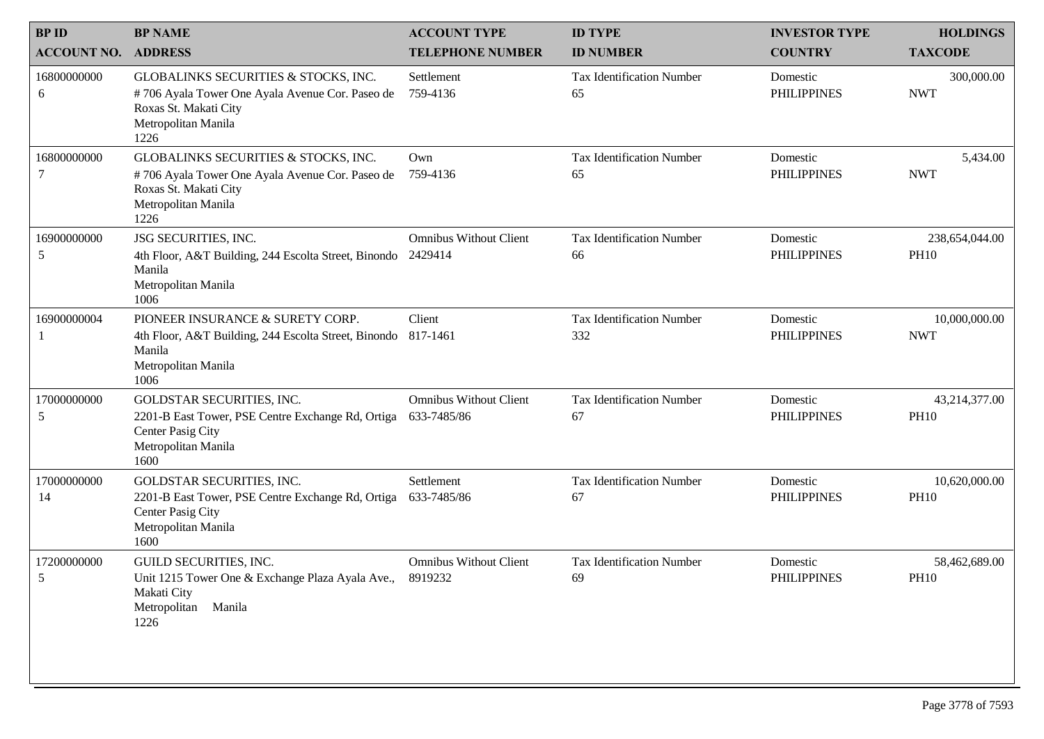| BP ID<br>ACCOUNT NO. | BP NAME<br>ADDRESS | ACCOUNT TYPE<br>TELEPHONE NUMBER | ID TYPE<br>ID NUMBER | INVESTOR TYPE<br>COUNTRY | HOLDINGS<br>TAXCODE |
|---|---|---|---|---|---|
| 16800000000<br>6 | GLOBALINKS SECURITIES & STOCKS, INC.<br># 706 Ayala Tower One Ayala Avenue Cor. Paseo de Roxas St. Makati City<br>Metropolitan Manila<br>1226 | Settlement<br>759-4136 | Tax Identification Number<br>65 | Domestic<br>PHILIPPINES | 300,000.00<br>NWT |
| 16800000000<br>7 | GLOBALINKS SECURITIES & STOCKS, INC.<br># 706 Ayala Tower One Ayala Avenue Cor. Paseo de Roxas St. Makati City<br>Metropolitan Manila<br>1226 | Own<br>759-4136 | Tax Identification Number<br>65 | Domestic<br>PHILIPPINES | 5,434.00<br>NWT |
| 16900000000<br>5 | JSG SECURITIES, INC.<br>4th Floor, A&T Building, 244 Escolta Street, Binondo Manila<br>Metropolitan Manila<br>1006 | Omnibus Without Client<br>2429414 | Tax Identification Number<br>66 | Domestic<br>PHILIPPINES | 238,654,044.00<br>PH10 |
| 16900000004<br>1 | PIONEER INSURANCE & SURETY CORP.<br>4th Floor, A&T Building, 244 Escolta Street, Binondo Manila<br>Metropolitan Manila<br>1006 | Client<br>817-1461 | Tax Identification Number<br>332 | Domestic<br>PHILIPPINES | 10,000,000.00<br>NWT |
| 17000000000<br>5 | GOLDSTAR SECURITIES, INC.<br>2201-B East Tower, PSE Centre Exchange Rd, Ortiga Center Pasig City<br>Metropolitan Manila<br>1600 | Omnibus Without Client<br>633-7485/86 | Tax Identification Number<br>67 | Domestic<br>PHILIPPINES | 43,214,377.00<br>PH10 |
| 17000000000<br>14 | GOLDSTAR SECURITIES, INC.<br>2201-B East Tower, PSE Centre Exchange Rd, Ortiga Center Pasig City<br>Metropolitan Manila<br>1600 | Settlement<br>633-7485/86 | Tax Identification Number<br>67 | Domestic<br>PHILIPPINES | 10,620,000.00<br>PH10 |
| 17200000000<br>5 | GUILD SECURITIES, INC.<br>Unit 1215 Tower One & Exchange Plaza Ayala Ave., Makati City<br>Metropolitan Manila<br>1226 | Omnibus Without Client<br>8919232 | Tax Identification Number<br>69 | Domestic<br>PHILIPPINES | 58,462,689.00<br>PH10 |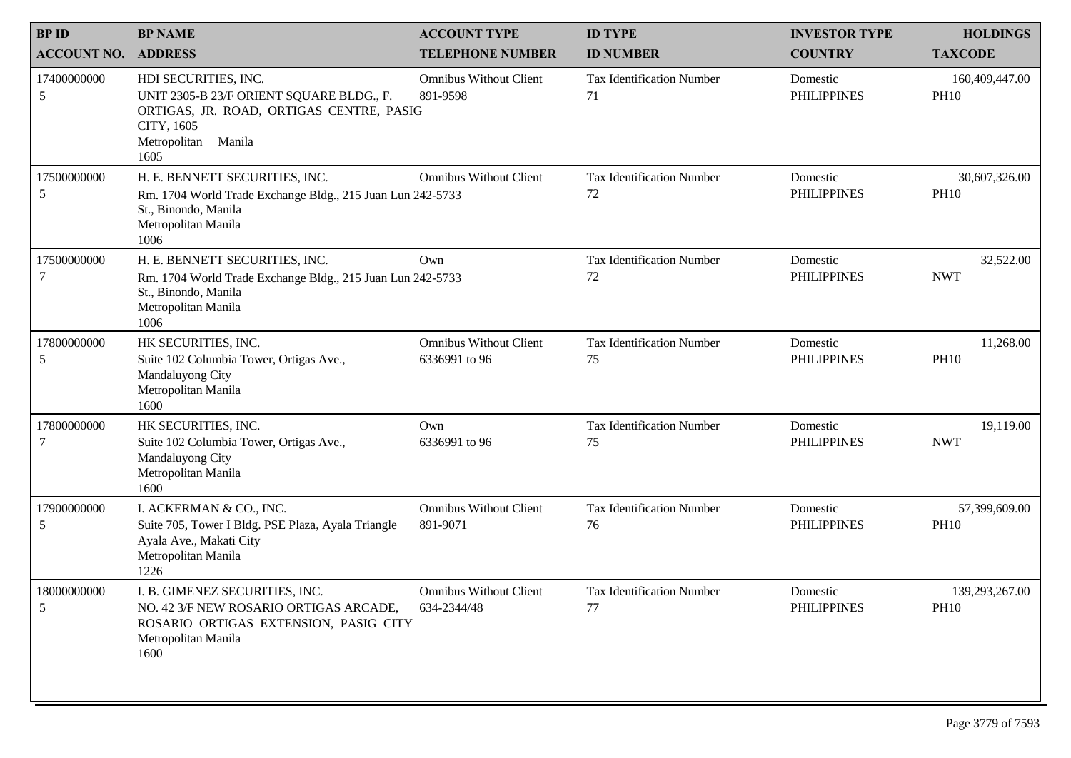| BP ID<br>ACCOUNT NO. | BP NAME<br>ADDRESS | ACCOUNT TYPE<br>TELEPHONE NUMBER | ID TYPE<br>ID NUMBER | INVESTOR TYPE<br>COUNTRY | HOLDINGS<br>TAXCODE |
|---|---|---|---|---|---|
| 17400000000<br>5 | HDI SECURITIES, INC.<br>UNIT 2305-B 23/F ORIENT SQUARE BLDG., F. ORTIGAS, JR. ROAD, ORTIGAS CENTRE, PASIG CITY, 1605<br>Metropolitan Manila<br>1605 | Omnibus Without Client<br>891-9598 | Tax Identification Number<br>71 | Domestic<br>PHILIPPINES | 160,409,447.00<br>PH10 |
| 17500000000<br>5 | H. E. BENNETT SECURITIES, INC.<br>Rm. 1704 World Trade Exchange Bldg., 215 Juan Luna St., Binondo, Manila<br>Metropolitan Manila<br>1006 | Omnibus Without Client<br>242-5733 | Tax Identification Number<br>72 | Domestic<br>PHILIPPINES | 30,607,326.00<br>PH10 |
| 17500000000<br>7 | H. E. BENNETT SECURITIES, INC.<br>Rm. 1704 World Trade Exchange Bldg., 215 Juan Luna St., Binondo, Manila<br>Metropolitan Manila<br>1006 | Own<br>242-5733 | Tax Identification Number<br>72 | Domestic<br>PHILIPPINES | 32,522.00<br>NWT |
| 17800000000<br>5 | HK SECURITIES, INC.<br>Suite 102 Columbia Tower, Ortigas Ave., Mandaluyong City<br>Metropolitan Manila<br>1600 | Omnibus Without Client<br>6336991 to 96 | Tax Identification Number<br>75 | Domestic<br>PHILIPPINES | 11,268.00<br>PH10 |
| 17800000000<br>7 | HK SECURITIES, INC.<br>Suite 102 Columbia Tower, Ortigas Ave., Mandaluyong City<br>Metropolitan Manila<br>1600 | Own<br>6336991 to 96 | Tax Identification Number<br>75 | Domestic<br>PHILIPPINES | 19,119.00<br>NWT |
| 17900000000<br>5 | I. ACKERMAN & CO., INC.<br>Suite 705, Tower I Bldg. PSE Plaza, Ayala Triangle Ayala Ave., Makati City<br>Metropolitan Manila<br>1226 | Omnibus Without Client<br>891-9071 | Tax Identification Number<br>76 | Domestic<br>PHILIPPINES | 57,399,609.00<br>PH10 |
| 18000000000<br>5 | I. B. GIMENEZ SECURITIES, INC.<br>NO. 42 3/F NEW ROSARIO ORTIGAS ARCADE, ROSARIO ORTIGAS EXTENSION, PASIG CITY<br>Metropolitan Manila<br>1600 | Omnibus Without Client<br>634-2344/48 | Tax Identification Number<br>77 | Domestic<br>PHILIPPINES | 139,293,267.00<br>PH10 |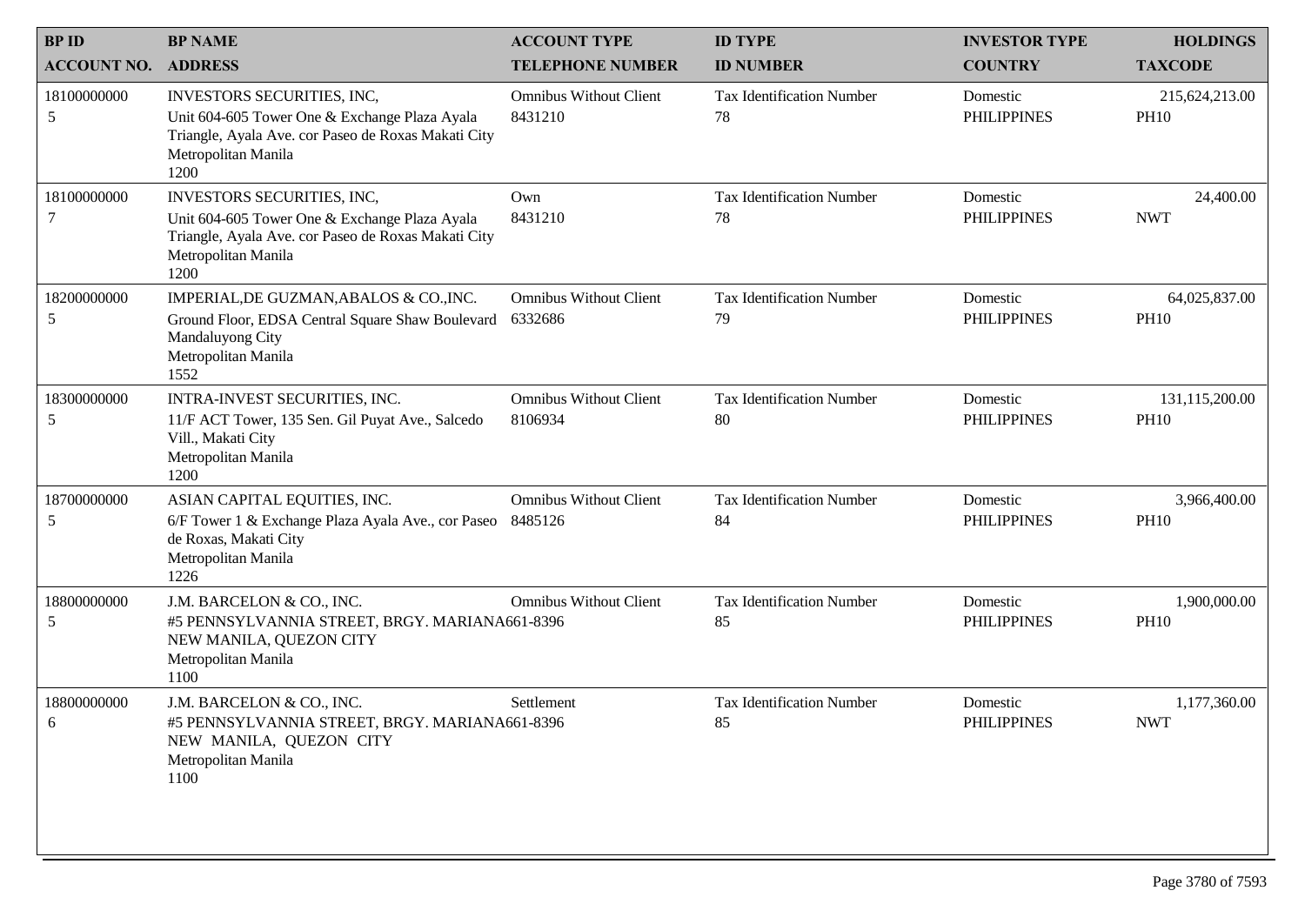| BP ID<br>ACCOUNT NO. | BP NAME<br>ADDRESS | ACCOUNT TYPE<br>TELEPHONE NUMBER | ID TYPE<br>ID NUMBER | INVESTOR TYPE<br>COUNTRY | HOLDINGS<br>TAXCODE |
|---|---|---|---|---|---|
| 18100000000<br>5 | INVESTORS SECURITIES, INC,<br>Unit 604-605 Tower One & Exchange Plaza Ayala Triangle, Ayala Ave. cor Paseo de Roxas Makati City<br>Metropolitan Manila<br>1200 | Omnibus Without Client<br>8431210 | Tax Identification Number<br>78 | Domestic<br>PHILIPPINES | 215,624,213.00<br>PH10 |
| 18100000000<br>7 | INVESTORS SECURITIES, INC,<br>Unit 604-605 Tower One & Exchange Plaza Ayala Triangle, Ayala Ave. cor Paseo de Roxas Makati City<br>Metropolitan Manila<br>1200 | Own<br>8431210 | Tax Identification Number<br>78 | Domestic<br>PHILIPPINES | 24,400.00<br>NWT |
| 18200000000<br>5 | IMPERIAL,DE GUZMAN,ABALOS & CO.,INC.<br>Ground Floor, EDSA Central Square Shaw Boulevard Mandaluyong City<br>Metropolitan Manila<br>1552 | Omnibus Without Client<br>6332686 | Tax Identification Number<br>79 | Domestic<br>PHILIPPINES | 64,025,837.00<br>PH10 |
| 18300000000<br>5 | INTRA-INVEST SECURITIES, INC.<br>11/F ACT Tower, 135 Sen. Gil Puyat Ave., Salcedo Vill., Makati City<br>Metropolitan Manila<br>1200 | Omnibus Without Client<br>8106934 | Tax Identification Number<br>80 | Domestic<br>PHILIPPINES | 131,115,200.00<br>PH10 |
| 18700000000<br>5 | ASIAN CAPITAL EQUITIES, INC.<br>6/F Tower 1 & Exchange Plaza Ayala Ave., cor Paseo de Roxas, Makati City<br>Metropolitan Manila<br>1226 | Omnibus Without Client<br>8485126 | Tax Identification Number<br>84 | Domestic<br>PHILIPPINES | 3,966,400.00<br>PH10 |
| 18800000000<br>5 | J.M. BARCELON & CO., INC.<br>#5 PENNSYLVANNIA STREET, BRGY. MARIANA NEW MANILA, QUEZON CITY<br>Metropolitan Manila<br>1100 | Omnibus Without Client<br>661-8396 | Tax Identification Number<br>85 | Domestic<br>PHILIPPINES | 1,900,000.00<br>PH10 |
| 18800000000<br>6 | J.M. BARCELON & CO., INC.<br>#5 PENNSYLVANNIA STREET, BRGY. MARIANA NEW MANILA, QUEZON CITY<br>Metropolitan Manila<br>1100 | Settlement<br>661-8396 | Tax Identification Number<br>85 | Domestic<br>PHILIPPINES | 1,177,360.00<br>NWT |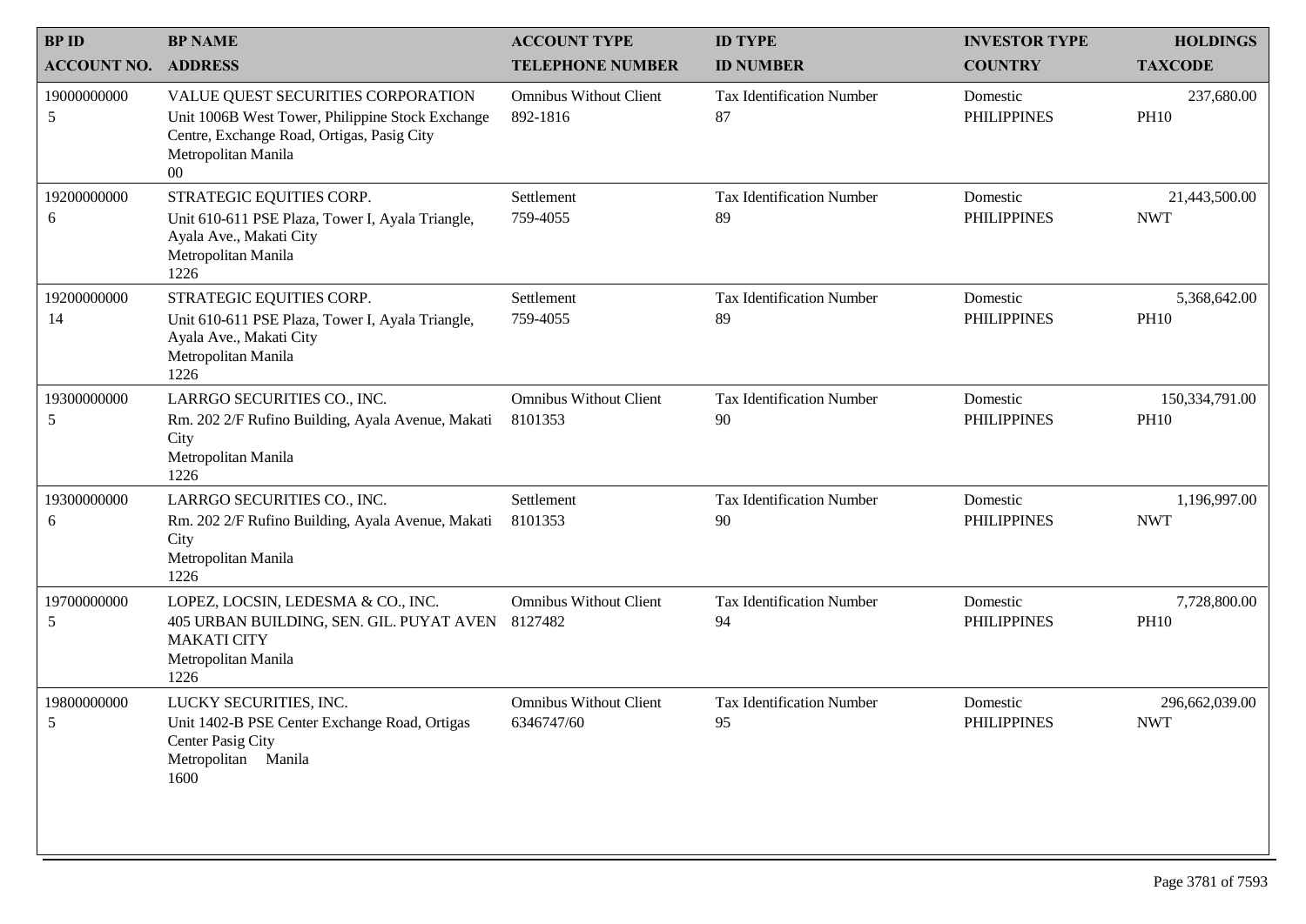| BP ID<br>ACCOUNT NO. | BP NAME<br>ADDRESS | ACCOUNT TYPE<br>TELEPHONE NUMBER | ID TYPE<br>ID NUMBER | INVESTOR TYPE<br>COUNTRY | HOLDINGS<br>TAXCODE |
|---|---|---|---|---|---|
| 19000000000<br>5 | VALUE QUEST SECURITIES CORPORATION<br>Unit 1006B West Tower, Philippine Stock Exchange Centre, Exchange Road, Ortigas, Pasig City<br>Metropolitan Manila<br>00 | Omnibus Without Client<br>892-1816 | Tax Identification Number<br>87 | Domestic<br>PHILIPPINES | 237,680.00<br>PH10 |
| 19200000000<br>6 | STRATEGIC EQUITIES CORP.<br>Unit 610-611 PSE Plaza, Tower I, Ayala Triangle, Ayala Ave., Makati City<br>Metropolitan Manila<br>1226 | Settlement<br>759-4055 | Tax Identification Number<br>89 | Domestic<br>PHILIPPINES | 21,443,500.00<br>NWT |
| 19200000000<br>14 | STRATEGIC EQUITIES CORP.<br>Unit 610-611 PSE Plaza, Tower I, Ayala Triangle, Ayala Ave., Makati City<br>Metropolitan Manila<br>1226 | Settlement<br>759-4055 | Tax Identification Number<br>89 | Domestic<br>PHILIPPINES | 5,368,642.00<br>PH10 |
| 19300000000<br>5 | LARRGO SECURITIES CO., INC.<br>Rm. 202 2/F Rufino Building, Ayala Avenue, Makati City<br>Metropolitan Manila<br>1226 | Omnibus Without Client<br>8101353 | Tax Identification Number<br>90 | Domestic<br>PHILIPPINES | 150,334,791.00<br>PH10 |
| 19300000000<br>6 | LARRGO SECURITIES CO., INC.<br>Rm. 202 2/F Rufino Building, Ayala Avenue, Makati City<br>Metropolitan Manila<br>1226 | Settlement<br>8101353 | Tax Identification Number<br>90 | Domestic<br>PHILIPPINES | 1,196,997.00<br>NWT |
| 19700000000<br>5 | LOPEZ, LOCSIN, LEDESMA & CO., INC.<br>405 URBAN BUILDING, SEN. GIL. PUYAT AVEN MAKATI CITY<br>Metropolitan Manila<br>1226 | Omnibus Without Client<br>8127482 | Tax Identification Number<br>94 | Domestic<br>PHILIPPINES | 7,728,800.00<br>PH10 |
| 19800000000<br>5 | LUCKY SECURITIES, INC.<br>Unit 1402-B PSE Center Exchange Road, Ortigas Center Pasig City<br>Metropolitan Manila<br>1600 | Omnibus Without Client<br>6346747/60 | Tax Identification Number<br>95 | Domestic<br>PHILIPPINES | 296,662,039.00<br>NWT |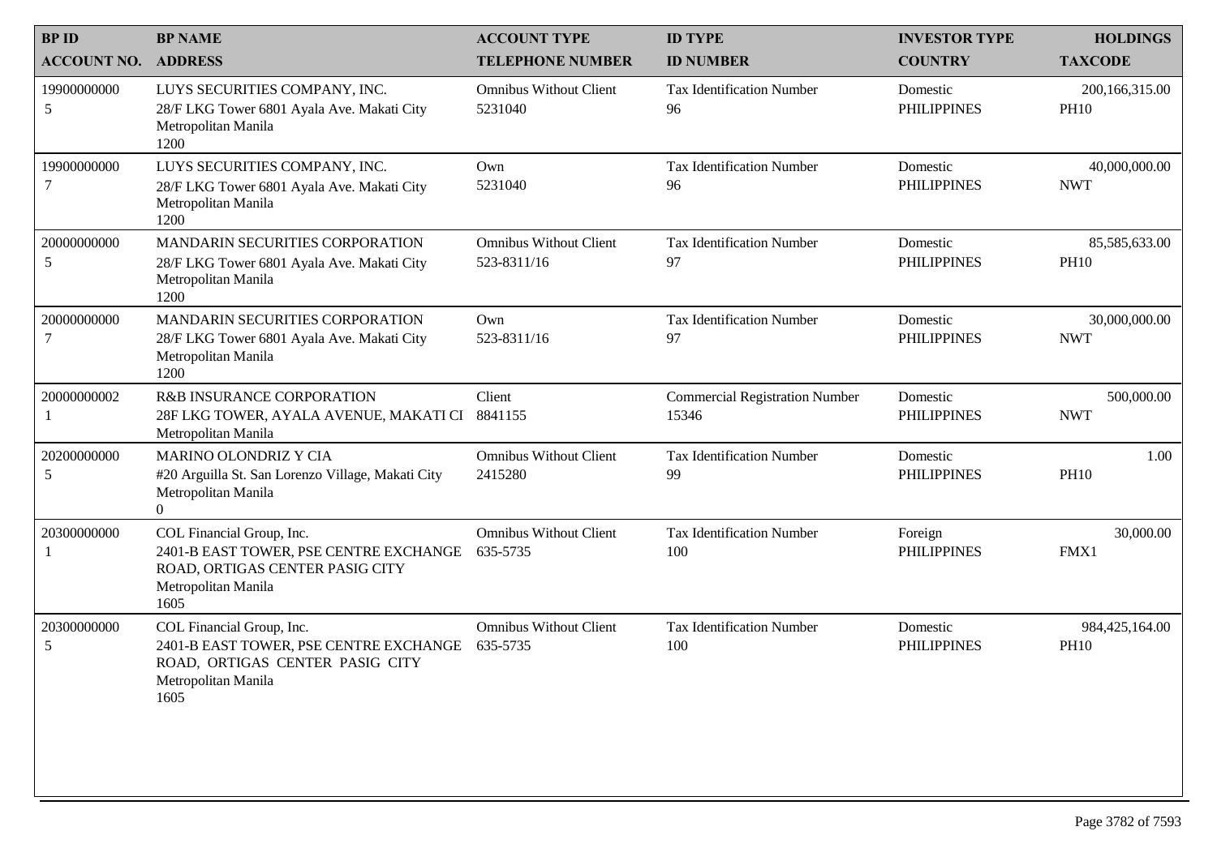| BP ID<br>ACCOUNT NO. | BP NAME<br>ADDRESS | ACCOUNT TYPE<br>TELEPHONE NUMBER | ID TYPE<br>ID NUMBER | INVESTOR TYPE<br>COUNTRY | HOLDINGS<br>TAXCODE |
|---|---|---|---|---|---|
| 19900000000<br>5 | LUYS SECURITIES COMPANY, INC.<br>28/F LKG Tower 6801 Ayala Ave. Makati City<br>Metropolitan Manila<br>1200 | Omnibus Without Client<br>5231040 | Tax Identification Number<br>96 | Domestic<br>PHILIPPINES | 200,166,315.00<br>PH10 |
| 19900000000<br>7 | LUYS SECURITIES COMPANY, INC.<br>28/F LKG Tower 6801 Ayala Ave. Makati City<br>Metropolitan Manila<br>1200 | Own<br>5231040 | Tax Identification Number<br>96 | Domestic<br>PHILIPPINES | 40,000,000.00<br>NWT |
| 20000000000<br>5 | MANDARIN SECURITIES CORPORATION<br>28/F LKG Tower 6801 Ayala Ave. Makati City<br>Metropolitan Manila<br>1200 | Omnibus Without Client<br>523-8311/16 | Tax Identification Number<br>97 | Domestic<br>PHILIPPINES | 85,585,633.00<br>PH10 |
| 20000000000<br>7 | MANDARIN SECURITIES CORPORATION<br>28/F LKG Tower 6801 Ayala Ave. Makati City<br>Metropolitan Manila<br>1200 | Own<br>523-8311/16 | Tax Identification Number<br>97 | Domestic<br>PHILIPPINES | 30,000,000.00<br>NWT |
| 20000000002<br>1 | R&B INSURANCE CORPORATION<br>28F LKG TOWER, AYALA AVENUE, MAKATI CI<br>Metropolitan Manila | Client<br>8841155 | Commercial Registration Number<br>15346 | Domestic<br>PHILIPPINES | 500,000.00<br>NWT |
| 20200000000<br>5 | MARINO OLONDRIZ Y CIA<br>#20 Arguilla St. San Lorenzo Village, Makati City<br>Metropolitan Manila<br>0 | Omnibus Without Client<br>2415280 | Tax Identification Number<br>99 | Domestic<br>PHILIPPINES | 1.00<br>PH10 |
| 20300000000<br>1 | COL Financial Group, Inc.<br>2401-B EAST TOWER, PSE CENTRE EXCHANGE ROAD, ORTIGAS CENTER PASIG CITY<br>Metropolitan Manila<br>1605 | Omnibus Without Client<br>635-5735 | Tax Identification Number<br>100 | Foreign<br>PHILIPPINES | 30,000.00<br>FMX1 |
| 20300000000<br>5 | COL Financial Group, Inc.<br>2401-B EAST TOWER, PSE CENTRE EXCHANGE ROAD, ORTIGAS CENTER PASIG CITY<br>Metropolitan Manila<br>1605 | Omnibus Without Client<br>635-5735 | Tax Identification Number<br>100 | Domestic<br>PHILIPPINES | 984,425,164.00<br>PH10 |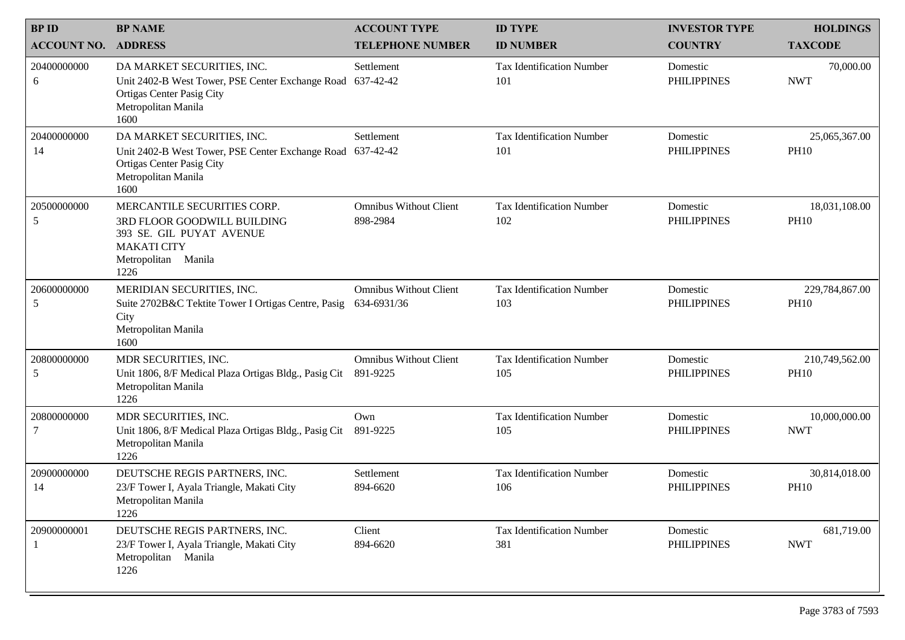| BP ID<br>ACCOUNT NO. | BP NAME<br>ADDRESS | ACCOUNT TYPE<br>TELEPHONE NUMBER | ID TYPE<br>ID NUMBER | INVESTOR TYPE<br>COUNTRY | HOLDINGS<br>TAXCODE |
|---|---|---|---|---|---|
| 20400000000<br>6 | DA MARKET SECURITIES, INC.<br>Unit 2402-B West Tower, PSE Center Exchange Road Ortigas Center Pasig City<br>Metropolitan Manila<br>1600 | Settlement<br>637-42-42 | Tax Identification Number<br>101 | Domestic<br>PHILIPPINES | 70,000.00<br>NWT |
| 20400000000<br>14 | DA MARKET SECURITIES, INC.<br>Unit 2402-B West Tower, PSE Center Exchange Road Ortigas Center Pasig City<br>Metropolitan Manila<br>1600 | Settlement<br>637-42-42 | Tax Identification Number<br>101 | Domestic<br>PHILIPPINES | 25,065,367.00<br>PH10 |
| 20500000000<br>5 | MERCANTILE SECURITIES CORP.<br>3RD FLOOR GOODWILL BUILDING<br>393 SE. GIL PUYAT AVENUE<br>MAKATI CITY<br>Metropolitan Manila<br>1226 | Omnibus Without Client<br>898-2984 | Tax Identification Number<br>102 | Domestic<br>PHILIPPINES | 18,031,108.00<br>PH10 |
| 20600000000<br>5 | MERIDIAN SECURITIES, INC.<br>Suite 2702B&C Tektite Tower I Ortigas Centre, Pasig City<br>Metropolitan Manila<br>1600 | Omnibus Without Client<br>634-6931/36 | Tax Identification Number<br>103 | Domestic<br>PHILIPPINES | 229,784,867.00<br>PH10 |
| 20800000000<br>5 | MDR SECURITIES, INC.<br>Unit 1806, 8/F Medical Plaza Ortigas Bldg., Pasig Cit<br>Metropolitan Manila<br>1226 | Omnibus Without Client<br>891-9225 | Tax Identification Number<br>105 | Domestic<br>PHILIPPINES | 210,749,562.00<br>PH10 |
| 20800000000<br>7 | MDR SECURITIES, INC.<br>Unit 1806, 8/F Medical Plaza Ortigas Bldg., Pasig Cit<br>Metropolitan Manila<br>1226 | Own<br>891-9225 | Tax Identification Number<br>105 | Domestic<br>PHILIPPINES | 10,000,000.00<br>NWT |
| 20900000000<br>14 | DEUTSCHE REGIS PARTNERS, INC.<br>23/F Tower I, Ayala Triangle, Makati City<br>Metropolitan Manila<br>1226 | Settlement<br>894-6620 | Tax Identification Number<br>106 | Domestic<br>PHILIPPINES | 30,814,018.00<br>PH10 |
| 20900000001<br>1 | DEUTSCHE REGIS PARTNERS, INC.<br>23/F Tower I, Ayala Triangle, Makati City<br>Metropolitan Manila<br>1226 | Client<br>894-6620 | Tax Identification Number<br>381 | Domestic<br>PHILIPPINES | 681,719.00<br>NWT |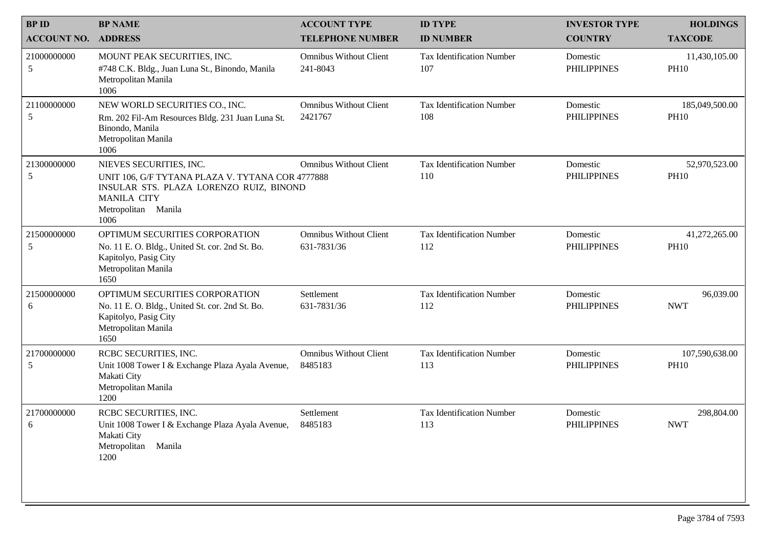| BP ID<br>ACCOUNT NO. | BP NAME<br>ADDRESS | ACCOUNT TYPE<br>TELEPHONE NUMBER | ID TYPE<br>ID NUMBER | INVESTOR TYPE<br>COUNTRY | HOLDINGS<br>TAXCODE |
|---|---|---|---|---|---|
| 21000000000<br>5 | MOUNT PEAK SECURITIES, INC.<br>#748 C.K. Bldg., Juan Luna St., Binondo, Manila<br>Metropolitan Manila<br>1006 | Omnibus Without Client<br>241-8043 | Tax Identification Number<br>107 | Domestic<br>PHILIPPINES | 11,430,105.00<br>PH10 |
| 21100000000<br>5 | NEW WORLD SECURITIES CO., INC.<br>Rm. 202 Fil-Am Resources Bldg. 231 Juan Luna St. Binondo, Manila<br>Metropolitan Manila<br>1006 | Omnibus Without Client<br>2421767 | Tax Identification Number<br>108 | Domestic<br>PHILIPPINES | 185,049,500.00<br>PH10 |
| 21300000000<br>5 | NIEVES SECURITIES, INC.<br>UNIT 106, G/F TYTANA PLAZA V. TYTANA COR INSULAR STS. PLAZA LORENZO RUIZ, BINOND MANILA CITY<br>Metropolitan Manila<br>1006 | Omnibus Without Client<br>4777888 | Tax Identification Number<br>110 | Domestic<br>PHILIPPINES | 52,970,523.00<br>PH10 |
| 21500000000<br>5 | OPTIMUM SECURITIES CORPORATION<br>No. 11 E. O. Bldg., United St. cor. 2nd St. Bo. Kapitolyo, Pasig City<br>Metropolitan Manila<br>1650 | Omnibus Without Client<br>631-7831/36 | Tax Identification Number<br>112 | Domestic<br>PHILIPPINES | 41,272,265.00<br>PH10 |
| 21500000000<br>6 | OPTIMUM SECURITIES CORPORATION<br>No. 11 E. O. Bldg., United St. cor. 2nd St. Bo. Kapitolyo, Pasig City<br>Metropolitan Manila<br>1650 | Settlement<br>631-7831/36 | Tax Identification Number<br>112 | Domestic<br>PHILIPPINES | 96,039.00<br>NWT |
| 21700000000<br>5 | RCBC SECURITIES, INC.<br>Unit 1008 Tower I & Exchange Plaza Ayala Avenue, Makati City<br>Metropolitan Manila<br>1200 | Omnibus Without Client<br>8485183 | Tax Identification Number<br>113 | Domestic<br>PHILIPPINES | 107,590,638.00<br>PH10 |
| 21700000000<br>6 | RCBC SECURITIES, INC.<br>Unit 1008 Tower I & Exchange Plaza Ayala Avenue, Makati City<br>Metropolitan Manila<br>1200 | Settlement<br>8485183 | Tax Identification Number<br>113 | Domestic<br>PHILIPPINES | 298,804.00<br>NWT |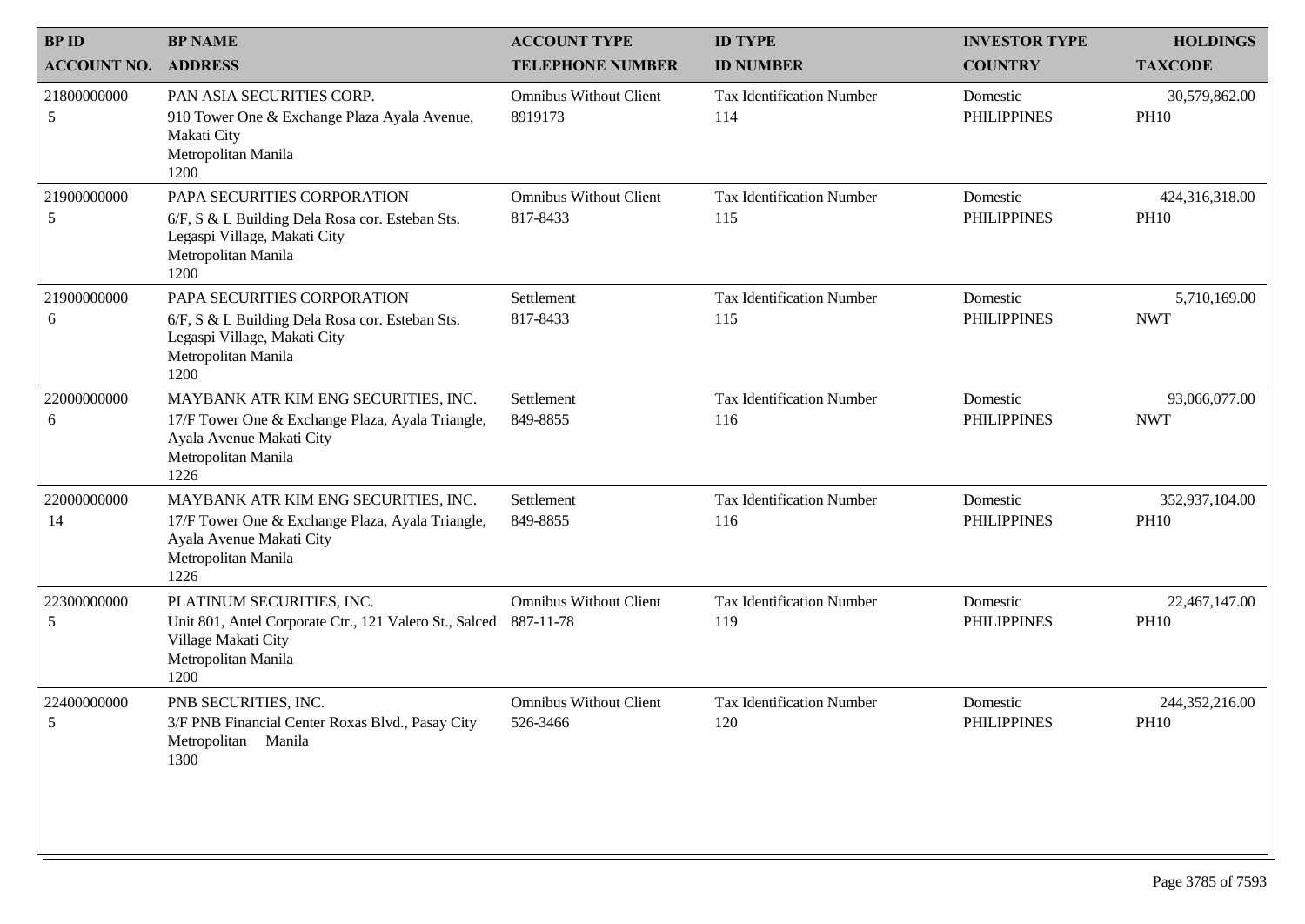| BP ID<br>ACCOUNT NO. | BP NAME<br>ADDRESS | ACCOUNT TYPE<br>TELEPHONE NUMBER | ID TYPE<br>ID NUMBER | INVESTOR TYPE<br>COUNTRY | HOLDINGS<br>TAXCODE |
|---|---|---|---|---|---|
| 21800000000<br>5 | PAN ASIA SECURITIES CORP.<br>910 Tower One & Exchange Plaza Ayala Avenue, Makati City<br>Metropolitan Manila<br>1200 | Omnibus Without Client<br>8919173 | Tax Identification Number<br>114 | Domestic<br>PHILIPPINES | 30,579,862.00<br>PH10 |
| 21900000000<br>5 | PAPA SECURITIES CORPORATION<br>6/F, S & L Building Dela Rosa cor. Esteban Sts. Legaspi Village, Makati City<br>Metropolitan Manila<br>1200 | Omnibus Without Client<br>817-8433 | Tax Identification Number<br>115 | Domestic<br>PHILIPPINES | 424,316,318.00<br>PH10 |
| 21900000000<br>6 | PAPA SECURITIES CORPORATION<br>6/F, S & L Building Dela Rosa cor. Esteban Sts. Legaspi Village, Makati City<br>Metropolitan Manila<br>1200 | Settlement<br>817-8433 | Tax Identification Number<br>115 | Domestic<br>PHILIPPINES | 5,710,169.00<br>NWT |
| 22000000000<br>6 | MAYBANK ATR KIM ENG SECURITIES, INC.<br>17/F Tower One & Exchange Plaza, Ayala Triangle, Ayala Avenue Makati City<br>Metropolitan Manila<br>1226 | Settlement<br>849-8855 | Tax Identification Number<br>116 | Domestic<br>PHILIPPINES | 93,066,077.00<br>NWT |
| 22000000000<br>14 | MAYBANK ATR KIM ENG SECURITIES, INC.<br>17/F Tower One & Exchange Plaza, Ayala Triangle, Ayala Avenue Makati City<br>Metropolitan Manila<br>1226 | Settlement<br>849-8855 | Tax Identification Number<br>116 | Domestic<br>PHILIPPINES | 352,937,104.00<br>PH10 |
| 22300000000<br>5 | PLATINUM SECURITIES, INC.<br>Unit 801, Antel Corporate Ctr., 121 Valero St., Salced Village Makati City<br>Metropolitan Manila<br>1200 | Omnibus Without Client<br>887-11-78 | Tax Identification Number<br>119 | Domestic<br>PHILIPPINES | 22,467,147.00<br>PH10 |
| 22400000000<br>5 | PNB SECURITIES, INC.<br>3/F PNB Financial Center Roxas Blvd., Pasay City<br>Metropolitan Manila<br>1300 | Omnibus Without Client<br>526-3466 | Tax Identification Number<br>120 | Domestic<br>PHILIPPINES | 244,352,216.00<br>PH10 |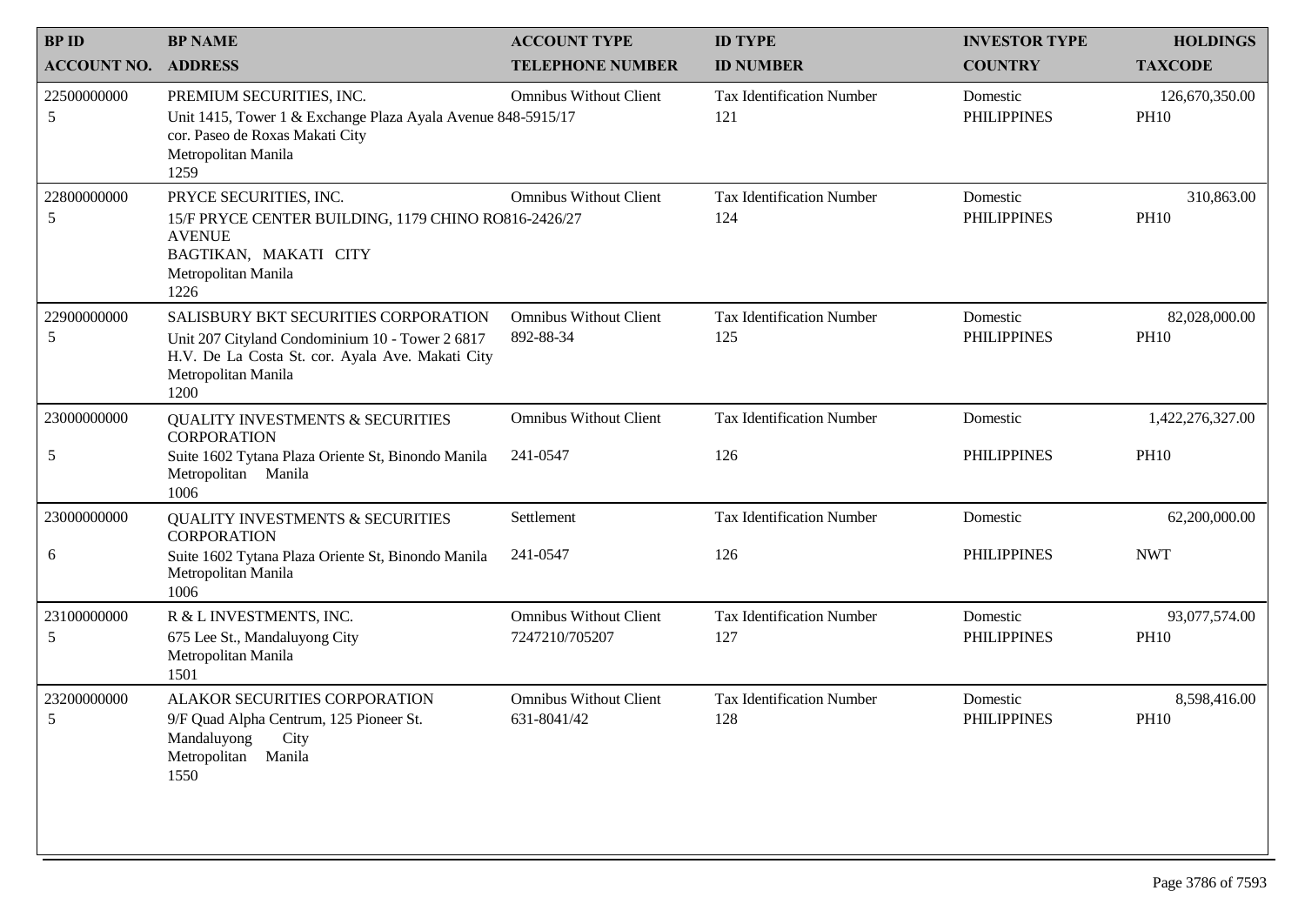| BP ID<br>ACCOUNT NO. | BP NAME<br>ADDRESS | ACCOUNT TYPE<br>TELEPHONE NUMBER | ID TYPE<br>ID NUMBER | INVESTOR TYPE<br>COUNTRY | HOLDINGS<br>TAXCODE |
|---|---|---|---|---|---|
| 22500000000<br>5 | PREMIUM SECURITIES, INC.<br>Unit 1415, Tower 1 & Exchange Plaza Ayala Avenue cor. Paseo de Roxas Makati City<br>Metropolitan Manila<br>1259 | Omnibus Without Client<br>848-5915/17 | Tax Identification Number<br>121 | Domestic<br>PHILIPPINES | 126,670,350.00<br>PH10 |
| 22800000000<br>5 | PRYCE SECURITIES, INC.<br>15/F PRYCE CENTER BUILDING, 1179 CHINO RO AVENUE<br>BAGTIKAN, MAKATI CITY<br>Metropolitan Manila<br>1226 | Omnibus Without Client<br>816-2426/27 | Tax Identification Number<br>124 | Domestic<br>PHILIPPINES | 310,863.00<br>PH10 |
| 22900000000<br>5 | SALISBURY BKT SECURITIES CORPORATION<br>Unit 207 Cityland Condominium 10 - Tower 2 6817 H.V. De La Costa St. cor. Ayala Ave. Makati City<br>Metropolitan Manila<br>1200 | Omnibus Without Client<br>892-88-34 | Tax Identification Number<br>125 | Domestic<br>PHILIPPINES | 82,028,000.00<br>PH10 |
| 23000000000<br>5 | QUALITY INVESTMENTS & SECURITIES CORPORATION<br>Suite 1602 Tytana Plaza Oriente St, Binondo Manila<br>Metropolitan Manila<br>1006 | Omnibus Without Client<br>241-0547 | Tax Identification Number<br>126 | Domestic<br>PHILIPPINES | 1,422,276,327.00<br>PH10 |
| 23000000000<br>6 | QUALITY INVESTMENTS & SECURITIES CORPORATION<br>Suite 1602 Tytana Plaza Oriente St, Binondo Manila<br>Metropolitan Manila<br>1006 | Settlement<br>241-0547 | Tax Identification Number<br>126 | Domestic<br>PHILIPPINES | 62,200,000.00<br>NWT |
| 23100000000<br>5 | R & L INVESTMENTS, INC.<br>675 Lee St., Mandaluyong City<br>Metropolitan Manila<br>1501 | Omnibus Without Client<br>7247210/705207 | Tax Identification Number<br>127 | Domestic<br>PHILIPPINES | 93,077,574.00<br>PH10 |
| 23200000000<br>5 | ALAKOR SECURITIES CORPORATION<br>9/F Quad Alpha Centrum, 125 Pioneer St.<br>Mandaluyong City<br>Metropolitan Manila<br>1550 | Omnibus Without Client<br>631-8041/42 | Tax Identification Number<br>128 | Domestic<br>PHILIPPINES | 8,598,416.00<br>PH10 |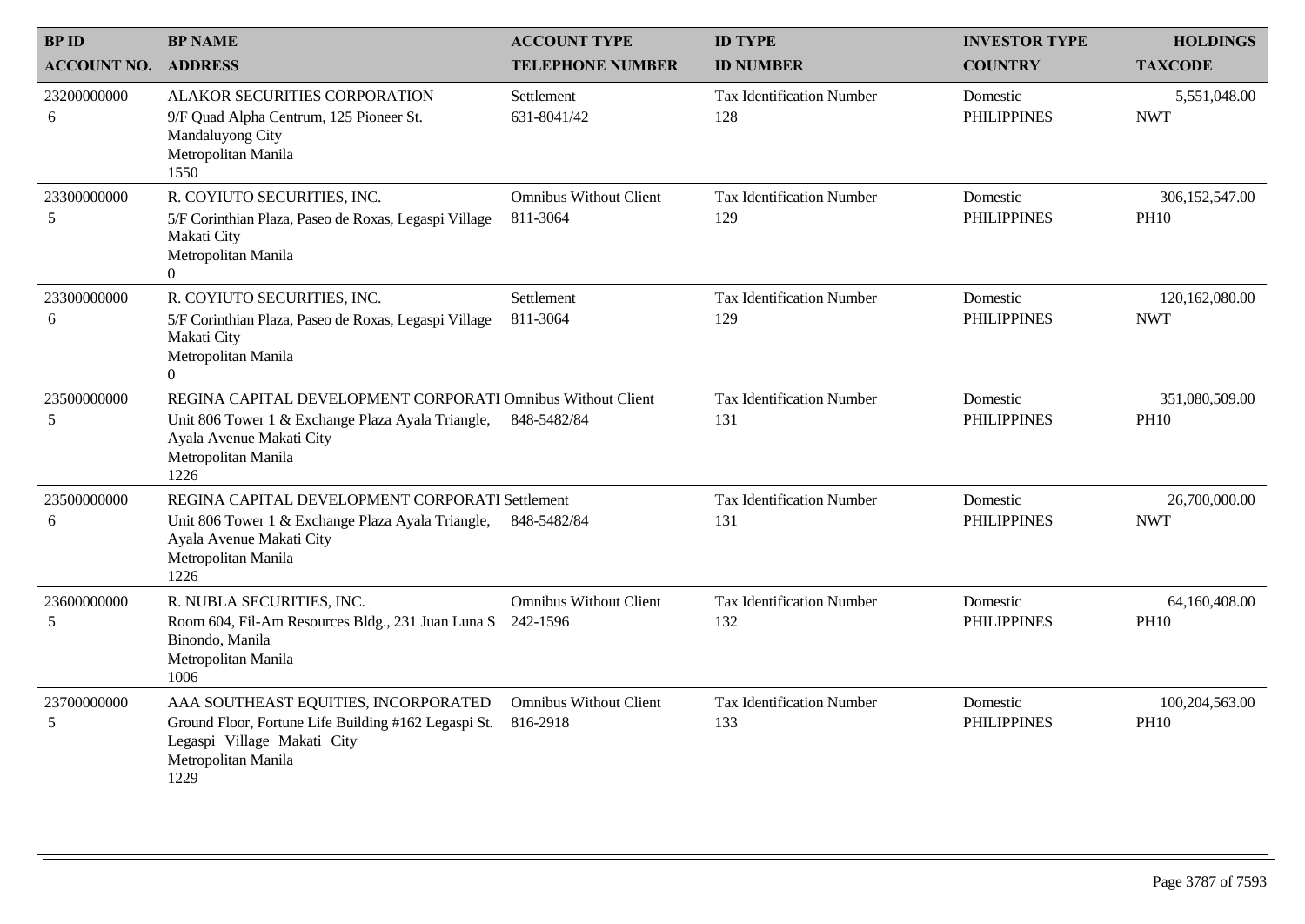| BP ID<br>ACCOUNT NO. | BP NAME<br>ADDRESS | ACCOUNT TYPE<br>TELEPHONE NUMBER | ID TYPE<br>ID NUMBER | INVESTOR TYPE<br>COUNTRY | HOLDINGS<br>TAXCODE |
|---|---|---|---|---|---|
| 23200000000<br>6 | ALAKOR SECURITIES CORPORATION<br>9/F Quad Alpha Centrum, 125 Pioneer St.<br>Mandaluyong City<br>Metropolitan Manila<br>1550 | Settlement<br>631-8041/42 | Tax Identification Number<br>128 | Domestic<br>PHILIPPINES | 5,551,048.00<br>NWT |
| 23300000000<br>5 | R. COYIUTO SECURITIES, INC.<br>5/F Corinthian Plaza, Paseo de Roxas, Legaspi Village<br>Makati City<br>Metropolitan Manila<br>0 | Omnibus Without Client<br>811-3064 | Tax Identification Number<br>129 | Domestic<br>PHILIPPINES | 306,152,547.00<br>PH10 |
| 23300000000<br>6 | R. COYIUTO SECURITIES, INC.<br>5/F Corinthian Plaza, Paseo de Roxas, Legaspi Village<br>Makati City<br>Metropolitan Manila<br>0 | Settlement<br>811-3064 | Tax Identification Number<br>129 | Domestic<br>PHILIPPINES | 120,162,080.00<br>NWT |
| 23500000000<br>5 | REGINA CAPITAL DEVELOPMENT CORPORATI<br>Unit 806 Tower 1 & Exchange Plaza Ayala Triangle,<br>Ayala Avenue Makati City<br>Metropolitan Manila<br>1226 | Omnibus Without Client<br>848-5482/84 | Tax Identification Number<br>131 | Domestic<br>PHILIPPINES | 351,080,509.00<br>PH10 |
| 23500000000<br>6 | REGINA CAPITAL DEVELOPMENT CORPORATI<br>Unit 806 Tower 1 & Exchange Plaza Ayala Triangle,<br>Ayala Avenue Makati City<br>Metropolitan Manila<br>1226 | Settlement<br>848-5482/84 | Tax Identification Number<br>131 | Domestic<br>PHILIPPINES | 26,700,000.00<br>NWT |
| 23600000000<br>5 | R. NUBLA SECURITIES, INC.<br>Room 604, Fil-Am Resources Bldg., 231 Juan Luna S<br>Binondo, Manila<br>Metropolitan Manila<br>1006 | Omnibus Without Client<br>242-1596 | Tax Identification Number<br>132 | Domestic<br>PHILIPPINES | 64,160,408.00<br>PH10 |
| 23700000000<br>5 | AAA SOUTHEAST EQUITIES, INCORPORATED<br>Ground Floor, Fortune Life Building #162 Legaspi St.<br>Legaspi Village Makati City<br>Metropolitan Manila<br>1229 | Omnibus Without Client<br>816-2918 | Tax Identification Number<br>133 | Domestic<br>PHILIPPINES | 100,204,563.00<br>PH10 |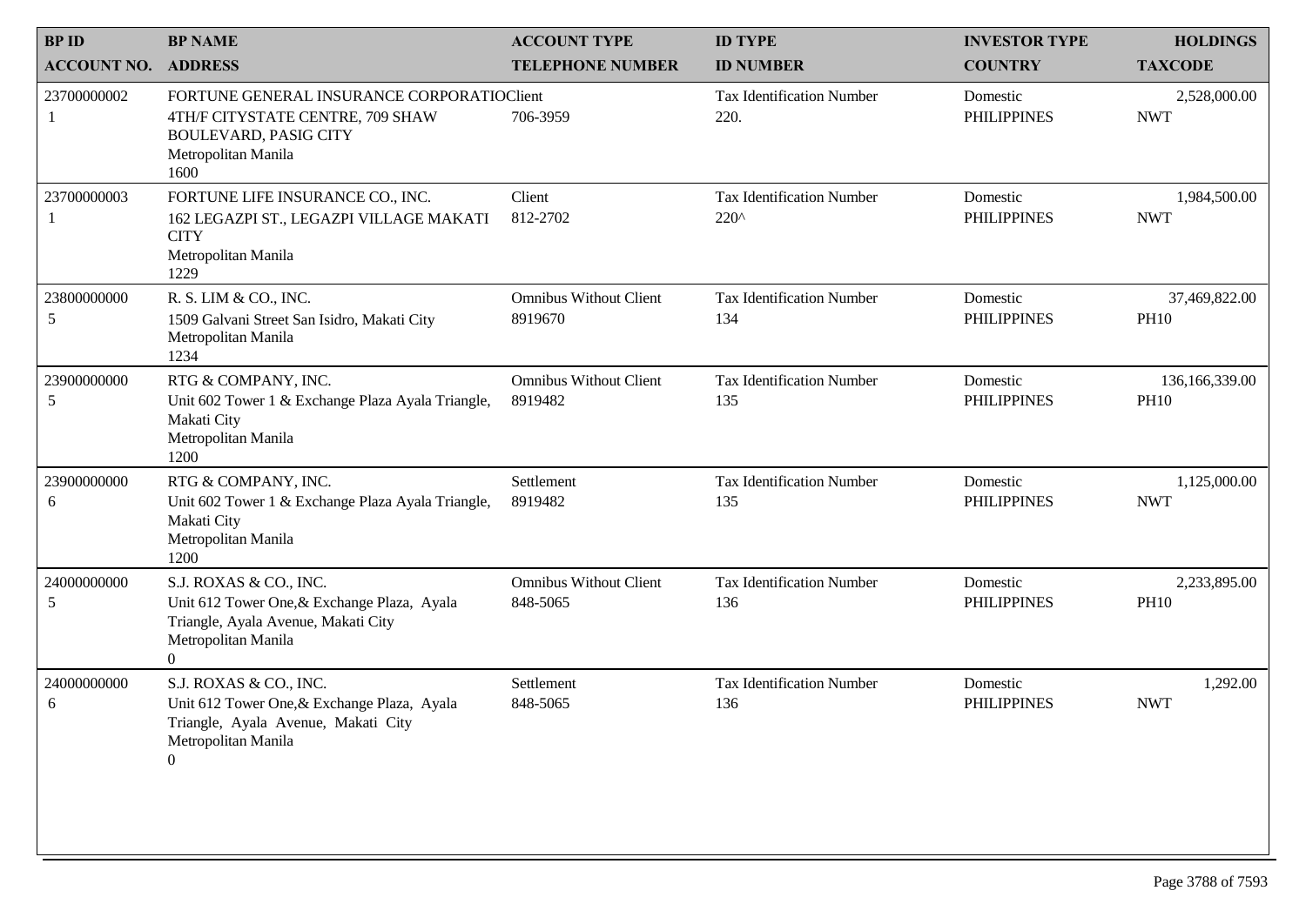| BP ID<br>ACCOUNT NO. | BP NAME<br>ADDRESS | ACCOUNT TYPE<br>TELEPHONE NUMBER | ID TYPE<br>ID NUMBER | INVESTOR TYPE<br>COUNTRY | HOLDINGS<br>TAXCODE |
|---|---|---|---|---|---|
| 23700000002<br>1 | FORTUNE GENERAL INSURANCE CORPORATIO<br>4TH/F CITYSTATE CENTRE, 709 SHAW BOULEVARD, PASIG CITY<br>Metropolitan Manila<br>1600 | Client<br>706-3959 | Tax Identification Number<br>220. | Domestic<br>PHILIPPINES | 2,528,000.00<br>NWT |
| 23700000003<br>1 | FORTUNE LIFE INSURANCE CO., INC.<br>162 LEGAZPI ST., LEGAZPI VILLAGE MAKATI CITY<br>Metropolitan Manila<br>1229 | Client<br>812-2702 | Tax Identification Number<br>220^ | Domestic<br>PHILIPPINES | 1,984,500.00<br>NWT |
| 23800000000<br>5 | R. S. LIM & CO., INC.<br>1509 Galvani Street San Isidro, Makati City<br>Metropolitan Manila<br>1234 | Omnibus Without Client<br>8919670 | Tax Identification Number<br>134 | Domestic<br>PHILIPPINES | 37,469,822.00<br>PH10 |
| 23900000000<br>5 | RTG & COMPANY, INC.<br>Unit 602 Tower 1 & Exchange Plaza Ayala Triangle, Makati City<br>Metropolitan Manila<br>1200 | Omnibus Without Client<br>8919482 | Tax Identification Number<br>135 | Domestic<br>PHILIPPINES | 136,166,339.00<br>PH10 |
| 23900000000<br>6 | RTG & COMPANY, INC.<br>Unit 602 Tower 1 & Exchange Plaza Ayala Triangle, Makati City<br>Metropolitan Manila<br>1200 | Settlement<br>8919482 | Tax Identification Number<br>135 | Domestic<br>PHILIPPINES | 1,125,000.00<br>NWT |
| 24000000000<br>5 | S.J. ROXAS & CO., INC.<br>Unit 612 Tower One,& Exchange Plaza, Ayala Triangle, Ayala Avenue, Makati City<br>Metropolitan Manila<br>0 | Omnibus Without Client<br>848-5065 | Tax Identification Number<br>136 | Domestic<br>PHILIPPINES | 2,233,895.00<br>PH10 |
| 24000000000<br>6 | S.J. ROXAS & CO., INC.<br>Unit 612 Tower One,& Exchange Plaza, Ayala Triangle, Ayala Avenue, Makati City<br>Metropolitan Manila<br>0 | Settlement<br>848-5065 | Tax Identification Number<br>136 | Domestic<br>PHILIPPINES | 1,292.00<br>NWT |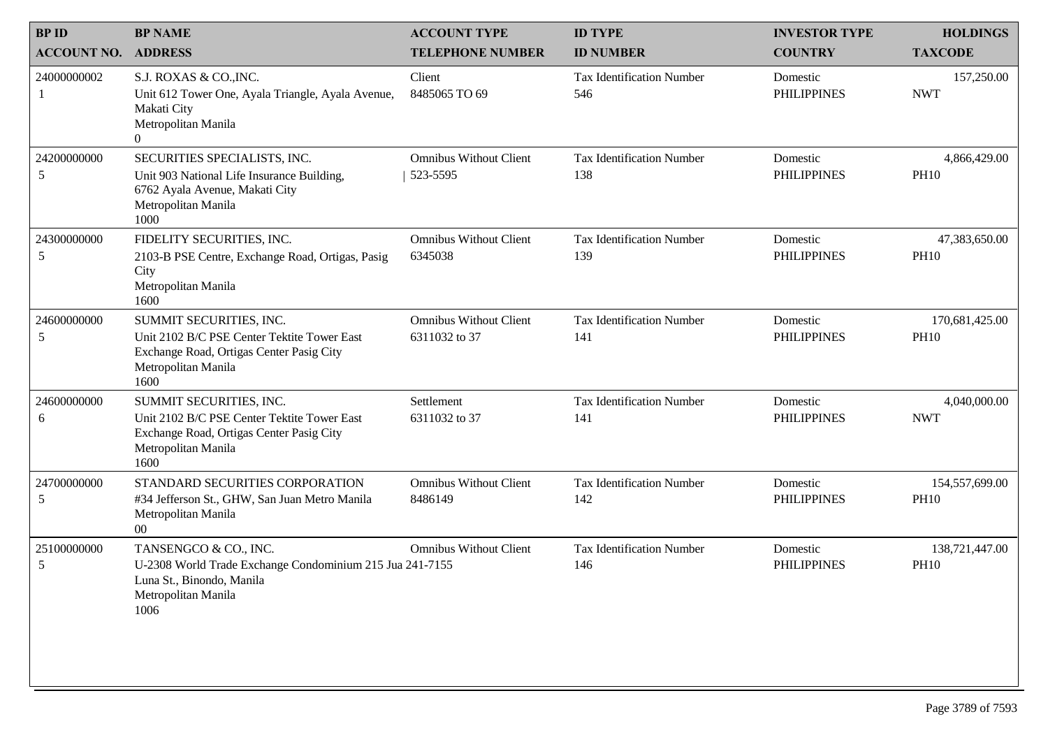| BP ID<br>ACCOUNT NO. | BP NAME<br>ADDRESS | ACCOUNT TYPE<br>TELEPHONE NUMBER | ID TYPE<br>ID NUMBER | INVESTOR TYPE<br>COUNTRY | HOLDINGS<br>TAXCODE |
|---|---|---|---|---|---|
| 24000000002<br>1 | S.J. ROXAS & CO.,INC.<br>Unit 612 Tower One, Ayala Triangle, Ayala Avenue, Makati City<br>Metropolitan Manila<br>0 | Client<br>8485065 TO 69 | Tax Identification Number<br>546 | Domestic<br>PHILIPPINES | 157,250.00<br>NWT |
| 24200000000<br>5 | SECURITIES SPECIALISTS, INC.<br>Unit 903 National Life Insurance Building,<br>6762 Ayala Avenue, Makati City<br>Metropolitan Manila<br>1000 | Omnibus Without Client<br>523-5595 | Tax Identification Number<br>138 | Domestic<br>PHILIPPINES | 4,866,429.00<br>PH10 |
| 24300000000<br>5 | FIDELITY SECURITIES, INC.<br>2103-B PSE Centre, Exchange Road, Ortigas, Pasig City<br>Metropolitan Manila<br>1600 | Omnibus Without Client<br>6345038 | Tax Identification Number<br>139 | Domestic<br>PHILIPPINES | 47,383,650.00<br>PH10 |
| 24600000000<br>5 | SUMMIT SECURITIES, INC.<br>Unit 2102 B/C PSE Center Tektite Tower East<br>Exchange Road, Ortigas Center Pasig City<br>Metropolitan Manila<br>1600 | Omnibus Without Client<br>6311032 to 37 | Tax Identification Number<br>141 | Domestic<br>PHILIPPINES | 170,681,425.00<br>PH10 |
| 24600000000<br>6 | SUMMIT SECURITIES, INC.<br>Unit 2102 B/C PSE Center Tektite Tower East<br>Exchange Road, Ortigas Center Pasig City<br>Metropolitan Manila<br>1600 | Settlement<br>6311032 to 37 | Tax Identification Number<br>141 | Domestic<br>PHILIPPINES | 4,040,000.00<br>NWT |
| 24700000000<br>5 | STANDARD SECURITIES CORPORATION<br>#34 Jefferson St., GHW, San Juan Metro Manila<br>Metropolitan Manila<br>00 | Omnibus Without Client<br>8486149 | Tax Identification Number<br>142 | Domestic<br>PHILIPPINES | 154,557,699.00<br>PH10 |
| 25100000000<br>5 | TANSENGCO & CO., INC.<br>U-2308 World Trade Exchange Condominium 215 Jua<br>Luna St., Binondo, Manila<br>Metropolitan Manila<br>1006 | Omnibus Without Client<br>241-7155 | Tax Identification Number<br>146 | Domestic<br>PHILIPPINES | 138,721,447.00<br>PH10 |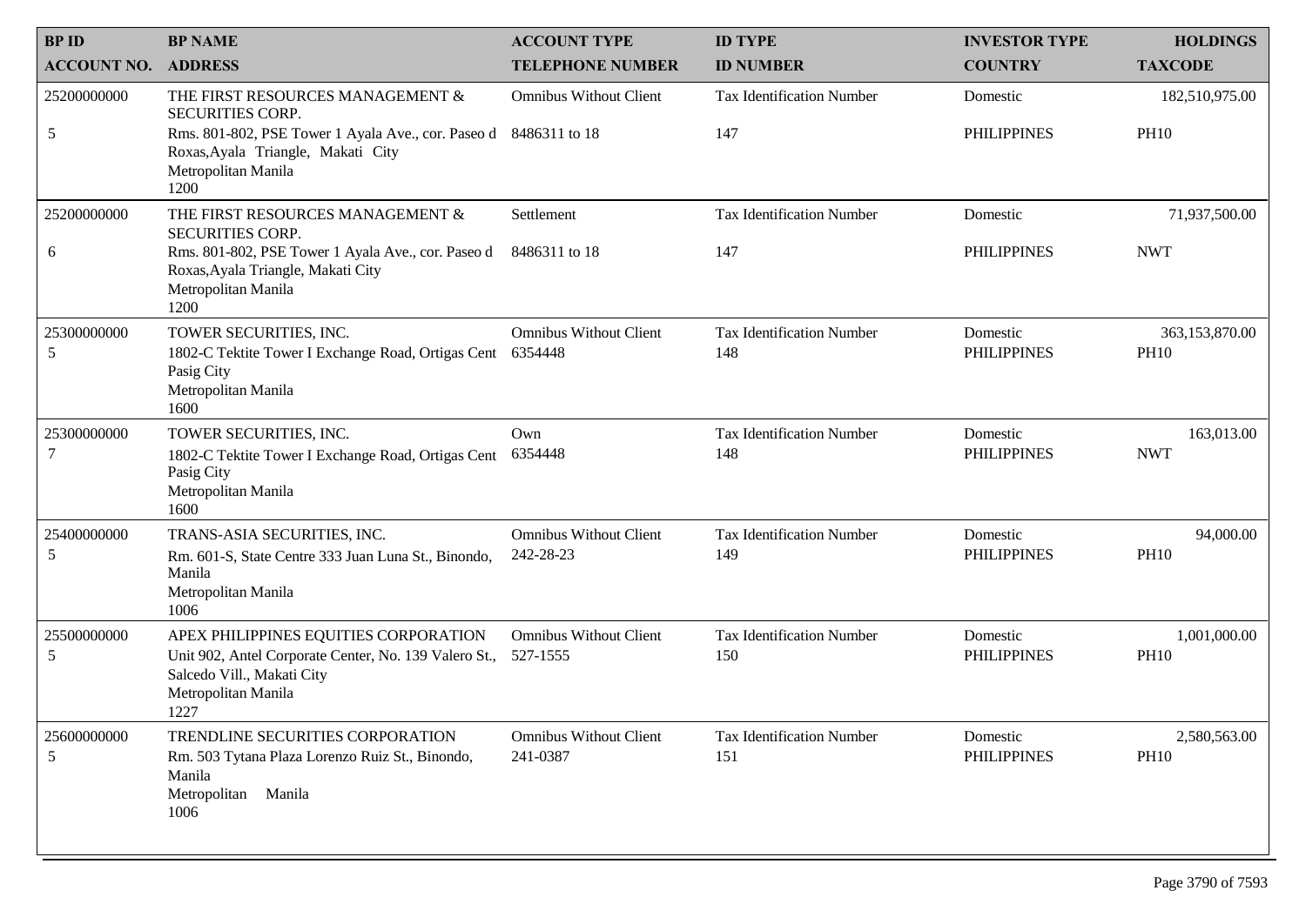| BP ID<br>ACCOUNT NO. | BP NAME<br>ADDRESS | ACCOUNT TYPE<br>TELEPHONE NUMBER | ID TYPE<br>ID NUMBER | INVESTOR TYPE<br>COUNTRY | HOLDINGS<br>TAXCODE |
|---|---|---|---|---|---|
| 25200000000<br>5 | THE FIRST RESOURCES MANAGEMENT & SECURITIES CORP.<br>Rms. 801-802, PSE Tower 1 Ayala Ave., cor. Paseo d Roxas,Ayala Triangle, Makati City<br>Metropolitan Manila<br>1200 | Omnibus Without Client<br>8486311 to 18 | Tax Identification Number<br>147 | Domestic<br>PHILIPPINES | 182,510,975.00<br>PH10 |
| 25200000000<br>6 | THE FIRST RESOURCES MANAGEMENT & SECURITIES CORP.<br>Rms. 801-802, PSE Tower 1 Ayala Ave., cor. Paseo d Roxas,Ayala Triangle, Makati City<br>Metropolitan Manila<br>1200 | Settlement<br>8486311 to 18 | Tax Identification Number<br>147 | Domestic<br>PHILIPPINES | 71,937,500.00<br>NWT |
| 25300000000<br>5 | TOWER SECURITIES, INC.<br>1802-C Tektite Tower I Exchange Road, Ortigas Cent Pasig City<br>Metropolitan Manila<br>1600 | Omnibus Without Client<br>6354448 | Tax Identification Number<br>148 | Domestic<br>PHILIPPINES | 363,153,870.00<br>PH10 |
| 25300000000<br>7 | TOWER SECURITIES, INC.<br>1802-C Tektite Tower I Exchange Road, Ortigas Cent Pasig City<br>Metropolitan Manila<br>1600 | Own<br>6354448 | Tax Identification Number<br>148 | Domestic<br>PHILIPPINES | 163,013.00<br>NWT |
| 25400000000<br>5 | TRANS-ASIA SECURITIES, INC.<br>Rm. 601-S, State Centre 333 Juan Luna St., Binondo, Manila<br>Metropolitan Manila<br>1006 | Omnibus Without Client<br>242-28-23 | Tax Identification Number<br>149 | Domestic<br>PHILIPPINES | 94,000.00<br>PH10 |
| 25500000000<br>5 | APEX PHILIPPINES EQUITIES CORPORATION<br>Unit 902, Antel Corporate Center, No. 139 Valero St., Salcedo Vill., Makati City<br>Metropolitan Manila<br>1227 | Omnibus Without Client<br>527-1555 | Tax Identification Number<br>150 | Domestic<br>PHILIPPINES | 1,001,000.00<br>PH10 |
| 25600000000<br>5 | TRENDLINE SECURITIES CORPORATION<br>Rm. 503 Tytana Plaza Lorenzo Ruiz St., Binondo, Manila<br>Metropolitan Manila<br>1006 | Omnibus Without Client<br>241-0387 | Tax Identification Number<br>151 | Domestic<br>PHILIPPINES | 2,580,563.00<br>PH10 |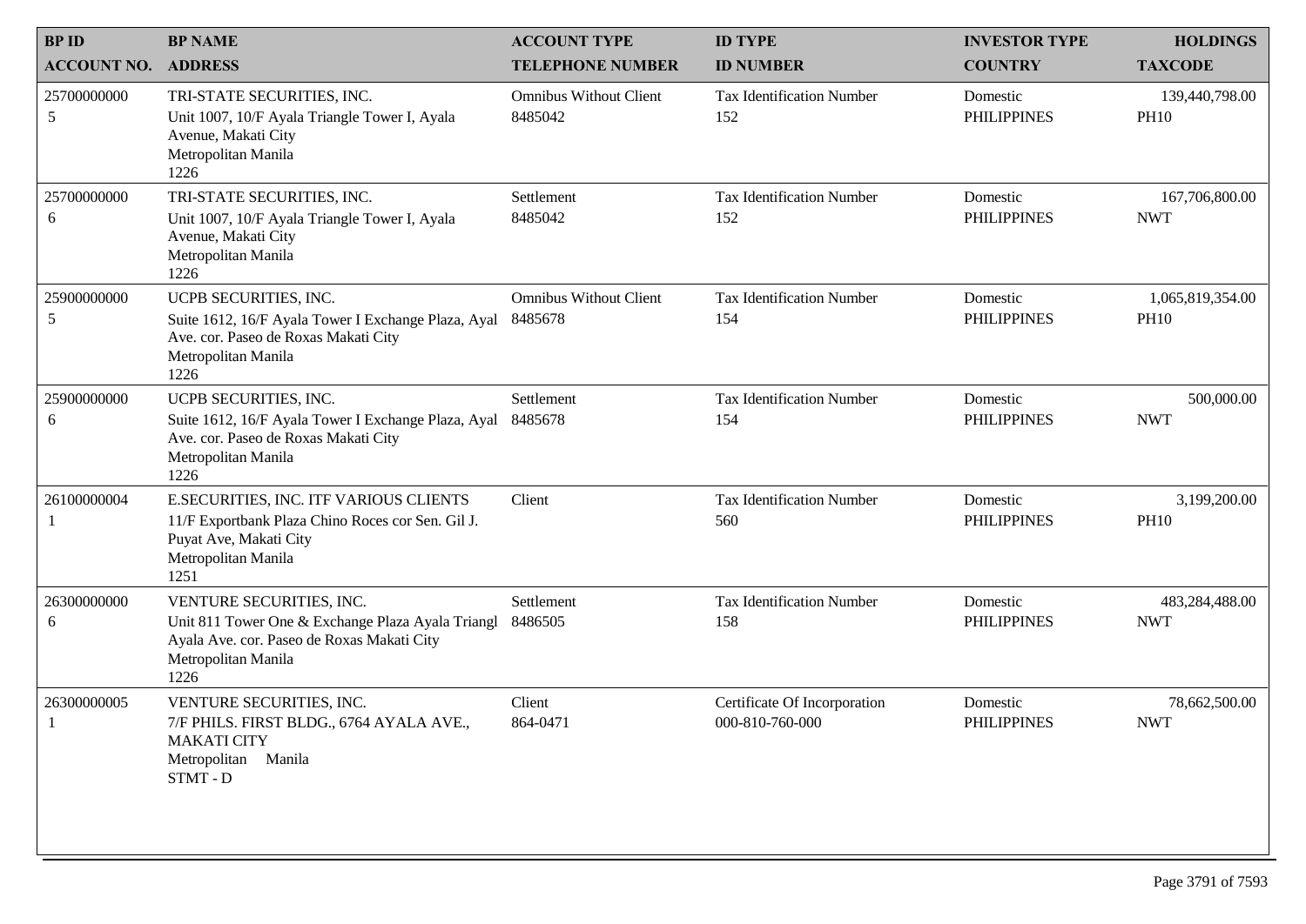| BP ID<br>ACCOUNT NO. | BP NAME<br>ADDRESS | ACCOUNT TYPE<br>TELEPHONE NUMBER | ID TYPE<br>ID NUMBER | INVESTOR TYPE<br>COUNTRY | HOLDINGS<br>TAXCODE |
|---|---|---|---|---|---|
| 25700000000<br>5 | TRI-STATE SECURITIES, INC.<br>Unit 1007, 10/F Ayala Triangle Tower I, Ayala Avenue, Makati City<br>Metropolitan Manila<br>1226 | Omnibus Without Client<br>8485042 | Tax Identification Number<br>152 | Domestic<br>PHILIPPINES | 139,440,798.00<br>PH10 |
| 25700000000<br>6 | TRI-STATE SECURITIES, INC.<br>Unit 1007, 10/F Ayala Triangle Tower I, Ayala Avenue, Makati City<br>Metropolitan Manila<br>1226 | Settlement<br>8485042 | Tax Identification Number<br>152 | Domestic<br>PHILIPPINES | 167,706,800.00<br>NWT |
| 25900000000<br>5 | UCPB SECURITIES, INC.<br>Suite 1612, 16/F Ayala Tower I Exchange Plaza, Ayal Ave. cor. Paseo de Roxas Makati City<br>Metropolitan Manila<br>1226 | Omnibus Without Client<br>8485678 | Tax Identification Number<br>154 | Domestic<br>PHILIPPINES | 1,065,819,354.00<br>PH10 |
| 25900000000<br>6 | UCPB SECURITIES, INC.<br>Suite 1612, 16/F Ayala Tower I Exchange Plaza, Ayal Ave. cor. Paseo de Roxas Makati City<br>Metropolitan Manila<br>1226 | Settlement<br>8485678 | Tax Identification Number<br>154 | Domestic<br>PHILIPPINES | 500,000.00<br>NWT |
| 26100000004<br>1 | E.SECURITIES, INC. ITF VARIOUS CLIENTS<br>11/F Exportbank Plaza Chino Roces cor Sen. Gil J. Puyat Ave, Makati City<br>Metropolitan Manila<br>1251 | Client | Tax Identification Number<br>560 | Domestic<br>PHILIPPINES | 3,199,200.00<br>PH10 |
| 26300000000<br>6 | VENTURE SECURITIES, INC.<br>Unit 811 Tower One & Exchange Plaza Ayala Triangl Ayala Ave. cor. Paseo de Roxas Makati City<br>Metropolitan Manila<br>1226 | Settlement<br>8486505 | Tax Identification Number<br>158 | Domestic<br>PHILIPPINES | 483,284,488.00<br>NWT |
| 26300000005<br>1 | VENTURE SECURITIES, INC.<br>7/F PHILS. FIRST BLDG., 6764 AYALA AVE., MAKATI CITY<br>Metropolitan Manila<br>STMT - D | Client<br>864-0471 | Certificate Of Incorporation<br>000-810-760-000 | Domestic<br>PHILIPPINES | 78,662,500.00<br>NWT |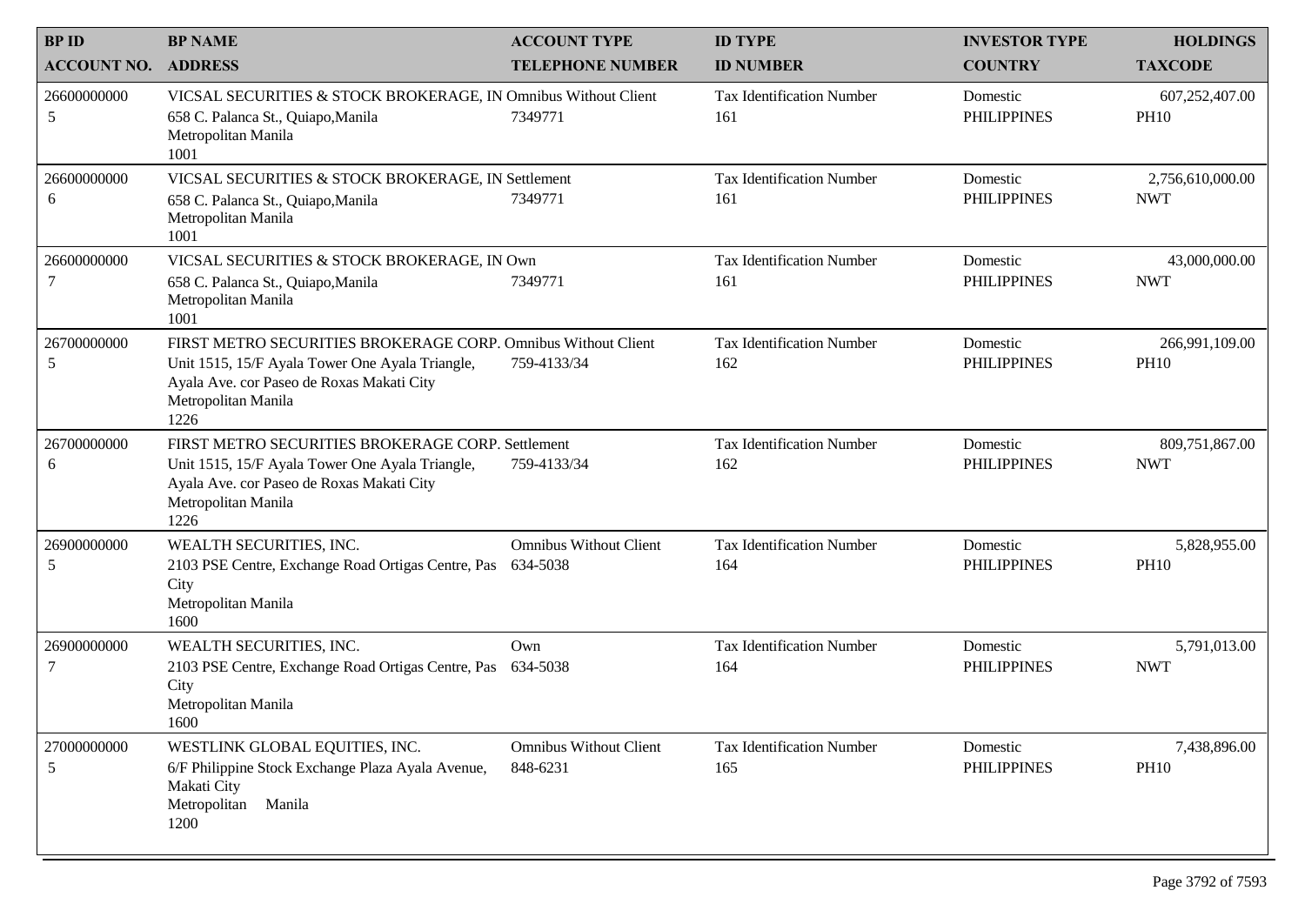| BP ID<br>ACCOUNT NO. | BP NAME<br>ADDRESS | ACCOUNT TYPE<br>TELEPHONE NUMBER | ID TYPE<br>ID NUMBER | INVESTOR TYPE<br>COUNTRY | HOLDINGS<br>TAXCODE |
|---|---|---|---|---|---|
| 26600000000<br>5 | VICSAL SECURITIES & STOCK BROKERAGE, IN<br>658 C. Palanca St., Quiapo,Manila<br>Metropolitan Manila<br>1001 | Omnibus Without Client<br>7349771 | Tax Identification Number<br>161 | Domestic<br>PHILIPPINES | 607,252,407.00<br>PH10 |
| 26600000000<br>6 | VICSAL SECURITIES & STOCK BROKERAGE, IN<br>658 C. Palanca St., Quiapo,Manila<br>Metropolitan Manila<br>1001 | Settlement<br>7349771 | Tax Identification Number<br>161 | Domestic<br>PHILIPPINES | 2,756,610,000.00<br>NWT |
| 26600000000<br>7 | VICSAL SECURITIES & STOCK BROKERAGE, IN<br>658 C. Palanca St., Quiapo,Manila<br>Metropolitan Manila<br>1001 | Own<br>7349771 | Tax Identification Number<br>161 | Domestic<br>PHILIPPINES | 43,000,000.00<br>NWT |
| 26700000000<br>5 | FIRST METRO SECURITIES BROKERAGE CORP.<br>Unit 1515, 15/F Ayala Tower One Ayala Triangle, Ayala Ave. cor Paseo de Roxas Makati City<br>Metropolitan Manila<br>1226 | Omnibus Without Client<br>759-4133/34 | Tax Identification Number<br>162 | Domestic<br>PHILIPPINES | 266,991,109.00<br>PH10 |
| 26700000000<br>6 | FIRST METRO SECURITIES BROKERAGE CORP.<br>Unit 1515, 15/F Ayala Tower One Ayala Triangle, Ayala Ave. cor Paseo de Roxas Makati City<br>Metropolitan Manila<br>1226 | Settlement<br>759-4133/34 | Tax Identification Number<br>162 | Domestic<br>PHILIPPINES | 809,751,867.00<br>NWT |
| 26900000000<br>5 | WEALTH SECURITIES, INC.<br>2103 PSE Centre, Exchange Road Ortigas Centre, Pas City<br>Metropolitan Manila<br>1600 | Omnibus Without Client<br>634-5038 | Tax Identification Number<br>164 | Domestic<br>PHILIPPINES | 5,828,955.00<br>PH10 |
| 26900000000<br>7 | WEALTH SECURITIES, INC.<br>2103 PSE Centre, Exchange Road Ortigas Centre, Pas City<br>Metropolitan Manila<br>1600 | Own<br>634-5038 | Tax Identification Number<br>164 | Domestic<br>PHILIPPINES | 5,791,013.00<br>NWT |
| 27000000000<br>5 | WESTLINK GLOBAL EQUITIES, INC.<br>6/F Philippine Stock Exchange Plaza Ayala Avenue, Makati City<br>Metropolitan Manila<br>1200 | Omnibus Without Client<br>848-6231 | Tax Identification Number<br>165 | Domestic<br>PHILIPPINES | 7,438,896.00<br>PH10 |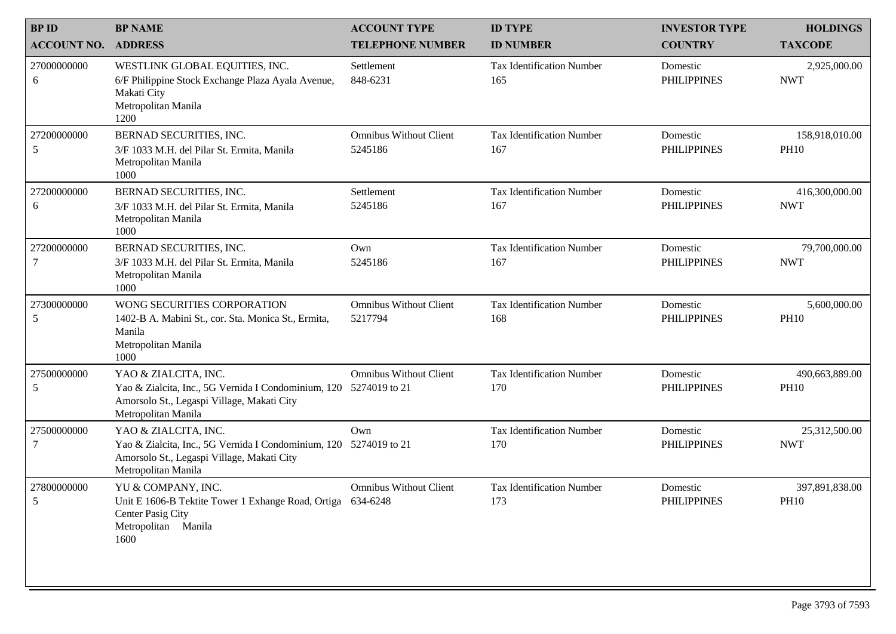| BP ID<br>ACCOUNT NO. | BP NAME<br>ADDRESS | ACCOUNT TYPE<br>TELEPHONE NUMBER | ID TYPE<br>ID NUMBER | INVESTOR TYPE<br>COUNTRY | HOLDINGS<br>TAXCODE |
|---|---|---|---|---|---|
| 27000000000<br>6 | WESTLINK GLOBAL EQUITIES, INC.<br>6/F Philippine Stock Exchange Plaza Ayala Avenue, Makati City<br>Metropolitan Manila<br>1200 | Settlement<br>848-6231 | Tax Identification Number<br>165 | Domestic<br>PHILIPPINES | 2,925,000.00<br>NWT |
| 27200000000<br>5 | BERNAD SECURITIES, INC.<br>3/F 1033 M.H. del Pilar St. Ermita, Manila<br>Metropolitan Manila<br>1000 | Omnibus Without Client<br>5245186 | Tax Identification Number<br>167 | Domestic<br>PHILIPPINES | 158,918,010.00<br>PH10 |
| 27200000000<br>6 | BERNAD SECURITIES, INC.<br>3/F 1033 M.H. del Pilar St. Ermita, Manila<br>Metropolitan Manila<br>1000 | Settlement<br>5245186 | Tax Identification Number<br>167 | Domestic<br>PHILIPPINES | 416,300,000.00<br>NWT |
| 27200000000<br>7 | BERNAD SECURITIES, INC.<br>3/F 1033 M.H. del Pilar St. Ermita, Manila<br>Metropolitan Manila<br>1000 | Own<br>5245186 | Tax Identification Number<br>167 | Domestic<br>PHILIPPINES | 79,700,000.00<br>NWT |
| 27300000000<br>5 | WONG SECURITIES CORPORATION<br>1402-B A. Mabini St., cor. Sta. Monica St., Ermita, Manila<br>Metropolitan Manila<br>1000 | Omnibus Without Client<br>5217794 | Tax Identification Number<br>168 | Domestic<br>PHILIPPINES | 5,600,000.00<br>PH10 |
| 27500000000<br>5 | YAO & ZIALCITA, INC.<br>Yao & Zialcita, Inc., 5G Vernida I Condominium, 120 Amorsolo St., Legaspi Village, Makati City<br>Metropolitan Manila | Omnibus Without Client<br>5274019 to 21 | Tax Identification Number<br>170 | Domestic<br>PHILIPPINES | 490,663,889.00<br>PH10 |
| 27500000000<br>7 | YAO & ZIALCITA, INC.<br>Yao & Zialcita, Inc., 5G Vernida I Condominium, 120 Amorsolo St., Legaspi Village, Makati City<br>Metropolitan Manila | Own<br>5274019 to 21 | Tax Identification Number<br>170 | Domestic<br>PHILIPPINES | 25,312,500.00<br>NWT |
| 27800000000<br>5 | YU & COMPANY, INC.<br>Unit E 1606-B Tektite Tower 1 Exhange Road, Ortiga Center Pasig City<br>Metropolitan Manila<br>1600 | Omnibus Without Client<br>634-6248 | Tax Identification Number<br>173 | Domestic<br>PHILIPPINES | 397,891,838.00<br>PH10 |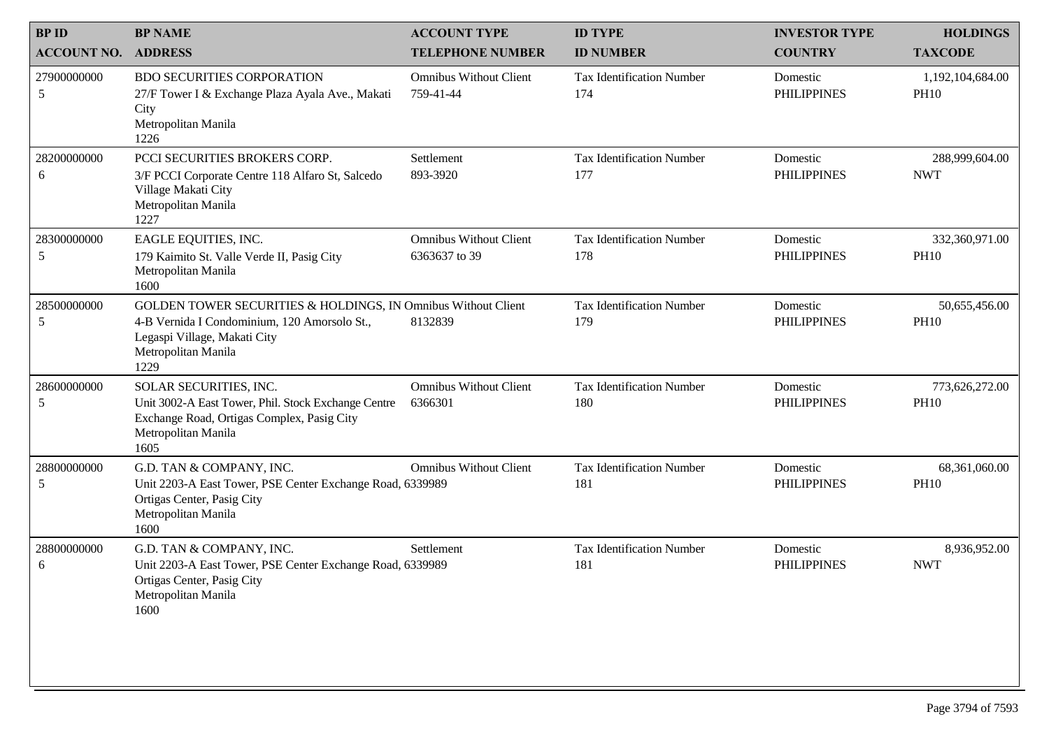| BP ID<br>ACCOUNT NO. | BP NAME<br>ADDRESS | ACCOUNT TYPE<br>TELEPHONE NUMBER | ID TYPE<br>ID NUMBER | INVESTOR TYPE<br>COUNTRY | HOLDINGS<br>TAXCODE |
|---|---|---|---|---|---|
| 27900000000<br>5 | BDO SECURITIES CORPORATION<br>27/F Tower I & Exchange Plaza Ayala Ave., Makati City<br>Metropolitan Manila<br>1226 | Omnibus Without Client<br>759-41-44 | Tax Identification Number<br>174 | Domestic<br>PHILIPPINES | 1,192,104,684.00<br>PH10 |
| 28200000000<br>6 | PCCI SECURITIES BROKERS CORP.<br>3/F PCCI Corporate Centre 118 Alfaro St, Salcedo Village Makati City<br>Metropolitan Manila<br>1227 | Settlement<br>893-3920 | Tax Identification Number<br>177 | Domestic<br>PHILIPPINES | 288,999,604.00<br>NWT |
| 28300000000<br>5 | EAGLE EQUITIES, INC.<br>179 Kaimito St. Valle Verde II, Pasig City<br>Metropolitan Manila<br>1600 | Omnibus Without Client<br>6363637 to 39 | Tax Identification Number<br>178 | Domestic<br>PHILIPPINES | 332,360,971.00<br>PH10 |
| 28500000000<br>5 | GOLDEN TOWER SECURITIES & HOLDINGS, IN<br>4-B Vernida I Condominium, 120 Amorsolo St., Legaspi Village, Makati City<br>Metropolitan Manila<br>1229 | Omnibus Without Client<br>8132839 | Tax Identification Number<br>179 | Domestic<br>PHILIPPINES | 50,655,456.00<br>PH10 |
| 28600000000<br>5 | SOLAR SECURITIES, INC.<br>Unit 3002-A East Tower, Phil. Stock Exchange Centre Exchange Road, Ortigas Complex, Pasig City<br>Metropolitan Manila<br>1605 | Omnibus Without Client<br>6366301 | Tax Identification Number<br>180 | Domestic<br>PHILIPPINES | 773,626,272.00<br>PH10 |
| 28800000000<br>5 | G.D. TAN & COMPANY, INC.<br>Unit 2203-A East Tower, PSE Center Exchange Road, Ortigas Center, Pasig City<br>Metropolitan Manila<br>1600 | Omnibus Without Client<br>6339989 | Tax Identification Number<br>181 | Domestic<br>PHILIPPINES | 68,361,060.00<br>PH10 |
| 28800000000<br>6 | G.D. TAN & COMPANY, INC.<br>Unit 2203-A East Tower, PSE Center Exchange Road, Ortigas Center, Pasig City<br>Metropolitan Manila<br>1600 | Settlement<br>6339989 | Tax Identification Number<br>181 | Domestic<br>PHILIPPINES | 8,936,952.00<br>NWT |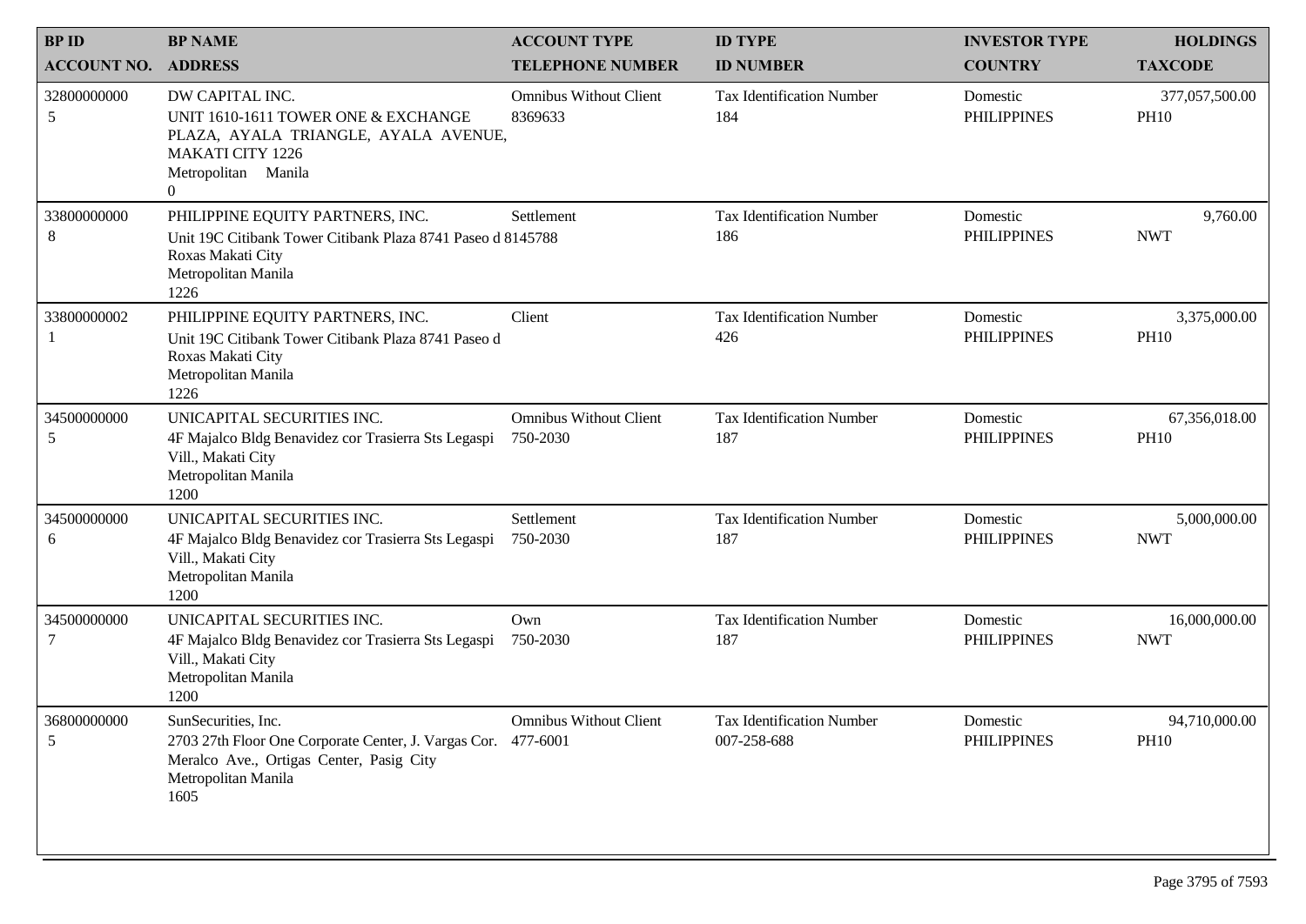| BP ID<br>ACCOUNT NO. | BP NAME<br>ADDRESS | ACCOUNT TYPE<br>TELEPHONE NUMBER | ID TYPE<br>ID NUMBER | INVESTOR TYPE<br>COUNTRY | HOLDINGS<br>TAXCODE |
|---|---|---|---|---|---|
| 32800000000<br>5 | DW CAPITAL INC.<br>UNIT 1610-1611 TOWER ONE & EXCHANGE PLAZA, AYALA TRIANGLE, AYALA AVENUE, MAKATI CITY 1226<br>Metropolitan Manila<br>0 | Omnibus Without Client<br>8369633 | Tax Identification Number<br>184 | Domestic<br>PHILIPPINES | 377,057,500.00<br>PH10 |
| 33800000000<br>8 | PHILIPPINE EQUITY PARTNERS, INC.<br>Unit 19C Citibank Tower Citibank Plaza 8741 Paseo d Roxas Makati City<br>Metropolitan Manila<br>1226 | Settlement<br>8145788 | Tax Identification Number<br>186 | Domestic<br>PHILIPPINES | 9,760.00<br>NWT |
| 33800000002<br>1 | PHILIPPINE EQUITY PARTNERS, INC.<br>Unit 19C Citibank Tower Citibank Plaza 8741 Paseo d Roxas Makati City<br>Metropolitan Manila<br>1226 | Client | Tax Identification Number<br>426 | Domestic<br>PHILIPPINES | 3,375,000.00<br>PH10 |
| 34500000000<br>5 | UNICAPITAL SECURITIES INC.<br>4F Majalco Bldg Benavidez cor Trasierra Sts Legaspi Vill., Makati City<br>Metropolitan Manila<br>1200 | Omnibus Without Client<br>750-2030 | Tax Identification Number<br>187 | Domestic<br>PHILIPPINES | 67,356,018.00<br>PH10 |
| 34500000000<br>6 | UNICAPITAL SECURITIES INC.<br>4F Majalco Bldg Benavidez cor Trasierra Sts Legaspi Vill., Makati City<br>Metropolitan Manila<br>1200 | Settlement<br>750-2030 | Tax Identification Number<br>187 | Domestic<br>PHILIPPINES | 5,000,000.00<br>NWT |
| 34500000000<br>7 | UNICAPITAL SECURITIES INC.<br>4F Majalco Bldg Benavidez cor Trasierra Sts Legaspi Vill., Makati City<br>Metropolitan Manila<br>1200 | Own<br>750-2030 | Tax Identification Number<br>187 | Domestic<br>PHILIPPINES | 16,000,000.00<br>NWT |
| 36800000000<br>5 | SunSecurities, Inc.<br>2703 27th Floor One Corporate Center, J. Vargas Cor. Meralco Ave., Ortigas Center, Pasig City<br>Metropolitan Manila<br>1605 | Omnibus Without Client<br>477-6001 | Tax Identification Number<br>007-258-688 | Domestic<br>PHILIPPINES | 94,710,000.00<br>PH10 |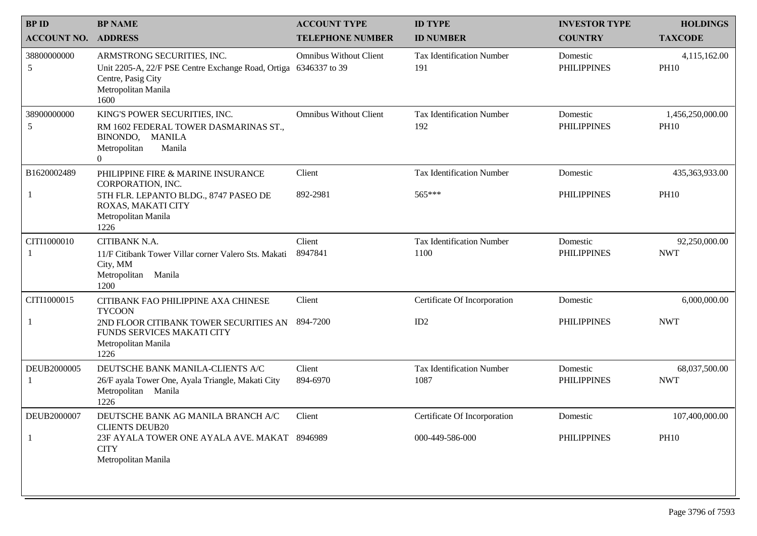| BP ID<br>ACCOUNT NO. | BP NAME<br>ADDRESS | ACCOUNT TYPE<br>TELEPHONE NUMBER | ID TYPE<br>ID NUMBER | INVESTOR TYPE<br>COUNTRY | HOLDINGS<br>TAXCODE |
|---|---|---|---|---|---|
| 38800000000<br>5 | ARMSTRONG SECURITIES, INC.<br>Unit 2205-A, 22/F PSE Centre Exchange Road, Ortiga Centre, Pasig City<br>Metropolitan Manila<br>1600 | Omnibus Without Client<br>6346337 to 39 | Tax Identification Number<br>191 | Domestic<br>PHILIPPINES | 4,115,162.00<br>PH10 |
| 38900000000<br>5 | KING'S POWER SECURITIES, INC.<br>RM 1602 FEDERAL TOWER DASMARINAS ST., BINONDO, MANILA<br>Metropolitan Manila<br>0 | Omnibus Without Client | Tax Identification Number<br>192 | Domestic<br>PHILIPPINES | 1,456,250,000.00<br>PH10 |
| B1620002489<br>1 | PHILIPPINE FIRE & MARINE INSURANCE CORPORATION, INC.<br>5TH FLR. LEPANTO BLDG., 8747 PASEO DE ROXAS, MAKATI CITY<br>Metropolitan Manila<br>1226 | Client<br>892-2981 | Tax Identification Number<br>565*** | Domestic<br>PHILIPPINES | 435,363,933.00<br>PH10 |
| CITI1000010<br>1 | CITIBANK N.A.<br>11/F Citibank Tower Villar corner Valero Sts. Makati City, MM<br>Metropolitan Manila<br>1200 | Client<br>8947841 | Tax Identification Number<br>1100 | Domestic<br>PHILIPPINES | 92,250,000.00<br>NWT |
| CITI1000015<br>1 | CITIBANK FAO PHILIPPINE AXA CHINESE TYCOON<br>2ND FLOOR CITIBANK TOWER SECURITIES AN FUNDS SERVICES MAKATI CITY<br>Metropolitan Manila<br>1226 | Client<br>894-7200 | Certificate Of Incorporation<br>ID2 | Domestic<br>PHILIPPINES | 6,000,000.00<br>NWT |
| DEUB2000005<br>1 | DEUTSCHE BANK MANILA-CLIENTS A/C<br>26/F ayala Tower One, Ayala Triangle, Makati City<br>Metropolitan Manila<br>1226 | Client<br>894-6970 | Tax Identification Number<br>1087 | Domestic<br>PHILIPPINES | 68,037,500.00<br>NWT |
| DEUB2000007<br>1 | DEUTSCHE BANK AG MANILA BRANCH A/C CLIENTS DEUB20<br>23F AYALA TOWER ONE AYALA AVE. MAKAT CITY<br>Metropolitan Manila | Client<br>8946989 | Certificate Of Incorporation<br>000-449-586-000 | Domestic<br>PHILIPPINES | 107,400,000.00<br>PH10 |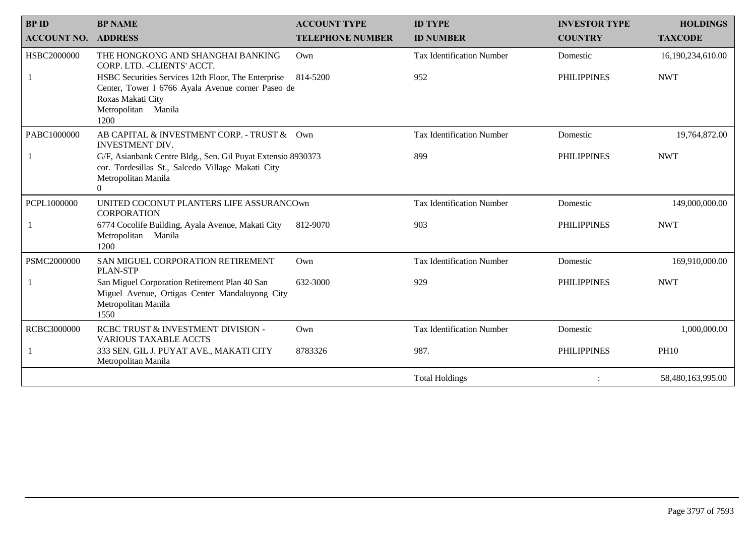| BP ID<br>ACCOUNT NO. | BP NAME<br>ADDRESS | ACCOUNT TYPE<br>TELEPHONE NUMBER | ID TYPE<br>ID NUMBER | INVESTOR TYPE<br>COUNTRY | HOLDINGS<br>TAXCODE |
|---|---|---|---|---|---|
| HSBC2000000<br>1 | THE HONGKONG AND SHANGHAI BANKING CORP. LTD. -CLIENTS' ACCT.<br>HSBC Securities Services 12th Floor, The Enterprise Center, Tower I 6766 Ayala Avenue corner Paseo de Roxas Makati City<br>Metropolitan Manila<br>1200 | Own<br>814-5200 | Tax Identification Number<br>952 | Domestic<br>PHILIPPINES | 16,190,234,610.00<br>NWT |
| PABC1000000<br>1 | AB CAPITAL & INVESTMENT CORP. - TRUST & INVESTMENT DIV.<br>G/F, Asianbank Centre Bldg., Sen. Gil Puyat Extensio cor. Tordesillas St., Salcedo Village Makati City<br>Metropolitan Manila<br>0 | Own<br>8930373 | Tax Identification Number<br>899 | Domestic<br>PHILIPPINES | 19,764,872.00<br>NWT |
| PCPL1000000<br>1 | UNITED COCONUT PLANTERS LIFE ASSURANC CORPORATION<br>6774 Cocolife Building, Ayala Avenue, Makati City<br>Metropolitan Manila<br>1200 | Own<br>812-9070 | Tax Identification Number<br>903 | Domestic<br>PHILIPPINES | 149,000,000.00<br>NWT |
| PSMC2000000<br>1 | SAN MIGUEL CORPORATION RETIREMENT PLAN-STP<br>San Miguel Corporation Retirement Plan 40 San Miguel Avenue, Ortigas Center Mandaluyong City<br>Metropolitan Manila<br>1550 | Own<br>632-3000 | Tax Identification Number<br>929 | Domestic<br>PHILIPPINES | 169,910,000.00<br>NWT |
| RCBC3000000<br>1 | RCBC TRUST & INVESTMENT DIVISION - VARIOUS TAXABLE ACCTS<br>333 SEN. GIL J. PUYAT AVE., MAKATI CITY<br>Metropolitan Manila | Own<br>8783326 | Tax Identification Number<br>987. | Domestic<br>PHILIPPINES | 1,000,000.00<br>PH10 |
| | | | Total Holdings | : | 58,480,163,995.00 |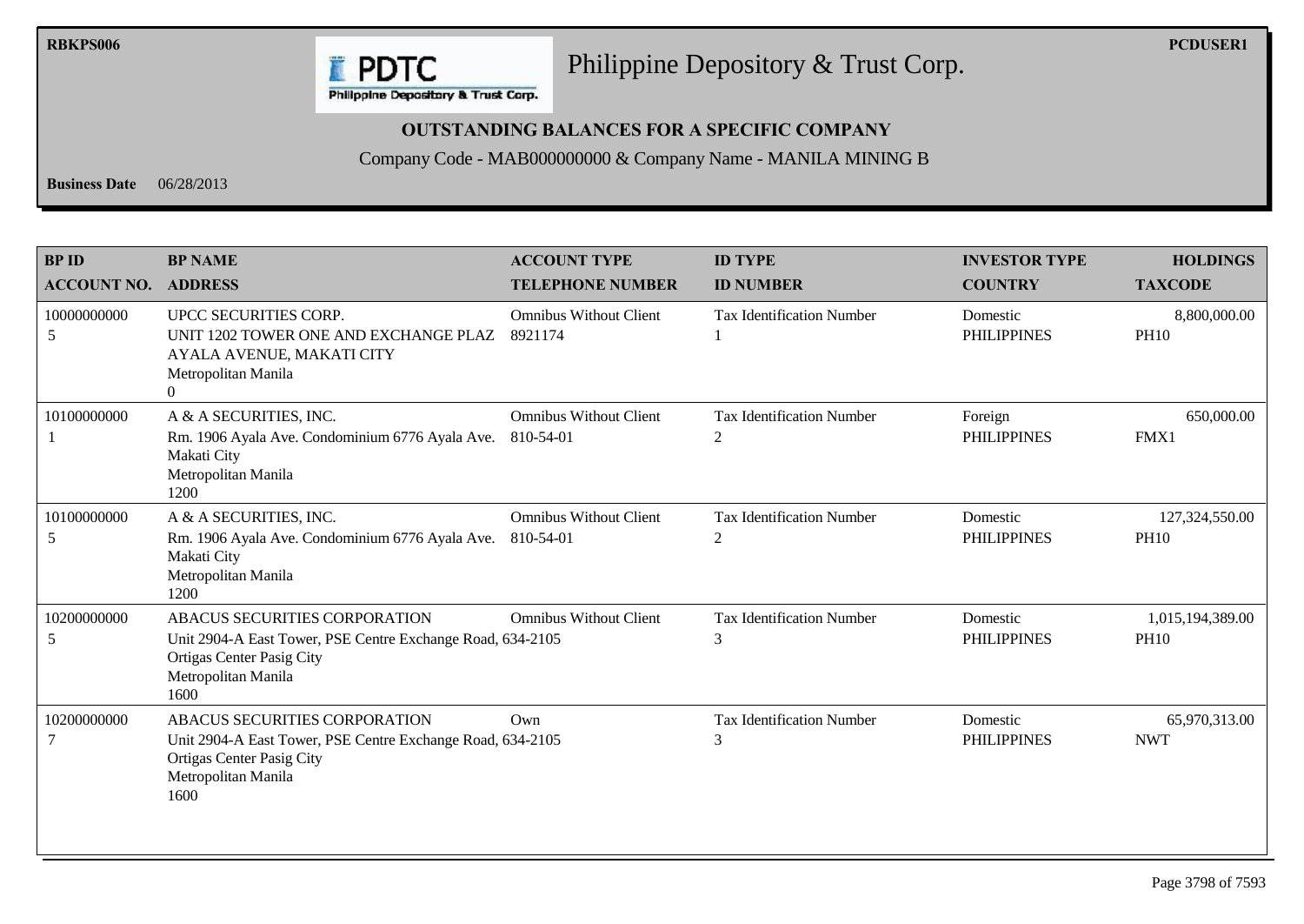RBKPS006

PCDUSER1

# Philippine Depository & Trust Corp.

**OUTSTANDING BALANCES FOR A SPECIFIC COMPANY**

Company Code - MAB000000000 & Company Name - MANILA MINING B

**Business Date** 06/28/2013

| BP ID / ACCOUNT NO. | BP NAME / ADDRESS | ACCOUNT TYPE / TELEPHONE NUMBER | ID TYPE / ID NUMBER | INVESTOR TYPE / COUNTRY | HOLDINGS / TAXCODE |
|---|---|---|---|---|---|
| 10000000000 5 | UPCC SECURITIES CORP. UNIT 1202 TOWER ONE AND EXCHANGE PLAZ AYALA AVENUE, MAKATI CITY Metropolitan Manila 0 | Omnibus Without Client 8921174 | Tax Identification Number 1 | Domestic PHILIPPINES | 8,800,000.00 PH10 |
| 10100000000 1 | A & A SECURITIES, INC. Rm. 1906 Ayala Ave. Condominium 6776 Ayala Ave. Makati City Metropolitan Manila 1200 | Omnibus Without Client 810-54-01 | Tax Identification Number 2 | Foreign PHILIPPINES | 650,000.00 FMX1 |
| 10100000000 5 | A & A SECURITIES, INC. Rm. 1906 Ayala Ave. Condominium 6776 Ayala Ave. Makati City Metropolitan Manila 1200 | Omnibus Without Client 810-54-01 | Tax Identification Number 2 | Domestic PHILIPPINES | 127,324,550.00 PH10 |
| 10200000000 5 | ABACUS SECURITIES CORPORATION Unit 2904-A East Tower, PSE Centre Exchange Road, Ortigas Center Pasig City Metropolitan Manila 1600 | Omnibus Without Client 634-2105 | Tax Identification Number 3 | Domestic PHILIPPINES | 1,015,194,389.00 PH10 |
| 10200000000 7 | ABACUS SECURITIES CORPORATION Unit 2904-A East Tower, PSE Centre Exchange Road, Ortigas Center Pasig City Metropolitan Manila 1600 | Own 634-2105 | Tax Identification Number 3 | Domestic PHILIPPINES | 65,970,313.00 NWT |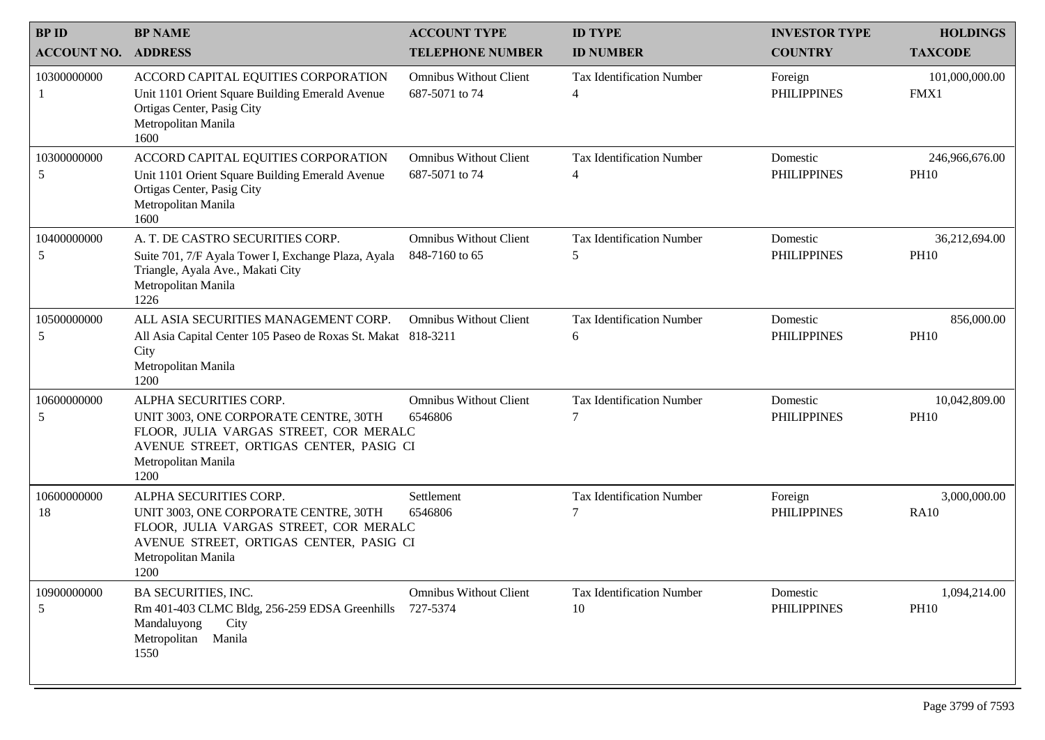| BP ID<br>ACCOUNT NO. | BP NAME<br>ADDRESS | ACCOUNT TYPE<br>TELEPHONE NUMBER | ID TYPE<br>ID NUMBER | INVESTOR TYPE<br>COUNTRY | HOLDINGS<br>TAXCODE |
|---|---|---|---|---|---|
| 10300000000<br>1 | ACCORD CAPITAL EQUITIES CORPORATION<br>Unit 1101 Orient Square Building Emerald Avenue Ortigas Center, Pasig City<br>Metropolitan Manila<br>1600 | Omnibus Without Client<br>687-5071 to 74 | Tax Identification Number<br>4 | Foreign<br>PHILIPPINES | 101,000,000.00<br>FMX1 |
| 10300000000<br>5 | ACCORD CAPITAL EQUITIES CORPORATION<br>Unit 1101 Orient Square Building Emerald Avenue Ortigas Center, Pasig City<br>Metropolitan Manila<br>1600 | Omnibus Without Client<br>687-5071 to 74 | Tax Identification Number<br>4 | Domestic<br>PHILIPPINES | 246,966,676.00<br>PH10 |
| 10400000000<br>5 | A. T. DE CASTRO SECURITIES CORP.<br>Suite 701, 7/F Ayala Tower I, Exchange Plaza, Ayala Triangle, Ayala Ave., Makati City<br>Metropolitan Manila<br>1226 | Omnibus Without Client<br>848-7160 to 65 | Tax Identification Number<br>5 | Domestic<br>PHILIPPINES | 36,212,694.00<br>PH10 |
| 10500000000<br>5 | ALL ASIA SECURITIES MANAGEMENT CORP.<br>All Asia Capital Center 105 Paseo de Roxas St. Makat City<br>Metropolitan Manila<br>1200 | Omnibus Without Client<br>818-3211 | Tax Identification Number<br>6 | Domestic<br>PHILIPPINES | 856,000.00<br>PH10 |
| 10600000000<br>5 | ALPHA SECURITIES CORP.<br>UNIT 3003, ONE CORPORATE CENTRE, 30TH FLOOR, JULIA VARGAS STREET, COR MERALC AVENUE STREET, ORTIGAS CENTER, PASIG CI<br>Metropolitan Manila<br>1200 | Omnibus Without Client<br>6546806 | Tax Identification Number<br>7 | Domestic<br>PHILIPPINES | 10,042,809.00<br>PH10 |
| 10600000000<br>18 | ALPHA SECURITIES CORP.<br>UNIT 3003, ONE CORPORATE CENTRE, 30TH FLOOR, JULIA VARGAS STREET, COR MERALC AVENUE STREET, ORTIGAS CENTER, PASIG CI<br>Metropolitan Manila<br>1200 | Settlement<br>6546806 | Tax Identification Number<br>7 | Foreign<br>PHILIPPINES | 3,000,000.00<br>RA10 |
| 10900000000<br>5 | BA SECURITIES, INC.<br>Rm 401-403 CLMC Bldg, 256-259 EDSA Greenhills Mandaluyong City<br>Metropolitan Manila<br>1550 | Omnibus Without Client<br>727-5374 | Tax Identification Number<br>10 | Domestic<br>PHILIPPINES | 1,094,214.00<br>PH10 |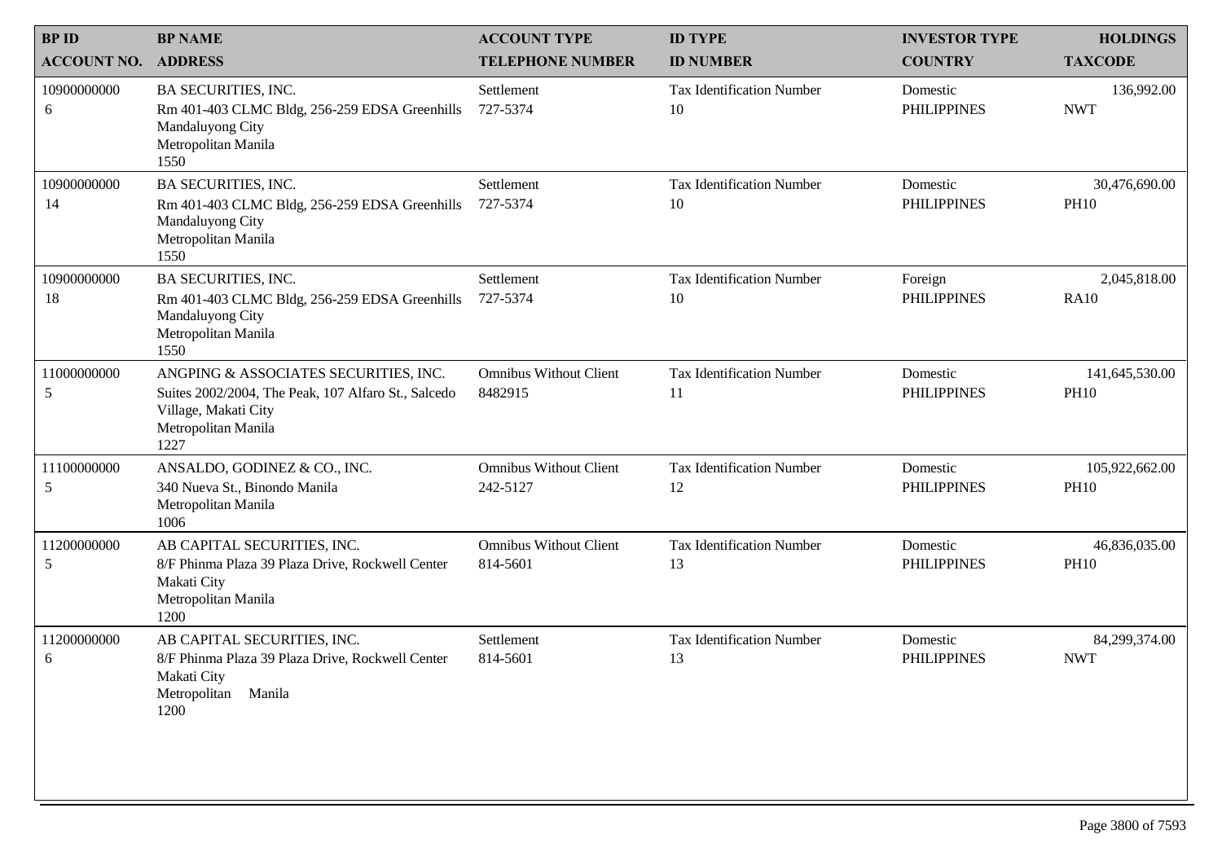| BP ID<br>ACCOUNT NO. | BP NAME<br>ADDRESS | ACCOUNT TYPE<br>TELEPHONE NUMBER | ID TYPE<br>ID NUMBER | INVESTOR TYPE<br>COUNTRY | HOLDINGS<br>TAXCODE |
|---|---|---|---|---|---|
| 10900000000<br>6 | BA SECURITIES, INC.<br>Rm 401-403 CLMC Bldg, 256-259 EDSA Greenhills<br>Mandaluyong City<br>Metropolitan Manila<br>1550 | Settlement<br>727-5374 | Tax Identification Number<br>10 | Domestic<br>PHILIPPINES | 136,992.00<br>NWT |
| 10900000000<br>14 | BA SECURITIES, INC.<br>Rm 401-403 CLMC Bldg, 256-259 EDSA Greenhills<br>Mandaluyong City<br>Metropolitan Manila<br>1550 | Settlement<br>727-5374 | Tax Identification Number<br>10 | Domestic<br>PHILIPPINES | 30,476,690.00<br>PH10 |
| 10900000000<br>18 | BA SECURITIES, INC.<br>Rm 401-403 CLMC Bldg, 256-259 EDSA Greenhills<br>Mandaluyong City<br>Metropolitan Manila<br>1550 | Settlement<br>727-5374 | Tax Identification Number<br>10 | Foreign<br>PHILIPPINES | 2,045,818.00<br>RA10 |
| 11000000000<br>5 | ANGPING & ASSOCIATES SECURITIES, INC.<br>Suites 2002/2004, The Peak, 107 Alfaro St., Salcedo<br>Village, Makati City<br>Metropolitan Manila<br>1227 | Omnibus Without Client<br>8482915 | Tax Identification Number<br>11 | Domestic<br>PHILIPPINES | 141,645,530.00<br>PH10 |
| 11100000000<br>5 | ANSALDO, GODINEZ & CO., INC.<br>340 Nueva St., Binondo Manila<br>Metropolitan Manila<br>1006 | Omnibus Without Client<br>242-5127 | Tax Identification Number<br>12 | Domestic<br>PHILIPPINES | 105,922,662.00<br>PH10 |
| 11200000000<br>5 | AB CAPITAL SECURITIES, INC.<br>8/F Phinma Plaza 39 Plaza Drive, Rockwell Center<br>Makati City<br>Metropolitan Manila<br>1200 | Omnibus Without Client<br>814-5601 | Tax Identification Number<br>13 | Domestic<br>PHILIPPINES | 46,836,035.00<br>PH10 |
| 11200000000<br>6 | AB CAPITAL SECURITIES, INC.<br>8/F Phinma Plaza 39 Plaza Drive, Rockwell Center<br>Makati City<br>Metropolitan Manila<br>1200 | Settlement<br>814-5601 | Tax Identification Number<br>13 | Domestic<br>PHILIPPINES | 84,299,374.00<br>NWT |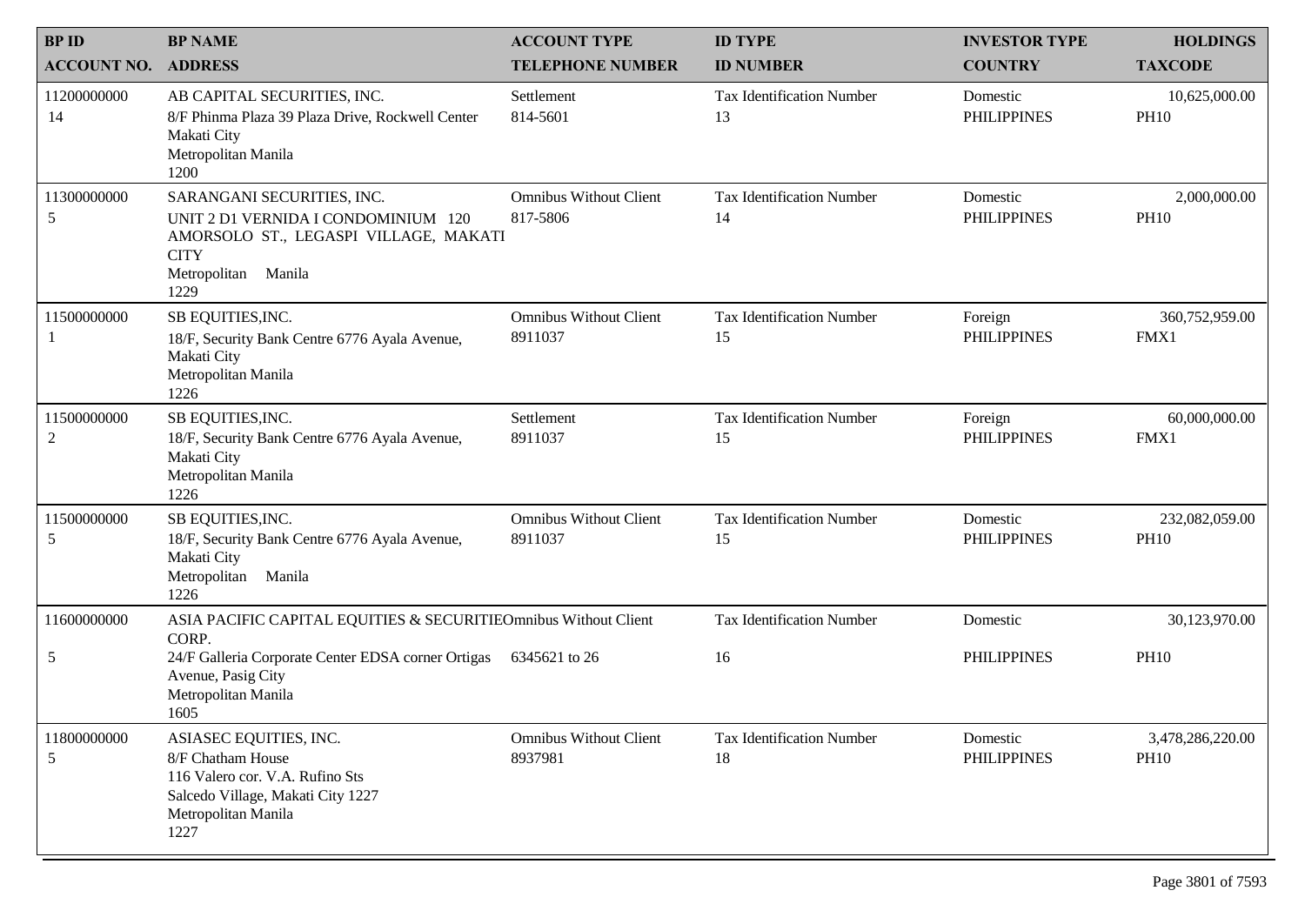| BP ID<br>ACCOUNT NO. | BP NAME<br>ADDRESS | ACCOUNT TYPE<br>TELEPHONE NUMBER | ID TYPE<br>ID NUMBER | INVESTOR TYPE<br>COUNTRY | HOLDINGS<br>TAXCODE |
|---|---|---|---|---|---|
| 11200000000<br>14 | AB CAPITAL SECURITIES, INC.<br>8/F Phinma Plaza 39 Plaza Drive, Rockwell Center<br>Makati City<br>Metropolitan Manila<br>1200 | Settlement<br>814-5601 | Tax Identification Number<br>13 | Domestic<br>PHILIPPINES | 10,625,000.00<br>PH10 |
| 11300000000<br>5 | SARANGANI SECURITIES, INC.<br>UNIT 2 D1 VERNIDA I CONDOMINIUM 120 AMORSOLO ST., LEGASPI VILLAGE, MAKATI CITY<br>Metropolitan Manila<br>1229 | Omnibus Without Client<br>817-5806 | Tax Identification Number<br>14 | Domestic<br>PHILIPPINES | 2,000,000.00<br>PH10 |
| 11500000000<br>1 | SB EQUITIES,INC.<br>18/F, Security Bank Centre 6776 Ayala Avenue,<br>Makati City<br>Metropolitan Manila<br>1226 | Omnibus Without Client<br>8911037 | Tax Identification Number<br>15 | Foreign<br>PHILIPPINES | 360,752,959.00<br>FMX1 |
| 11500000000<br>2 | SB EQUITIES,INC.<br>18/F, Security Bank Centre 6776 Ayala Avenue,<br>Makati City<br>Metropolitan Manila<br>1226 | Settlement<br>8911037 | Tax Identification Number<br>15 | Foreign<br>PHILIPPINES | 60,000,000.00<br>FMX1 |
| 11500000000<br>5 | SB EQUITIES,INC.<br>18/F, Security Bank Centre 6776 Ayala Avenue,<br>Makati City<br>Metropolitan Manila<br>1226 | Omnibus Without Client<br>8911037 | Tax Identification Number<br>15 | Domestic<br>PHILIPPINES | 232,082,059.00<br>PH10 |
| 11600000000<br>5 | ASIA PACIFIC CAPITAL EQUITIES & SECURITIES CORP.<br>24/F Galleria Corporate Center EDSA corner Ortigas Avenue, Pasig City<br>Metropolitan Manila<br>1605 | Omnibus Without Client<br>6345621 to 26 | Tax Identification Number<br>16 | Domestic<br>PHILIPPINES | 30,123,970.00<br>PH10 |
| 11800000000<br>5 | ASIASEC EQUITIES, INC.<br>8/F Chatham House<br>116 Valero cor. V.A. Rufino Sts<br>Salcedo Village, Makati City 1227<br>Metropolitan Manila<br>1227 | Omnibus Without Client<br>8937981 | Tax Identification Number<br>18 | Domestic<br>PHILIPPINES | 3,478,286,220.00<br>PH10 |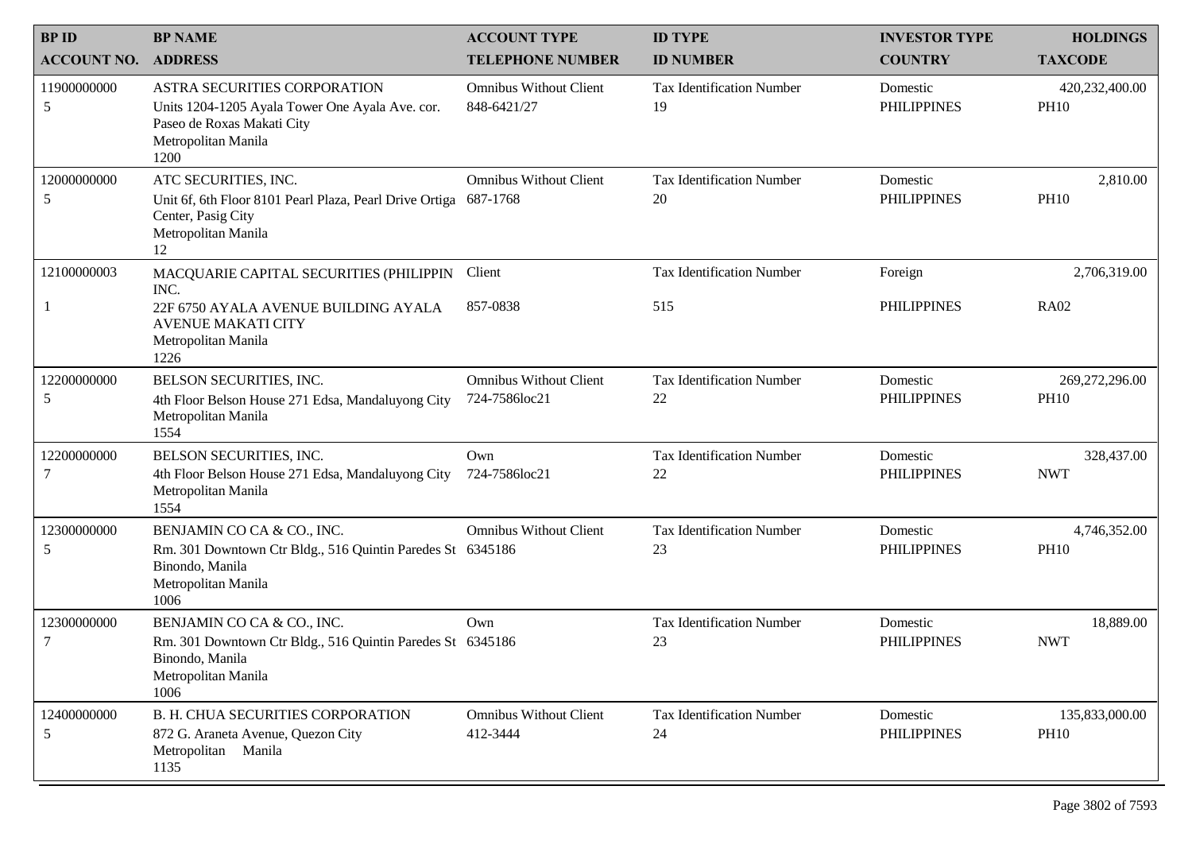| BP ID<br>ACCOUNT NO. | BP NAME<br>ADDRESS | ACCOUNT TYPE<br>TELEPHONE NUMBER | ID TYPE<br>ID NUMBER | INVESTOR TYPE<br>COUNTRY | HOLDINGS<br>TAXCODE |
|---|---|---|---|---|---|
| 11900000000<br>5 | ASTRA SECURITIES CORPORATION<br>Units 1204-1205 Ayala Tower One Ayala Ave. cor. Paseo de Roxas Makati City<br>Metropolitan Manila<br>1200 | Omnibus Without Client<br>848-6421/27 | Tax Identification Number<br>19 | Domestic<br>PHILIPPINES | 420,232,400.00<br>PH10 |
| 12000000000<br>5 | ATC SECURITIES, INC.<br>Unit 6f, 6th Floor 8101 Pearl Plaza, Pearl Drive Ortiga Center, Pasig City<br>Metropolitan Manila<br>12 | Omnibus Without Client<br>687-1768 | Tax Identification Number<br>20 | Domestic<br>PHILIPPINES | 2,810.00<br>PH10 |
| 12100000003<br>1 | MACQUARIE CAPITAL SECURITIES (PHILIPPIN INC.<br>22F 6750 AYALA AVENUE BUILDING AYALA AVENUE MAKATI CITY<br>Metropolitan Manila<br>1226 | Client<br>857-0838 | Tax Identification Number<br>515 | Foreign<br>PHILIPPINES | 2,706,319.00<br>RA02 |
| 12200000000<br>5 | BELSON SECURITIES, INC.<br>4th Floor Belson House 271 Edsa, Mandaluyong City<br>Metropolitan Manila<br>1554 | Omnibus Without Client<br>724-7586loc21 | Tax Identification Number<br>22 | Domestic<br>PHILIPPINES | 269,272,296.00<br>PH10 |
| 12200000000<br>7 | BELSON SECURITIES, INC.<br>4th Floor Belson House 271 Edsa, Mandaluyong City<br>Metropolitan Manila<br>1554 | Own<br>724-7586loc21 | Tax Identification Number<br>22 | Domestic<br>PHILIPPINES | 328,437.00<br>NWT |
| 12300000000<br>5 | BENJAMIN CO CA & CO., INC.<br>Rm. 301 Downtown Ctr Bldg., 516 Quintin Paredes St Binondo, Manila<br>Metropolitan Manila<br>1006 | Omnibus Without Client<br>6345186 | Tax Identification Number<br>23 | Domestic<br>PHILIPPINES | 4,746,352.00<br>PH10 |
| 12300000000<br>7 | BENJAMIN CO CA & CO., INC.<br>Rm. 301 Downtown Ctr Bldg., 516 Quintin Paredes St Binondo, Manila<br>Metropolitan Manila<br>1006 | Own<br>6345186 | Tax Identification Number<br>23 | Domestic<br>PHILIPPINES | 18,889.00<br>NWT |
| 12400000000<br>5 | B. H. CHUA SECURITIES CORPORATION<br>872 G. Araneta Avenue, Quezon City<br>Metropolitan Manila<br>1135 | Omnibus Without Client<br>412-3444 | Tax Identification Number<br>24 | Domestic<br>PHILIPPINES | 135,833,000.00<br>PH10 |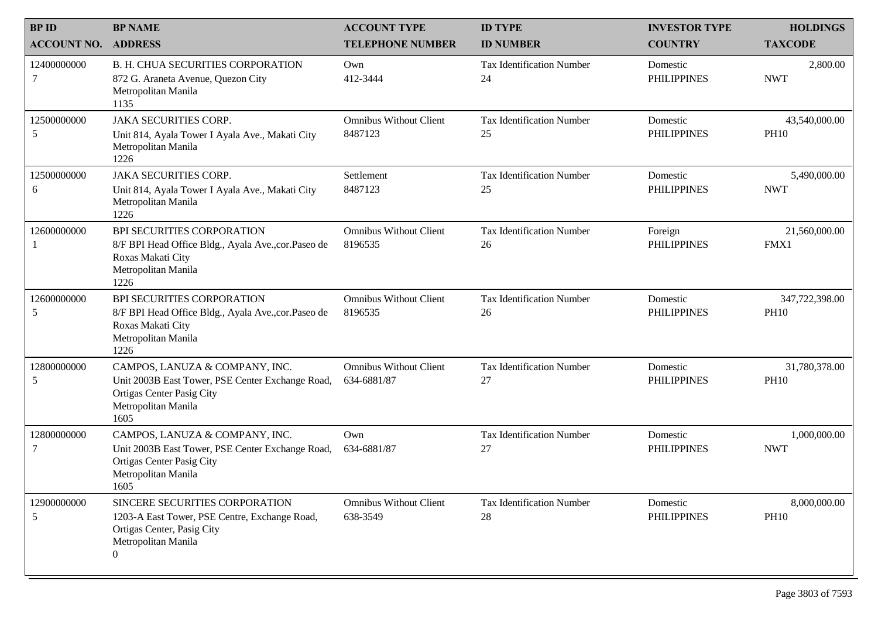| BP ID<br>ACCOUNT NO. | BP NAME<br>ADDRESS | ACCOUNT TYPE<br>TELEPHONE NUMBER | ID TYPE<br>ID NUMBER | INVESTOR TYPE<br>COUNTRY | HOLDINGS<br>TAXCODE |
|---|---|---|---|---|---|
| 12400000000<br>7 | B. H. CHUA SECURITIES CORPORATION<br>872 G. Araneta Avenue, Quezon City<br>Metropolitan Manila<br>1135 | Own<br>412-3444 | Tax Identification Number<br>24 | Domestic<br>PHILIPPINES | 2,800.00<br>NWT |
| 12500000000<br>5 | JAKA SECURITIES CORP.<br>Unit 814, Ayala Tower I Ayala Ave., Makati City<br>Metropolitan Manila<br>1226 | Omnibus Without Client<br>8487123 | Tax Identification Number<br>25 | Domestic<br>PHILIPPINES | 43,540,000.00<br>PH10 |
| 12500000000<br>6 | JAKA SECURITIES CORP.<br>Unit 814, Ayala Tower I Ayala Ave., Makati City<br>Metropolitan Manila<br>1226 | Settlement<br>8487123 | Tax Identification Number<br>25 | Domestic<br>PHILIPPINES | 5,490,000.00<br>NWT |
| 12600000000<br>1 | BPI SECURITIES CORPORATION<br>8/F BPI Head Office Bldg., Ayala Ave.,cor.Paseo de Roxas Makati City<br>Metropolitan Manila<br>1226 | Omnibus Without Client<br>8196535 | Tax Identification Number<br>26 | Foreign<br>PHILIPPINES | 21,560,000.00<br>FMX1 |
| 12600000000<br>5 | BPI SECURITIES CORPORATION<br>8/F BPI Head Office Bldg., Ayala Ave.,cor.Paseo de Roxas Makati City<br>Metropolitan Manila<br>1226 | Omnibus Without Client<br>8196535 | Tax Identification Number<br>26 | Domestic<br>PHILIPPINES | 347,722,398.00<br>PH10 |
| 12800000000<br>5 | CAMPOS, LANUZA & COMPANY, INC.<br>Unit 2003B East Tower, PSE Center Exchange Road, Ortigas Center Pasig City<br>Metropolitan Manila<br>1605 | Omnibus Without Client<br>634-6881/87 | Tax Identification Number<br>27 | Domestic<br>PHILIPPINES | 31,780,378.00<br>PH10 |
| 12800000000<br>7 | CAMPOS, LANUZA & COMPANY, INC.<br>Unit 2003B East Tower, PSE Center Exchange Road, Ortigas Center Pasig City<br>Metropolitan Manila<br>1605 | Own<br>634-6881/87 | Tax Identification Number<br>27 | Domestic<br>PHILIPPINES | 1,000,000.00<br>NWT |
| 12900000000<br>5 | SINCERE SECURITIES CORPORATION<br>1203-A East Tower, PSE Centre, Exchange Road, Ortigas Center, Pasig City<br>Metropolitan Manila<br>0 | Omnibus Without Client<br>638-3549 | Tax Identification Number<br>28 | Domestic<br>PHILIPPINES | 8,000,000.00<br>PH10 |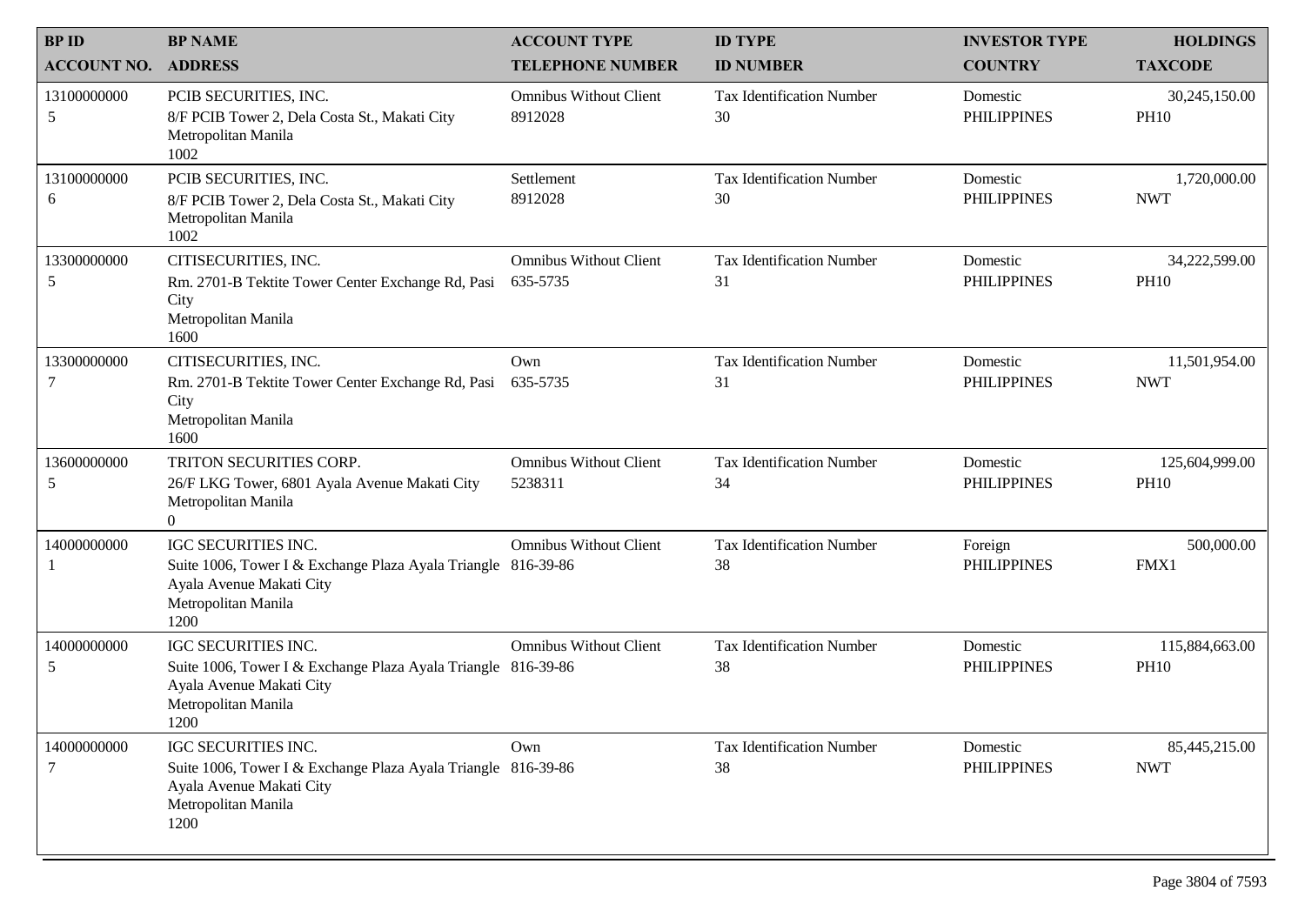| BP ID<br>ACCOUNT NO. | BP NAME<br>ADDRESS | ACCOUNT TYPE<br>TELEPHONE NUMBER | ID TYPE<br>ID NUMBER | INVESTOR TYPE<br>COUNTRY | HOLDINGS<br>TAXCODE |
|---|---|---|---|---|---|
| 13100000000<br>5 | PCIB SECURITIES, INC.<br>8/F PCIB Tower 2, Dela Costa St., Makati City<br>Metropolitan Manila<br>1002 | Omnibus Without Client<br>8912028 | Tax Identification Number<br>30 | Domestic<br>PHILIPPINES | 30,245,150.00<br>PH10 |
| 13100000000<br>6 | PCIB SECURITIES, INC.<br>8/F PCIB Tower 2, Dela Costa St., Makati City<br>Metropolitan Manila<br>1002 | Settlement<br>8912028 | Tax Identification Number<br>30 | Domestic<br>PHILIPPINES | 1,720,000.00<br>NWT |
| 13300000000<br>5 | CITISECURITIES, INC.<br>Rm. 2701-B Tektite Tower Center Exchange Rd, Pasi City<br>Metropolitan Manila<br>1600 | Omnibus Without Client<br>635-5735 | Tax Identification Number<br>31 | Domestic<br>PHILIPPINES | 34,222,599.00<br>PH10 |
| 13300000000<br>7 | CITISECURITIES, INC.<br>Rm. 2701-B Tektite Tower Center Exchange Rd, Pasi City<br>Metropolitan Manila<br>1600 | Own<br>635-5735 | Tax Identification Number<br>31 | Domestic<br>PHILIPPINES | 11,501,954.00<br>NWT |
| 13600000000<br>5 | TRITON SECURITIES CORP.<br>26/F LKG Tower, 6801 Ayala Avenue Makati City<br>Metropolitan Manila<br>0 | Omnibus Without Client<br>5238311 | Tax Identification Number<br>34 | Domestic<br>PHILIPPINES | 125,604,999.00<br>PH10 |
| 14000000000<br>1 | IGC SECURITIES INC.<br>Suite 1006, Tower I & Exchange Plaza Ayala Triangle Ayala Avenue Makati City<br>Metropolitan Manila<br>1200 | Omnibus Without Client<br>816-39-86 | Tax Identification Number<br>38 | Foreign<br>PHILIPPINES | 500,000.00<br>FMX1 |
| 14000000000<br>5 | IGC SECURITIES INC.<br>Suite 1006, Tower I & Exchange Plaza Ayala Triangle Ayala Avenue Makati City<br>Metropolitan Manila<br>1200 | Omnibus Without Client<br>816-39-86 | Tax Identification Number<br>38 | Domestic<br>PHILIPPINES | 115,884,663.00<br>PH10 |
| 14000000000<br>7 | IGC SECURITIES INC.<br>Suite 1006, Tower I & Exchange Plaza Ayala Triangle Ayala Avenue Makati City<br>Metropolitan Manila<br>1200 | Own<br>816-39-86 | Tax Identification Number<br>38 | Domestic<br>PHILIPPINES | 85,445,215.00<br>NWT |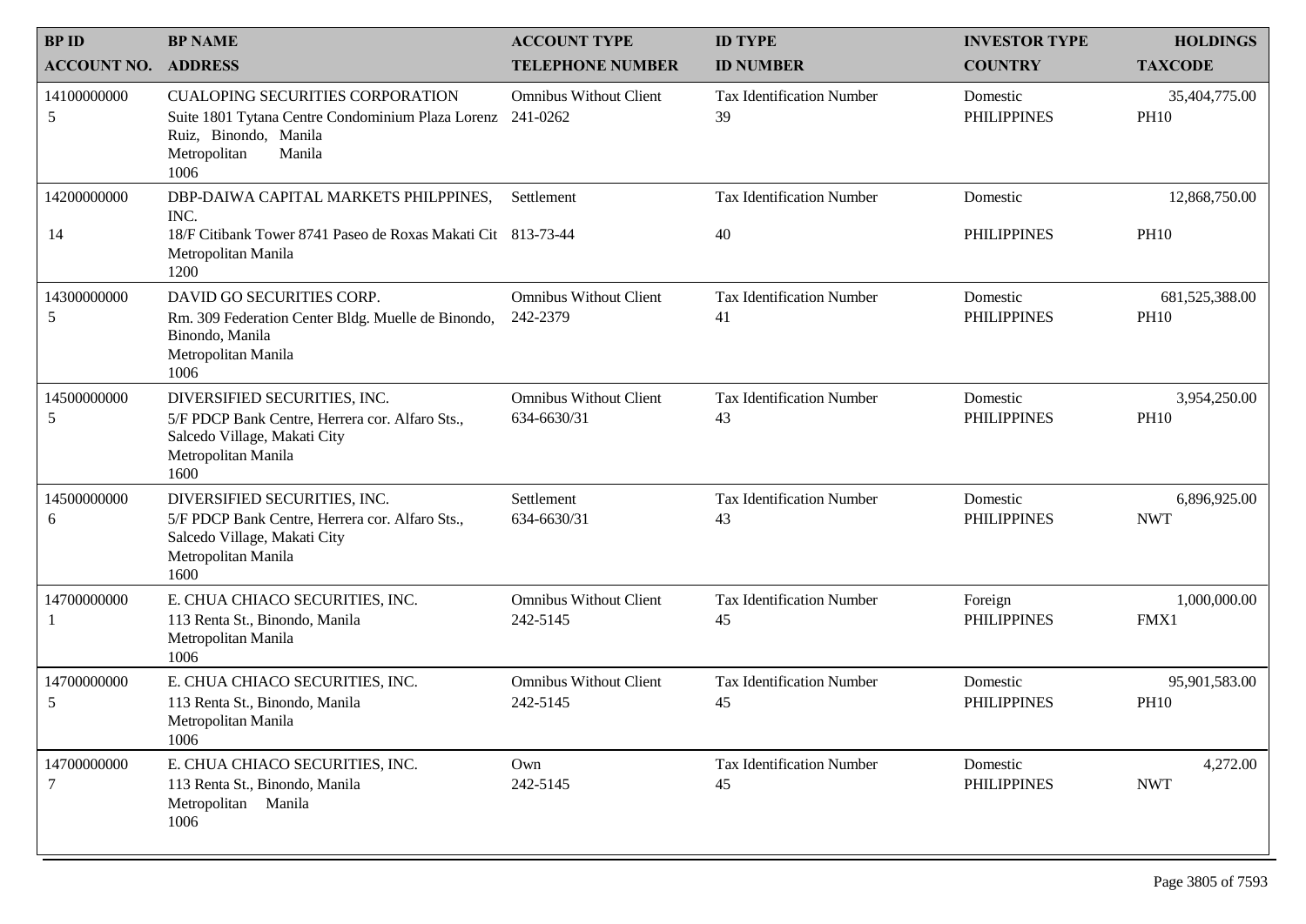| BP ID<br>ACCOUNT NO. | BP NAME<br>ADDRESS | ACCOUNT TYPE<br>TELEPHONE NUMBER | ID TYPE<br>ID NUMBER | INVESTOR TYPE<br>COUNTRY | HOLDINGS<br>TAXCODE |
|---|---|---|---|---|---|
| 14100000000<br>5 | CUALOPING SECURITIES CORPORATION<br>Suite 1801 Tytana Centre Condominium Plaza Lorenz Ruiz, Binondo, Manila<br>Metropolitan Manila<br>1006 | Omnibus Without Client<br>241-0262 | Tax Identification Number<br>39 | Domestic<br>PHILIPPINES | 35,404,775.00<br>PH10 |
| 14200000000<br>14 | DBP-DAIWA CAPITAL MARKETS PHILPPINES, INC.<br>18/F Citibank Tower 8741 Paseo de Roxas Makati Cit<br>Metropolitan Manila<br>1200 | Settlement<br>813-73-44 | Tax Identification Number<br>40 | Domestic<br>PHILIPPINES | 12,868,750.00<br>PH10 |
| 14300000000<br>5 | DAVID GO SECURITIES CORP.<br>Rm. 309 Federation Center Bldg. Muelle de Binondo, Binondo, Manila<br>Metropolitan Manila<br>1006 | Omnibus Without Client<br>242-2379 | Tax Identification Number<br>41 | Domestic<br>PHILIPPINES | 681,525,388.00<br>PH10 |
| 14500000000<br>5 | DIVERSIFIED SECURITIES, INC.<br>5/F PDCP Bank Centre, Herrera cor. Alfaro Sts., Salcedo Village, Makati City<br>Metropolitan Manila<br>1600 | Omnibus Without Client<br>634-6630/31 | Tax Identification Number<br>43 | Domestic<br>PHILIPPINES | 3,954,250.00<br>PH10 |
| 14500000000<br>6 | DIVERSIFIED SECURITIES, INC.<br>5/F PDCP Bank Centre, Herrera cor. Alfaro Sts., Salcedo Village, Makati City<br>Metropolitan Manila<br>1600 | Settlement<br>634-6630/31 | Tax Identification Number<br>43 | Domestic<br>PHILIPPINES | 6,896,925.00<br>NWT |
| 14700000000<br>1 | E. CHUA CHIACO SECURITIES, INC.<br>113 Renta St., Binondo, Manila<br>Metropolitan Manila<br>1006 | Omnibus Without Client<br>242-5145 | Tax Identification Number<br>45 | Foreign<br>PHILIPPINES | 1,000,000.00<br>FMX1 |
| 14700000000<br>5 | E. CHUA CHIACO SECURITIES, INC.<br>113 Renta St., Binondo, Manila<br>Metropolitan Manila<br>1006 | Omnibus Without Client<br>242-5145 | Tax Identification Number<br>45 | Domestic<br>PHILIPPINES | 95,901,583.00<br>PH10 |
| 14700000000<br>7 | E. CHUA CHIACO SECURITIES, INC.<br>113 Renta St., Binondo, Manila<br>Metropolitan Manila<br>1006 | Own<br>242-5145 | Tax Identification Number<br>45 | Domestic<br>PHILIPPINES | 4,272.00<br>NWT |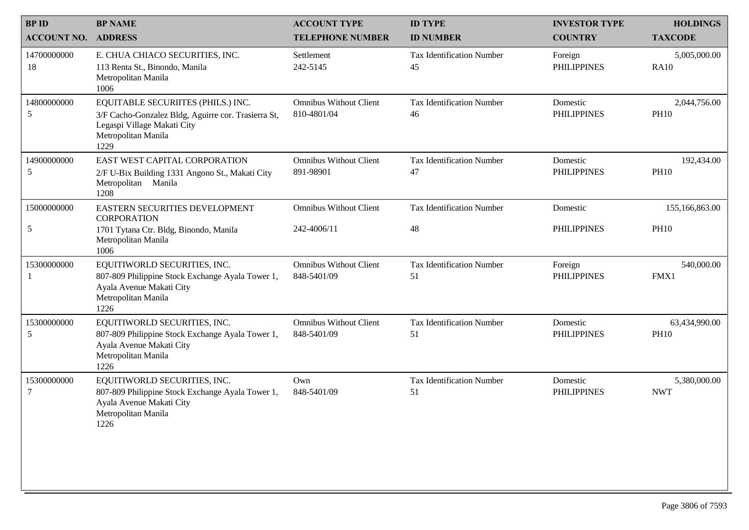| BP ID<br>ACCOUNT NO. | BP NAME<br>ADDRESS | ACCOUNT TYPE<br>TELEPHONE NUMBER | ID TYPE<br>ID NUMBER | INVESTOR TYPE<br>COUNTRY | HOLDINGS<br>TAXCODE |
|---|---|---|---|---|---|
| 14700000000<br>18 | E. CHUA CHIACO SECURITIES, INC.<br>113 Renta St., Binondo, Manila<br>Metropolitan Manila<br>1006 | Settlement<br>242-5145 | Tax Identification Number<br>45 | Foreign<br>PHILIPPINES | 5,005,000.00<br>RA10 |
| 14800000000<br>5 | EQUITABLE SECURIITES (PHILS.) INC.<br>3/F Cacho-Gonzalez Bldg, Aguirre cor. Trasierra St, Legaspi Village Makati City<br>Metropolitan Manila<br>1229 | Omnibus Without Client<br>810-4801/04 | Tax Identification Number<br>46 | Domestic<br>PHILIPPINES | 2,044,756.00<br>PH10 |
| 14900000000<br>5 | EAST WEST CAPITAL CORPORATION<br>2/F U-Bix Building 1331 Angono St., Makati City<br>Metropolitan Manila<br>1208 | Omnibus Without Client<br>891-98901 | Tax Identification Number<br>47 | Domestic<br>PHILIPPINES | 192,434.00<br>PH10 |
| 15000000000<br>5 | EASTERN SECURITIES DEVELOPMENT CORPORATION<br>1701 Tytana Ctr. Bldg, Binondo, Manila<br>Metropolitan Manila<br>1006 | Omnibus Without Client<br>242-4006/11 | Tax Identification Number<br>48 | Domestic<br>PHILIPPINES | 155,166,863.00<br>PH10 |
| 15300000000<br>1 | EQUITIWORLD SECURITIES, INC.<br>807-809 Philippine Stock Exchange Ayala Tower 1, Ayala Avenue Makati City<br>Metropolitan Manila<br>1226 | Omnibus Without Client<br>848-5401/09 | Tax Identification Number<br>51 | Foreign<br>PHILIPPINES | 540,000.00<br>FMX1 |
| 15300000000<br>5 | EQUITIWORLD SECURITIES, INC.<br>807-809 Philippine Stock Exchange Ayala Tower 1, Ayala Avenue Makati City<br>Metropolitan Manila<br>1226 | Omnibus Without Client<br>848-5401/09 | Tax Identification Number<br>51 | Domestic<br>PHILIPPINES | 63,434,990.00<br>PH10 |
| 15300000000<br>7 | EQUITIWORLD SECURITIES, INC.<br>807-809 Philippine Stock Exchange Ayala Tower 1, Ayala Avenue Makati City<br>Metropolitan Manila<br>1226 | Own<br>848-5401/09 | Tax Identification Number<br>51 | Domestic<br>PHILIPPINES | 5,380,000.00<br>NWT |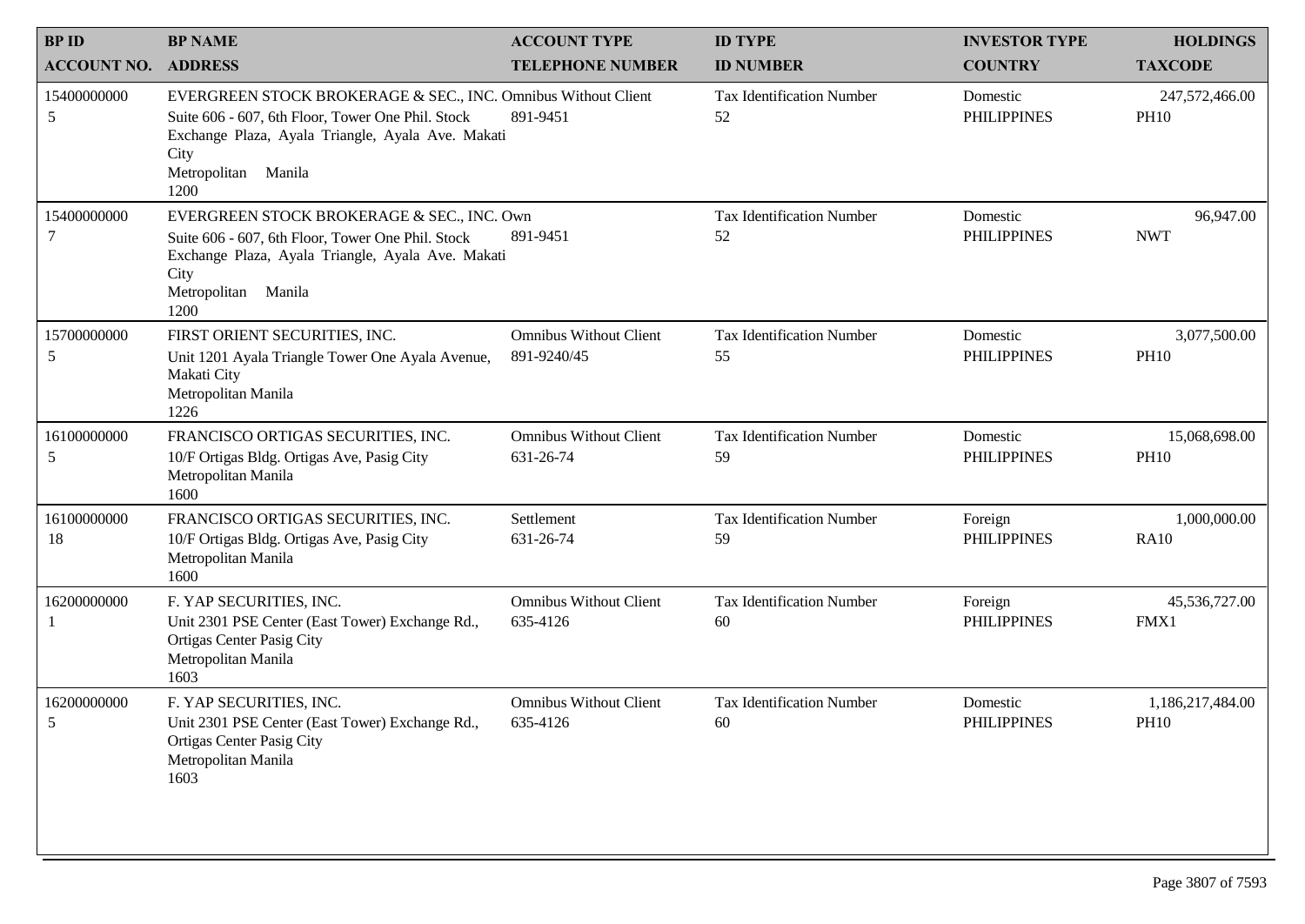| BP ID<br>ACCOUNT NO. | BP NAME<br>ADDRESS | ACCOUNT TYPE<br>TELEPHONE NUMBER | ID TYPE<br>ID NUMBER | INVESTOR TYPE<br>COUNTRY | HOLDINGS<br>TAXCODE |
|---|---|---|---|---|---|
| 15400000000<br>5 | EVERGREEN STOCK BROKERAGE & SEC., INC.<br>Suite 606 - 607, 6th Floor, Tower One Phil. Stock Exchange Plaza, Ayala Triangle, Ayala Ave. Makati City<br>Metropolitan Manila<br>1200 | Omnibus Without Client<br>891-9451 | Tax Identification Number<br>52 | Domestic<br>PHILIPPINES | 247,572,466.00<br>PH10 |
| 15400000000<br>7 | EVERGREEN STOCK BROKERAGE & SEC., INC.<br>Suite 606 - 607, 6th Floor, Tower One Phil. Stock Exchange Plaza, Ayala Triangle, Ayala Ave. Makati City<br>Metropolitan Manila<br>1200 | Own<br>891-9451 | Tax Identification Number<br>52 | Domestic<br>PHILIPPINES | 96,947.00<br>NWT |
| 15700000000<br>5 | FIRST ORIENT SECURITIES, INC.<br>Unit 1201 Ayala Triangle Tower One Ayala Avenue, Makati City<br>Metropolitan Manila<br>1226 | Omnibus Without Client<br>891-9240/45 | Tax Identification Number<br>55 | Domestic<br>PHILIPPINES | 3,077,500.00<br>PH10 |
| 16100000000<br>5 | FRANCISCO ORTIGAS SECURITIES, INC.<br>10/F Ortigas Bldg. Ortigas Ave, Pasig City<br>Metropolitan Manila<br>1600 | Omnibus Without Client<br>631-26-74 | Tax Identification Number<br>59 | Domestic<br>PHILIPPINES | 15,068,698.00<br>PH10 |
| 16100000000<br>18 | FRANCISCO ORTIGAS SECURITIES, INC.<br>10/F Ortigas Bldg. Ortigas Ave, Pasig City<br>Metropolitan Manila<br>1600 | Settlement<br>631-26-74 | Tax Identification Number<br>59 | Foreign<br>PHILIPPINES | 1,000,000.00<br>RA10 |
| 16200000000<br>1 | F. YAP SECURITIES, INC.<br>Unit 2301 PSE Center (East Tower) Exchange Rd., Ortigas Center Pasig City<br>Metropolitan Manila<br>1603 | Omnibus Without Client<br>635-4126 | Tax Identification Number<br>60 | Foreign<br>PHILIPPINES | 45,536,727.00<br>FMX1 |
| 16200000000<br>5 | F. YAP SECURITIES, INC.<br>Unit 2301 PSE Center (East Tower) Exchange Rd., Ortigas Center Pasig City<br>Metropolitan Manila<br>1603 | Omnibus Without Client<br>635-4126 | Tax Identification Number<br>60 | Domestic<br>PHILIPPINES | 1,186,217,484.00<br>PH10 |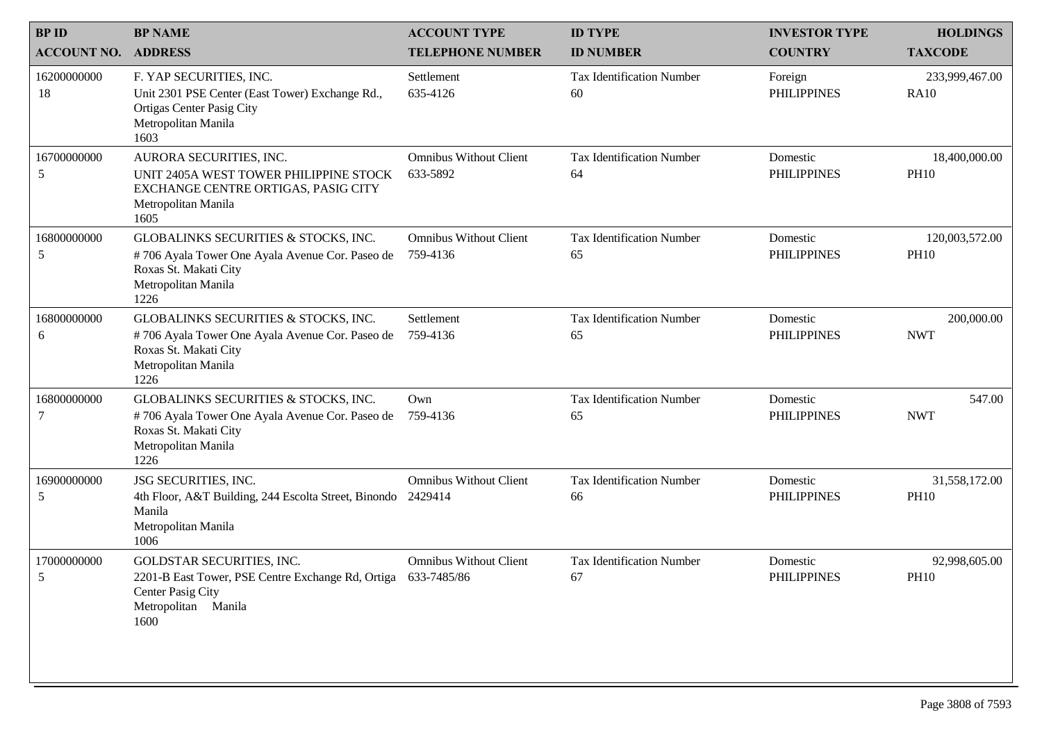| BP ID<br>ACCOUNT NO. | BP NAME<br>ADDRESS | ACCOUNT TYPE<br>TELEPHONE NUMBER | ID TYPE<br>ID NUMBER | INVESTOR TYPE<br>COUNTRY | HOLDINGS<br>TAXCODE |
|---|---|---|---|---|---|
| 16200000000<br>18 | F. YAP SECURITIES, INC.<br>Unit 2301 PSE Center (East Tower) Exchange Rd., Ortigas Center Pasig City<br>Metropolitan Manila<br>1603 | Settlement<br>635-4126 | Tax Identification Number<br>60 | Foreign<br>PHILIPPINES | 233,999,467.00<br>RA10 |
| 16700000000<br>5 | AURORA SECURITIES, INC.<br>UNIT 2405A WEST TOWER PHILIPPINE STOCK EXCHANGE CENTRE ORTIGAS, PASIG CITY<br>Metropolitan Manila<br>1605 | Omnibus Without Client<br>633-5892 | Tax Identification Number<br>64 | Domestic<br>PHILIPPINES | 18,400,000.00<br>PH10 |
| 16800000000<br>5 | GLOBALINKS SECURITIES & STOCKS, INC.<br># 706 Ayala Tower One Ayala Avenue Cor. Paseo de Roxas St. Makati City<br>Metropolitan Manila<br>1226 | Omnibus Without Client<br>759-4136 | Tax Identification Number<br>65 | Domestic<br>PHILIPPINES | 120,003,572.00<br>PH10 |
| 16800000000<br>6 | GLOBALINKS SECURITIES & STOCKS, INC.<br># 706 Ayala Tower One Ayala Avenue Cor. Paseo de Roxas St. Makati City<br>Metropolitan Manila<br>1226 | Settlement<br>759-4136 | Tax Identification Number<br>65 | Domestic<br>PHILIPPINES | 200,000.00<br>NWT |
| 16800000000<br>7 | GLOBALINKS SECURITIES & STOCKS, INC.<br># 706 Ayala Tower One Ayala Avenue Cor. Paseo de Roxas St. Makati City<br>Metropolitan Manila<br>1226 | Own<br>759-4136 | Tax Identification Number<br>65 | Domestic<br>PHILIPPINES | 547.00<br>NWT |
| 16900000000<br>5 | JSG SECURITIES, INC.<br>4th Floor, A&T Building, 244 Escolta Street, Binondo Manila<br>Metropolitan Manila<br>1006 | Omnibus Without Client<br>2429414 | Tax Identification Number<br>66 | Domestic<br>PHILIPPINES | 31,558,172.00<br>PH10 |
| 17000000000<br>5 | GOLDSTAR SECURITIES, INC.<br>2201-B East Tower, PSE Centre Exchange Rd, Ortiga Center Pasig City<br>Metropolitan Manila<br>1600 | Omnibus Without Client<br>633-7485/86 | Tax Identification Number<br>67 | Domestic<br>PHILIPPINES | 92,998,605.00<br>PH10 |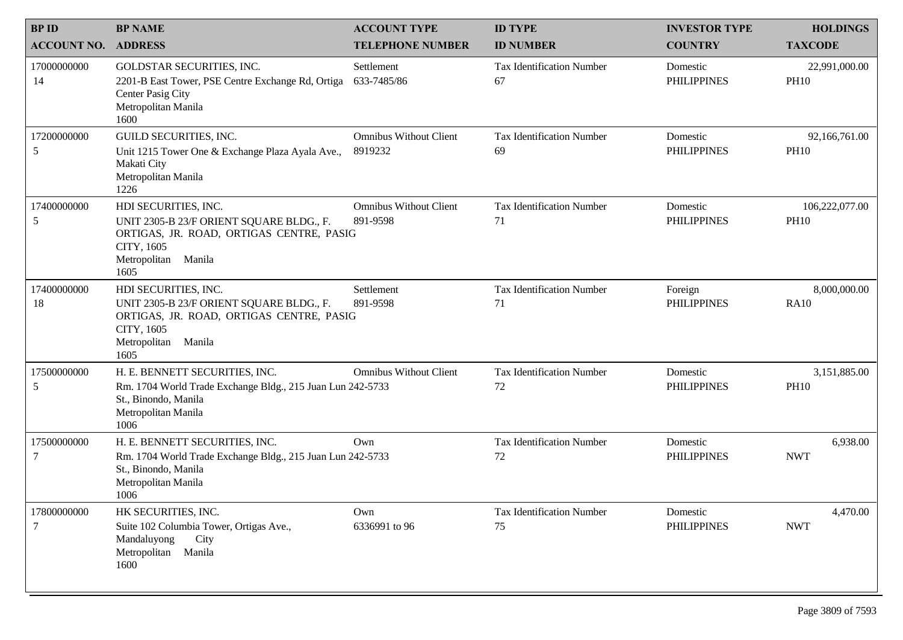| BP ID<br>ACCOUNT NO. | BP NAME<br>ADDRESS | ACCOUNT TYPE<br>TELEPHONE NUMBER | ID TYPE<br>ID NUMBER | INVESTOR TYPE<br>COUNTRY | HOLDINGS<br>TAXCODE |
|---|---|---|---|---|---|
| 17000000000<br>14 | GOLDSTAR SECURITIES, INC.<br>2201-B East Tower, PSE Centre Exchange Rd, Ortiga Center Pasig City<br>Metropolitan Manila<br>1600 | Settlement<br>633-7485/86 | Tax Identification Number<br>67 | Domestic<br>PHILIPPINES | 22,991,000.00<br>PH10 |
| 17200000000<br>5 | GUILD SECURITIES, INC.<br>Unit 1215 Tower One & Exchange Plaza Ayala Ave., Makati City<br>Metropolitan Manila<br>1226 | Omnibus Without Client<br>8919232 | Tax Identification Number<br>69 | Domestic<br>PHILIPPINES | 92,166,761.00<br>PH10 |
| 17400000000<br>5 | HDI SECURITIES, INC.<br>UNIT 2305-B 23/F ORIENT SQUARE BLDG., F. ORTIGAS, JR. ROAD, ORTIGAS CENTRE, PASIG CITY, 1605<br>Metropolitan Manila<br>1605 | Omnibus Without Client<br>891-9598 | Tax Identification Number<br>71 | Domestic<br>PHILIPPINES | 106,222,077.00<br>PH10 |
| 17400000000<br>18 | HDI SECURITIES, INC.<br>UNIT 2305-B 23/F ORIENT SQUARE BLDG., F. ORTIGAS, JR. ROAD, ORTIGAS CENTRE, PASIG CITY, 1605<br>Metropolitan Manila<br>1605 | Settlement<br>891-9598 | Tax Identification Number<br>71 | Foreign<br>PHILIPPINES | 8,000,000.00<br>RA10 |
| 17500000000<br>5 | H. E. BENNETT SECURITIES, INC.<br>Rm. 1704 World Trade Exchange Bldg., 215 Juan Lun St., Binondo, Manila<br>Metropolitan Manila<br>1006 | Omnibus Without Client<br>242-5733 | Tax Identification Number<br>72 | Domestic<br>PHILIPPINES | 3,151,885.00<br>PH10 |
| 17500000000<br>7 | H. E. BENNETT SECURITIES, INC.<br>Rm. 1704 World Trade Exchange Bldg., 215 Juan Lun St., Binondo, Manila<br>Metropolitan Manila<br>1006 | Own<br>242-5733 | Tax Identification Number<br>72 | Domestic<br>PHILIPPINES | 6,938.00<br>NWT |
| 17800000000<br>7 | HK SECURITIES, INC.<br>Suite 102 Columbia Tower, Ortigas Ave., Mandaluyong City<br>Metropolitan Manila<br>1600 | Own<br>6336991 to 96 | Tax Identification Number<br>75 | Domestic<br>PHILIPPINES | 4,470.00<br>NWT |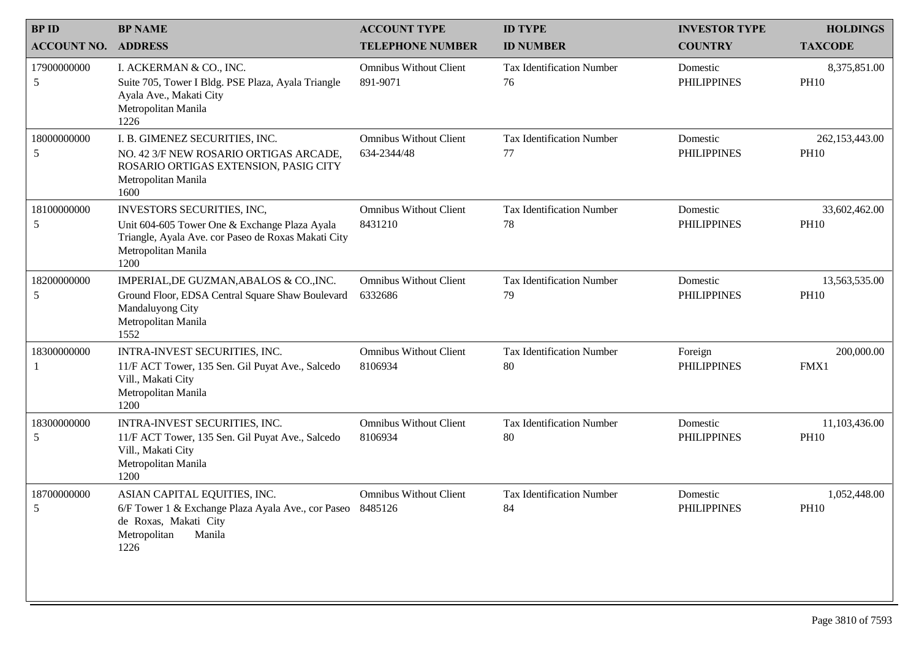| BP ID<br>ACCOUNT NO. | BP NAME<br>ADDRESS | ACCOUNT TYPE<br>TELEPHONE NUMBER | ID TYPE<br>ID NUMBER | INVESTOR TYPE<br>COUNTRY | HOLDINGS<br>TAXCODE |
|---|---|---|---|---|---|
| 17900000000<br>5 | I. ACKERMAN & CO., INC.<br>Suite 705, Tower I Bldg. PSE Plaza, Ayala Triangle Ayala Ave., Makati City<br>Metropolitan Manila<br>1226 | Omnibus Without Client<br>891-9071 | Tax Identification Number<br>76 | Domestic<br>PHILIPPINES | 8,375,851.00<br>PH10 |
| 18000000000<br>5 | I. B. GIMENEZ SECURITIES, INC.<br>NO. 42 3/F NEW ROSARIO ORTIGAS ARCADE, ROSARIO ORTIGAS EXTENSION, PASIG CITY<br>Metropolitan Manila<br>1600 | Omnibus Without Client<br>634-2344/48 | Tax Identification Number<br>77 | Domestic<br>PHILIPPINES | 262,153,443.00<br>PH10 |
| 18100000000<br>5 | INVESTORS SECURITIES, INC,<br>Unit 604-605 Tower One & Exchange Plaza Ayala Triangle, Ayala Ave. cor Paseo de Roxas Makati City<br>Metropolitan Manila<br>1200 | Omnibus Without Client<br>8431210 | Tax Identification Number<br>78 | Domestic<br>PHILIPPINES | 33,602,462.00<br>PH10 |
| 18200000000<br>5 | IMPERIAL,DE GUZMAN,ABALOS & CO.,INC.<br>Ground Floor, EDSA Central Square Shaw Boulevard Mandaluyong City<br>Metropolitan Manila<br>1552 | Omnibus Without Client<br>6332686 | Tax Identification Number<br>79 | Domestic<br>PHILIPPINES | 13,563,535.00<br>PH10 |
| 18300000000<br>1 | INTRA-INVEST SECURITIES, INC.<br>11/F ACT Tower, 135 Sen. Gil Puyat Ave., Salcedo Vill., Makati City<br>Metropolitan Manila<br>1200 | Omnibus Without Client<br>8106934 | Tax Identification Number<br>80 | Foreign<br>PHILIPPINES | 200,000.00<br>FMX1 |
| 18300000000<br>5 | INTRA-INVEST SECURITIES, INC.<br>11/F ACT Tower, 135 Sen. Gil Puyat Ave., Salcedo Vill., Makati City<br>Metropolitan Manila<br>1200 | Omnibus Without Client<br>8106934 | Tax Identification Number<br>80 | Domestic<br>PHILIPPINES | 11,103,436.00<br>PH10 |
| 18700000000<br>5 | ASIAN CAPITAL EQUITIES, INC.<br>6/F Tower 1 & Exchange Plaza Ayala Ave., cor Paseo de Roxas, Makati City<br>Metropolitan Manila<br>1226 | Omnibus Without Client<br>8485126 | Tax Identification Number<br>84 | Domestic<br>PHILIPPINES | 1,052,448.00<br>PH10 |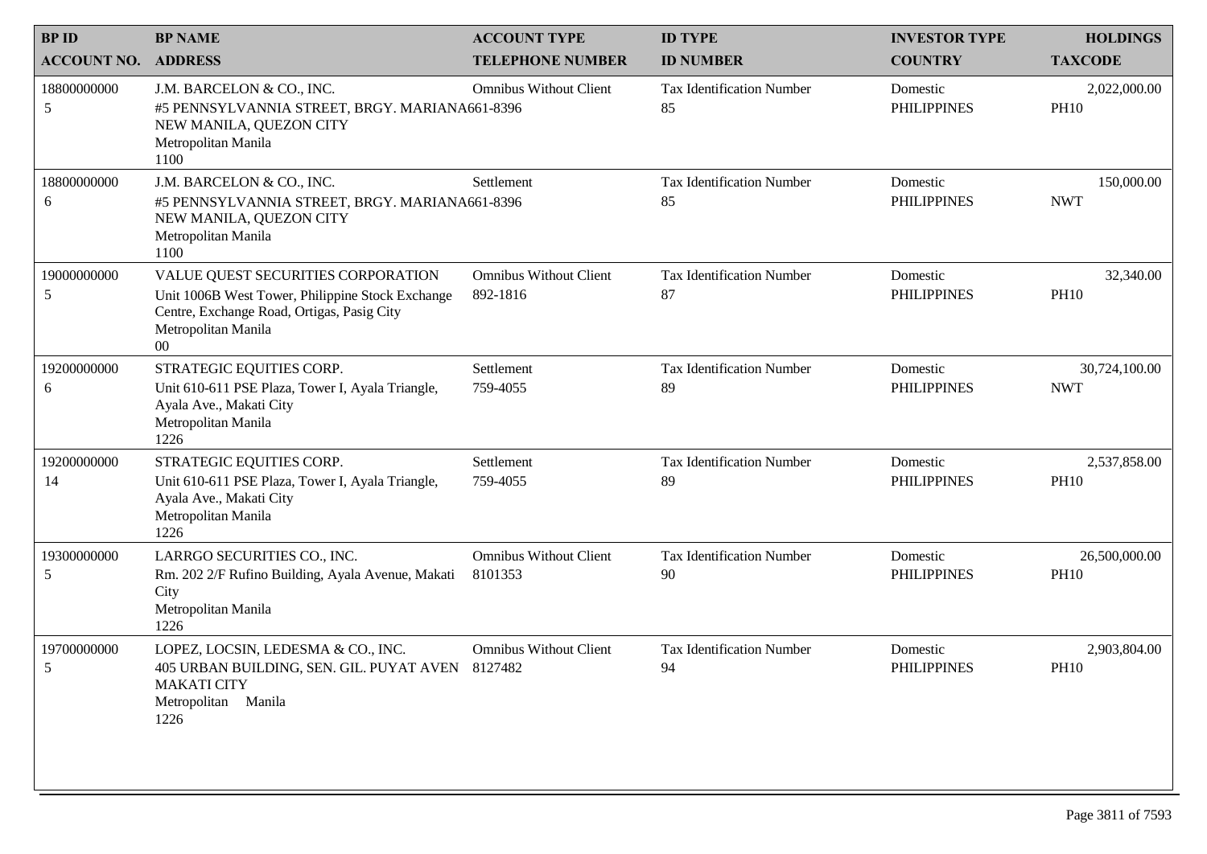| BP ID<br>ACCOUNT NO. | BP NAME<br>ADDRESS | ACCOUNT TYPE<br>TELEPHONE NUMBER | ID TYPE<br>ID NUMBER | INVESTOR TYPE<br>COUNTRY | HOLDINGS<br>TAXCODE |
|---|---|---|---|---|---|
| 18800000000<br>5 | J.M. BARCELON & CO., INC.<br>#5 PENNSYLVANNIA STREET, BRGY. MARIANA<br>NEW MANILA, QUEZON CITY<br>Metropolitan Manila<br>1100 | Omnibus Without Client<br>661-8396 | Tax Identification Number<br>85 | Domestic<br>PHILIPPINES | 2,022,000.00<br>PH10 |
| 18800000000<br>6 | J.M. BARCELON & CO., INC.<br>#5 PENNSYLVANNIA STREET, BRGY. MARIANA<br>NEW MANILA, QUEZON CITY<br>Metropolitan Manila<br>1100 | Settlement<br>661-8396 | Tax Identification Number<br>85 | Domestic<br>PHILIPPINES | 150,000.00<br>NWT |
| 19000000000<br>5 | VALUE QUEST SECURITIES CORPORATION<br>Unit 1006B West Tower, Philippine Stock Exchange Centre, Exchange Road, Ortigas, Pasig City<br>Metropolitan Manila<br>00 | Omnibus Without Client<br>892-1816 | Tax Identification Number<br>87 | Domestic<br>PHILIPPINES | 32,340.00<br>PH10 |
| 19200000000<br>6 | STRATEGIC EQUITIES CORP.<br>Unit 610-611 PSE Plaza, Tower I, Ayala Triangle, Ayala Ave., Makati City<br>Metropolitan Manila<br>1226 | Settlement<br>759-4055 | Tax Identification Number<br>89 | Domestic<br>PHILIPPINES | 30,724,100.00<br>NWT |
| 19200000000<br>14 | STRATEGIC EQUITIES CORP.<br>Unit 610-611 PSE Plaza, Tower I, Ayala Triangle, Ayala Ave., Makati City<br>Metropolitan Manila<br>1226 | Settlement<br>759-4055 | Tax Identification Number<br>89 | Domestic<br>PHILIPPINES | 2,537,858.00<br>PH10 |
| 19300000000<br>5 | LARRGO SECURITIES CO., INC.<br>Rm. 202 2/F Rufino Building, Ayala Avenue, Makati City<br>Metropolitan Manila<br>1226 | Omnibus Without Client<br>8101353 | Tax Identification Number<br>90 | Domestic<br>PHILIPPINES | 26,500,000.00<br>PH10 |
| 19700000000<br>5 | LOPEZ, LOCSIN, LEDESMA & CO., INC.<br>405 URBAN BUILDING, SEN. GIL. PUYAT AVEN<br>MAKATI CITY<br>Metropolitan Manila<br>1226 | Omnibus Without Client<br>8127482 | Tax Identification Number<br>94 | Domestic<br>PHILIPPINES | 2,903,804.00<br>PH10 |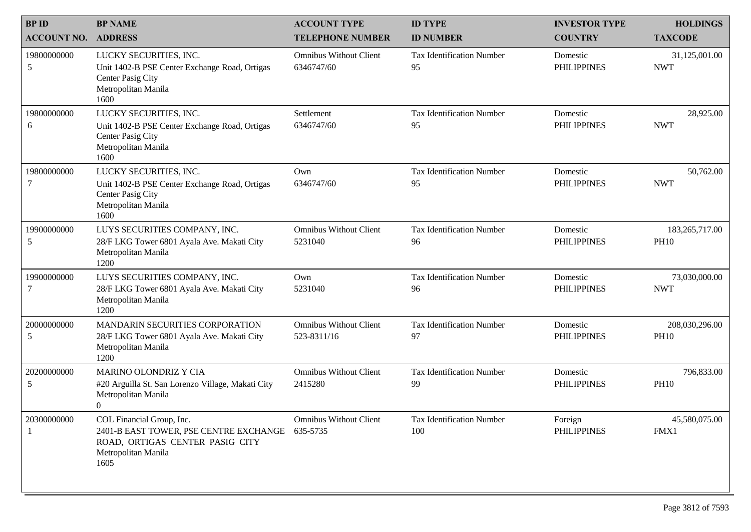| BP ID<br>ACCOUNT NO. | BP NAME<br>ADDRESS | ACCOUNT TYPE<br>TELEPHONE NUMBER | ID TYPE<br>ID NUMBER | INVESTOR TYPE<br>COUNTRY | HOLDINGS<br>TAXCODE |
|---|---|---|---|---|---|
| 19800000000<br>5 | LUCKY SECURITIES, INC.<br>Unit 1402-B PSE Center Exchange Road, Ortigas Center Pasig City<br>Metropolitan Manila<br>1600 | Omnibus Without Client<br>6346747/60 | Tax Identification Number<br>95 | Domestic<br>PHILIPPINES | 31,125,001.00<br>NWT |
| 19800000000<br>6 | LUCKY SECURITIES, INC.<br>Unit 1402-B PSE Center Exchange Road, Ortigas Center Pasig City<br>Metropolitan Manila<br>1600 | Settlement<br>6346747/60 | Tax Identification Number<br>95 | Domestic<br>PHILIPPINES | 28,925.00<br>NWT |
| 19800000000<br>7 | LUCKY SECURITIES, INC.<br>Unit 1402-B PSE Center Exchange Road, Ortigas Center Pasig City<br>Metropolitan Manila<br>1600 | Own<br>6346747/60 | Tax Identification Number<br>95 | Domestic<br>PHILIPPINES | 50,762.00<br>NWT |
| 19900000000<br>5 | LUYS SECURITIES COMPANY, INC.<br>28/F LKG Tower 6801 Ayala Ave. Makati City<br>Metropolitan Manila<br>1200 | Omnibus Without Client<br>5231040 | Tax Identification Number<br>96 | Domestic<br>PHILIPPINES | 183,265,717.00<br>PH10 |
| 19900000000<br>7 | LUYS SECURITIES COMPANY, INC.<br>28/F LKG Tower 6801 Ayala Ave. Makati City<br>Metropolitan Manila<br>1200 | Own<br>5231040 | Tax Identification Number<br>96 | Domestic<br>PHILIPPINES | 73,030,000.00<br>NWT |
| 20000000000<br>5 | MANDARIN SECURITIES CORPORATION<br>28/F LKG Tower 6801 Ayala Ave. Makati City<br>Metropolitan Manila<br>1200 | Omnibus Without Client<br>523-8311/16 | Tax Identification Number<br>97 | Domestic<br>PHILIPPINES | 208,030,296.00<br>PH10 |
| 20200000000<br>5 | MARINO OLONDRIZ Y CIA<br>#20 Arguilla St. San Lorenzo Village, Makati City<br>Metropolitan Manila<br>0 | Omnibus Without Client<br>2415280 | Tax Identification Number<br>99 | Domestic<br>PHILIPPINES | 796,833.00<br>PH10 |
| 20300000000<br>1 | COL Financial Group, Inc.<br>2401-B EAST TOWER, PSE CENTRE EXCHANGE ROAD, ORTIGAS CENTER PASIG CITY<br>Metropolitan Manila<br>1605 | Omnibus Without Client<br>635-5735 | Tax Identification Number<br>100 | Foreign<br>PHILIPPINES | 45,580,075.00<br>FMX1 |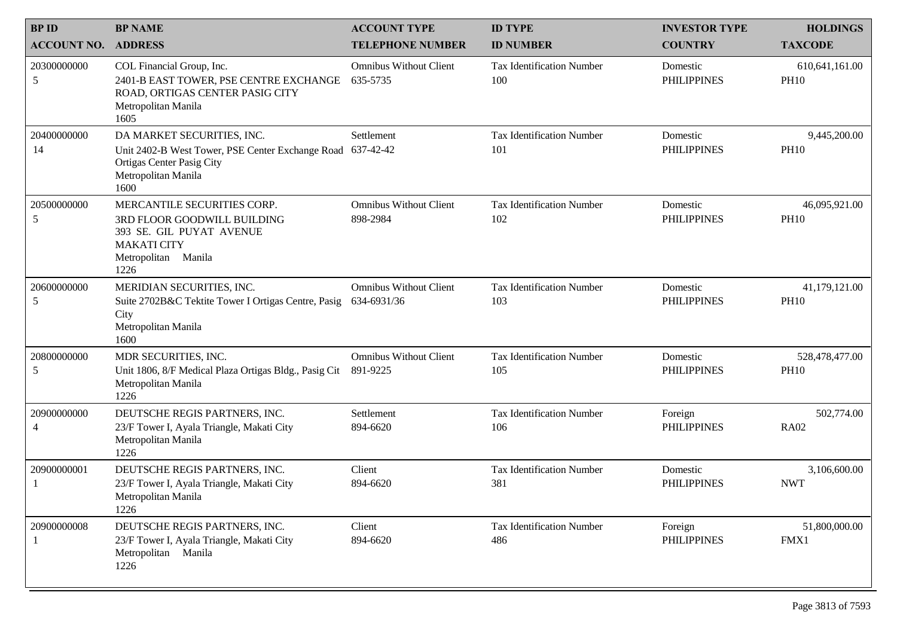| BP ID<br>ACCOUNT NO. | BP NAME<br>ADDRESS | ACCOUNT TYPE<br>TELEPHONE NUMBER | ID TYPE<br>ID NUMBER | INVESTOR TYPE<br>COUNTRY | HOLDINGS<br>TAXCODE |
|---|---|---|---|---|---|
| 20300000000<br>5 | COL Financial Group, Inc.<br>2401-B EAST TOWER, PSE CENTRE EXCHANGE ROAD, ORTIGAS CENTER PASIG CITY<br>Metropolitan Manila<br>1605 | Omnibus Without Client<br>635-5735 | Tax Identification Number<br>100 | Domestic<br>PHILIPPINES | 610,641,161.00<br>PH10 |
| 20400000000<br>14 | DA MARKET SECURITIES, INC.<br>Unit 2402-B West Tower, PSE Center Exchange Road Ortigas Center Pasig City<br>Metropolitan Manila<br>1600 | Settlement<br>637-42-42 | Tax Identification Number<br>101 | Domestic<br>PHILIPPINES | 9,445,200.00<br>PH10 |
| 20500000000<br>5 | MERCANTILE SECURITIES CORP.<br>3RD FLOOR GOODWILL BUILDING<br>393 SE. GIL PUYAT AVENUE<br>MAKATI CITY<br>Metropolitan Manila<br>1226 | Omnibus Without Client<br>898-2984 | Tax Identification Number<br>102 | Domestic<br>PHILIPPINES | 46,095,921.00<br>PH10 |
| 20600000000<br>5 | MERIDIAN SECURITIES, INC.<br>Suite 2702B&C Tektite Tower I Ortigas Centre, Pasig City<br>Metropolitan Manila<br>1600 | Omnibus Without Client<br>634-6931/36 | Tax Identification Number<br>103 | Domestic<br>PHILIPPINES | 41,179,121.00<br>PH10 |
| 20800000000<br>5 | MDR SECURITIES, INC.<br>Unit 1806, 8/F Medical Plaza Ortigas Bldg., Pasig Cit<br>Metropolitan Manila<br>1226 | Omnibus Without Client<br>891-9225 | Tax Identification Number<br>105 | Domestic<br>PHILIPPINES | 528,478,477.00<br>PH10 |
| 20900000000<br>4 | DEUTSCHE REGIS PARTNERS, INC.<br>23/F Tower I, Ayala Triangle, Makati City<br>Metropolitan Manila<br>1226 | Settlement<br>894-6620 | Tax Identification Number<br>106 | Foreign<br>PHILIPPINES | 502,774.00<br>RA02 |
| 20900000001<br>1 | DEUTSCHE REGIS PARTNERS, INC.<br>23/F Tower I, Ayala Triangle, Makati City<br>Metropolitan Manila<br>1226 | Client<br>894-6620 | Tax Identification Number<br>381 | Domestic<br>PHILIPPINES | 3,106,600.00<br>NWT |
| 20900000008<br>1 | DEUTSCHE REGIS PARTNERS, INC.<br>23/F Tower I, Ayala Triangle, Makati City<br>Metropolitan Manila<br>1226 | Client<br>894-6620 | Tax Identification Number<br>486 | Foreign<br>PHILIPPINES | 51,800,000.00<br>FMX1 |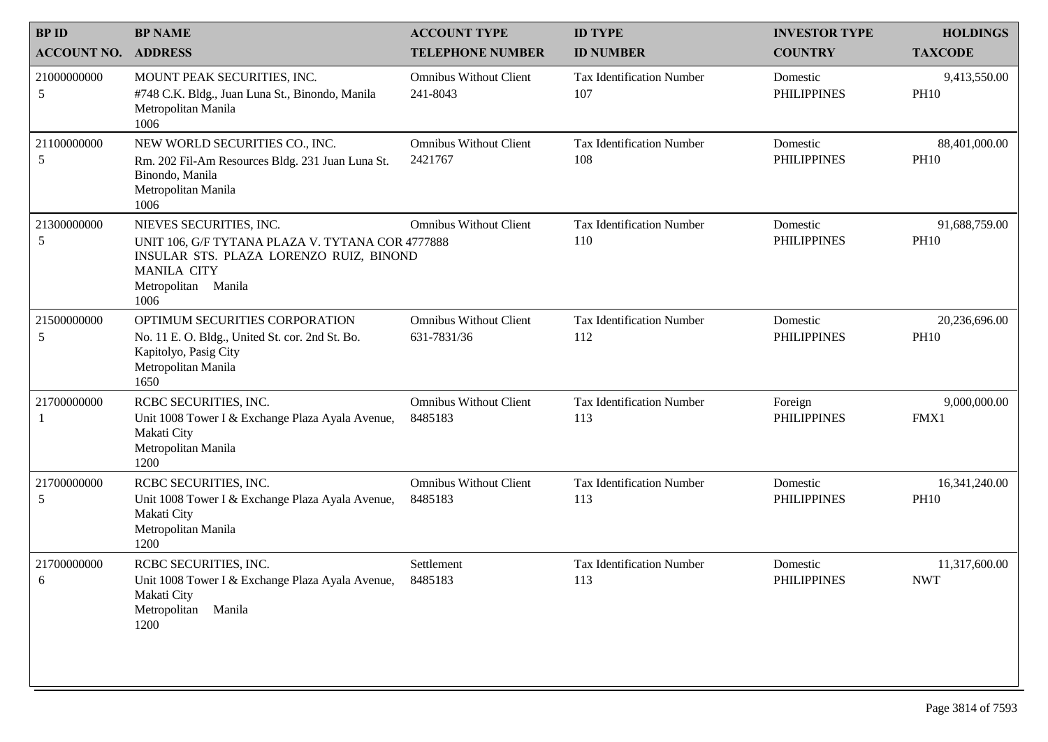| BP ID<br>ACCOUNT NO. | BP NAME<br>ADDRESS | ACCOUNT TYPE<br>TELEPHONE NUMBER | ID TYPE<br>ID NUMBER | INVESTOR TYPE<br>COUNTRY | HOLDINGS<br>TAXCODE |
|---|---|---|---|---|---|
| 21000000000<br>5 | MOUNT PEAK SECURITIES, INC.<br>#748 C.K. Bldg., Juan Luna St., Binondo, Manila<br>Metropolitan Manila<br>1006 | Omnibus Without Client<br>241-8043 | Tax Identification Number<br>107 | Domestic<br>PHILIPPINES | 9,413,550.00<br>PH10 |
| 21100000000<br>5 | NEW WORLD SECURITIES CO., INC.<br>Rm. 202 Fil-Am Resources Bldg. 231 Juan Luna St. Binondo, Manila<br>Metropolitan Manila<br>1006 | Omnibus Without Client<br>2421767 | Tax Identification Number<br>108 | Domestic<br>PHILIPPINES | 88,401,000.00<br>PH10 |
| 21300000000<br>5 | NIEVES SECURITIES, INC.<br>UNIT 106, G/F TYTANA PLAZA V. TYTANA COR INSULAR STS. PLAZA LORENZO RUIZ, BINOND MANILA CITY<br>Metropolitan Manila<br>1006 | Omnibus Without Client<br>4777888 | Tax Identification Number<br>110 | Domestic<br>PHILIPPINES | 91,688,759.00<br>PH10 |
| 21500000000<br>5 | OPTIMUM SECURITIES CORPORATION<br>No. 11 E. O. Bldg., United St. cor. 2nd St. Bo. Kapitolyo, Pasig City<br>Metropolitan Manila<br>1650 | Omnibus Without Client<br>631-7831/36 | Tax Identification Number<br>112 | Domestic<br>PHILIPPINES | 20,236,696.00<br>PH10 |
| 21700000000<br>1 | RCBC SECURITIES, INC.<br>Unit 1008 Tower I & Exchange Plaza Ayala Avenue, Makati City<br>Metropolitan Manila<br>1200 | Omnibus Without Client<br>8485183 | Tax Identification Number<br>113 | Foreign<br>PHILIPPINES | 9,000,000.00<br>FMX1 |
| 21700000000<br>5 | RCBC SECURITIES, INC.<br>Unit 1008 Tower I & Exchange Plaza Ayala Avenue, Makati City<br>Metropolitan Manila<br>1200 | Omnibus Without Client<br>8485183 | Tax Identification Number<br>113 | Domestic<br>PHILIPPINES | 16,341,240.00<br>PH10 |
| 21700000000<br>6 | RCBC SECURITIES, INC.<br>Unit 1008 Tower I & Exchange Plaza Ayala Avenue, Makati City<br>Metropolitan Manila<br>1200 | Settlement<br>8485183 | Tax Identification Number<br>113 | Domestic<br>PHILIPPINES | 11,317,600.00<br>NWT |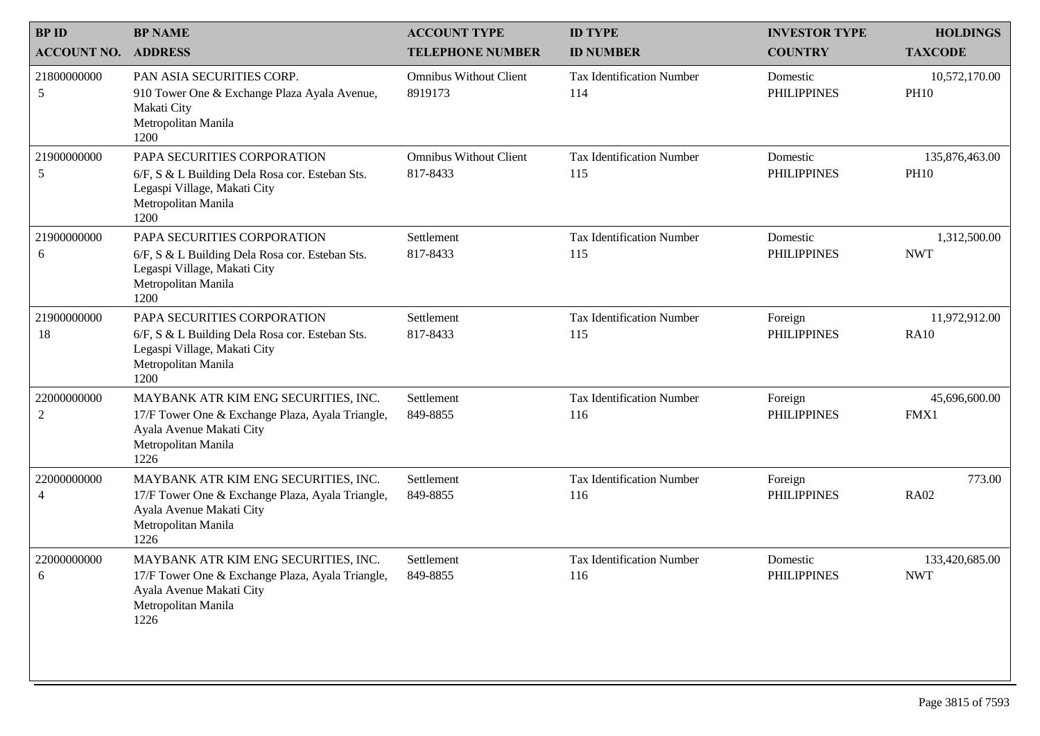| BP ID<br>ACCOUNT NO. | BP NAME<br>ADDRESS | ACCOUNT TYPE<br>TELEPHONE NUMBER | ID TYPE<br>ID NUMBER | INVESTOR TYPE<br>COUNTRY | HOLDINGS<br>TAXCODE |
|---|---|---|---|---|---|
| 21800000000<br>5 | PAN ASIA SECURITIES CORP.<br>910 Tower One & Exchange Plaza Ayala Avenue, Makati City<br>Metropolitan Manila<br>1200 | Omnibus Without Client<br>8919173 | Tax Identification Number<br>114 | Domestic<br>PHILIPPINES | 10,572,170.00<br>PH10 |
| 21900000000<br>5 | PAPA SECURITIES CORPORATION<br>6/F, S & L Building Dela Rosa cor. Esteban Sts. Legaspi Village, Makati City<br>Metropolitan Manila<br>1200 | Omnibus Without Client<br>817-8433 | Tax Identification Number<br>115 | Domestic<br>PHILIPPINES | 135,876,463.00<br>PH10 |
| 21900000000<br>6 | PAPA SECURITIES CORPORATION<br>6/F, S & L Building Dela Rosa cor. Esteban Sts. Legaspi Village, Makati City<br>Metropolitan Manila<br>1200 | Settlement<br>817-8433 | Tax Identification Number<br>115 | Domestic<br>PHILIPPINES | 1,312,500.00<br>NWT |
| 21900000000<br>18 | PAPA SECURITIES CORPORATION<br>6/F, S & L Building Dela Rosa cor. Esteban Sts. Legaspi Village, Makati City<br>Metropolitan Manila<br>1200 | Settlement<br>817-8433 | Tax Identification Number<br>115 | Foreign<br>PHILIPPINES | 11,972,912.00<br>RA10 |
| 22000000000<br>2 | MAYBANK ATR KIM ENG SECURITIES, INC.<br>17/F Tower One & Exchange Plaza, Ayala Triangle, Ayala Avenue Makati City<br>Metropolitan Manila<br>1226 | Settlement<br>849-8855 | Tax Identification Number<br>116 | Foreign<br>PHILIPPINES | 45,696,600.00<br>FMX1 |
| 22000000000<br>4 | MAYBANK ATR KIM ENG SECURITIES, INC.<br>17/F Tower One & Exchange Plaza, Ayala Triangle, Ayala Avenue Makati City<br>Metropolitan Manila<br>1226 | Settlement<br>849-8855 | Tax Identification Number<br>116 | Foreign<br>PHILIPPINES | 773.00<br>RA02 |
| 22000000000<br>6 | MAYBANK ATR KIM ENG SECURITIES, INC.<br>17/F Tower One & Exchange Plaza, Ayala Triangle, Ayala Avenue Makati City<br>Metropolitan Manila<br>1226 | Settlement<br>849-8855 | Tax Identification Number<br>116 | Domestic<br>PHILIPPINES | 133,420,685.00<br>NWT |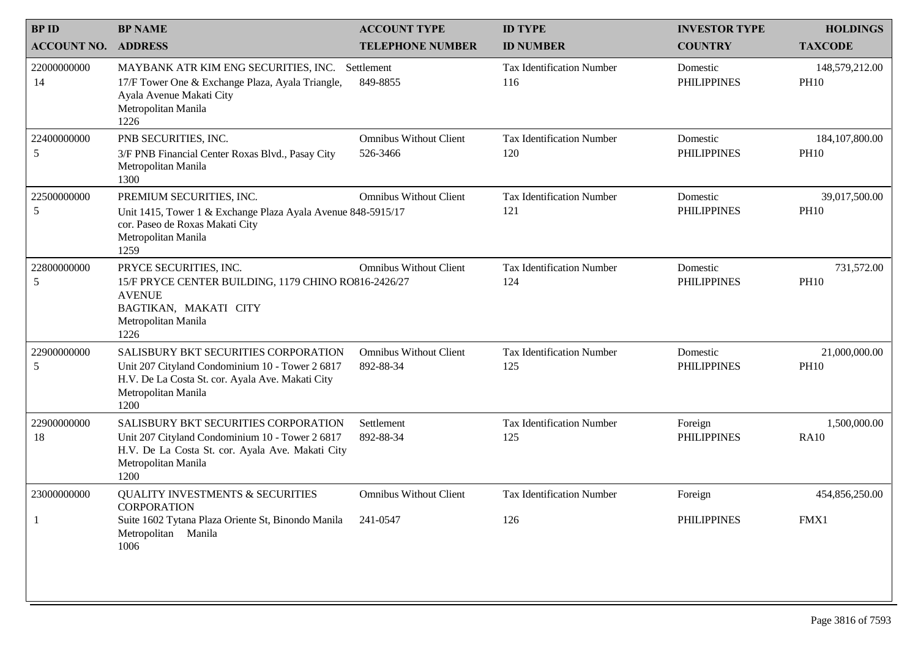| BP ID<br>ACCOUNT NO. | BP NAME<br>ADDRESS | ACCOUNT TYPE<br>TELEPHONE NUMBER | ID TYPE<br>ID NUMBER | INVESTOR TYPE<br>COUNTRY | HOLDINGS<br>TAXCODE |
|---|---|---|---|---|---|
| 22000000000<br>14 | MAYBANK ATR KIM ENG SECURITIES, INC.<br>17/F Tower One & Exchange Plaza, Ayala Triangle, Ayala Avenue Makati City<br>Metropolitan Manila<br>1226 | Settlement<br>849-8855 | Tax Identification Number<br>116 | Domestic<br>PHILIPPINES | 148,579,212.00<br>PH10 |
| 22400000000<br>5 | PNB SECURITIES, INC.<br>3/F PNB Financial Center Roxas Blvd., Pasay City<br>Metropolitan Manila<br>1300 | Omnibus Without Client<br>526-3466 | Tax Identification Number<br>120 | Domestic<br>PHILIPPINES | 184,107,800.00<br>PH10 |
| 22500000000<br>5 | PREMIUM SECURITIES, INC.<br>Unit 1415, Tower 1 & Exchange Plaza Ayala Avenue cor. Paseo de Roxas Makati City<br>Metropolitan Manila<br>1259 | Omnibus Without Client<br>848-5915/17 | Tax Identification Number<br>121 | Domestic<br>PHILIPPINES | 39,017,500.00<br>PH10 |
| 22800000000<br>5 | PRYCE SECURITIES, INC.<br>15/F PRYCE CENTER BUILDING, 1179 CHINO RO AVENUE<br>BAGTIKAN, MAKATI CITY<br>Metropolitan Manila<br>1226 | Omnibus Without Client<br>816-2426/27 | Tax Identification Number<br>124 | Domestic<br>PHILIPPINES | 731,572.00<br>PH10 |
| 22900000000<br>5 | SALISBURY BKT SECURITIES CORPORATION<br>Unit 207 Cityland Condominium 10 - Tower 2 6817 H.V. De La Costa St. cor. Ayala Ave. Makati City<br>Metropolitan Manila<br>1200 | Omnibus Without Client<br>892-88-34 | Tax Identification Number<br>125 | Domestic<br>PHILIPPINES | 21,000,000.00<br>PH10 |
| 22900000000<br>18 | SALISBURY BKT SECURITIES CORPORATION<br>Unit 207 Cityland Condominium 10 - Tower 2 6817 H.V. De La Costa St. cor. Ayala Ave. Makati City<br>Metropolitan Manila<br>1200 | Settlement<br>892-88-34 | Tax Identification Number<br>125 | Foreign<br>PHILIPPINES | 1,500,000.00<br>RA10 |
| 23000000000<br>1 | QUALITY INVESTMENTS & SECURITIES CORPORATION<br>Suite 1602 Tytana Plaza Oriente St, Binondo Manila<br>Metropolitan Manila<br>1006 | Omnibus Without Client<br>241-0547 | Tax Identification Number<br>126 | Foreign<br>PHILIPPINES | 454,856,250.00<br>FMX1 |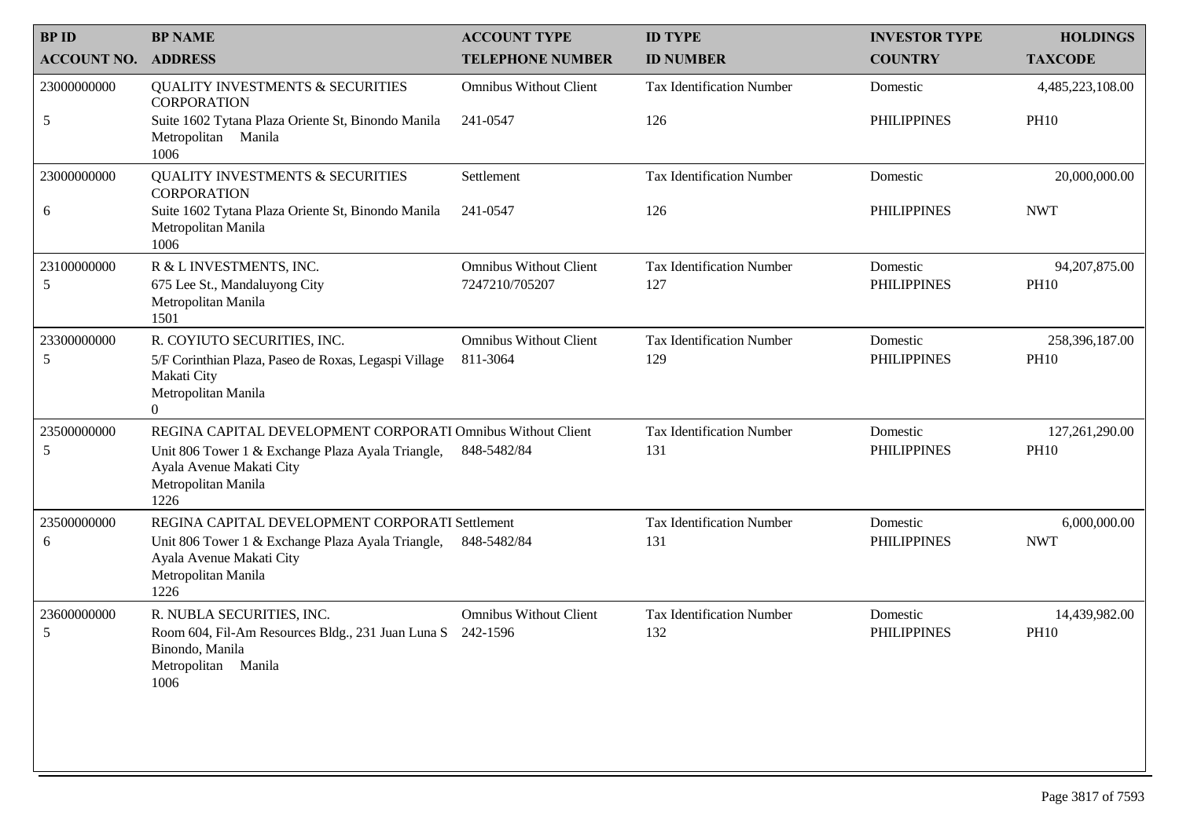| BP ID<br>ACCOUNT NO. | BP NAME<br>ADDRESS | ACCOUNT TYPE<br>TELEPHONE NUMBER | ID TYPE<br>ID NUMBER | INVESTOR TYPE<br>COUNTRY | HOLDINGS<br>TAXCODE |
|---|---|---|---|---|---|
| 23000000000<br>5 | QUALITY INVESTMENTS & SECURITIES CORPORATION<br>Suite 1602 Tytana Plaza Oriente St, Binondo Manila Metropolitan Manila<br>1006 | Omnibus Without Client<br>241-0547 | Tax Identification Number<br>126 | Domestic<br>PHILIPPINES | 4,485,223,108.00<br>PH10 |
| 23000000000<br>6 | QUALITY INVESTMENTS & SECURITIES CORPORATION<br>Suite 1602 Tytana Plaza Oriente St, Binondo Manila Metropolitan Manila<br>1006 | Settlement<br>241-0547 | Tax Identification Number<br>126 | Domestic<br>PHILIPPINES | 20,000,000.00<br>NWT |
| 23100000000<br>5 | R & L INVESTMENTS, INC.<br>675 Lee St., Mandaluyong City<br>Metropolitan Manila<br>1501 | Omnibus Without Client<br>7247210/705207 | Tax Identification Number<br>127 | Domestic<br>PHILIPPINES | 94,207,875.00<br>PH10 |
| 23300000000<br>5 | R. COYIUTO SECURITIES, INC.<br>5/F Corinthian Plaza, Paseo de Roxas, Legaspi Village Makati City<br>Metropolitan Manila<br>0 | Omnibus Without Client<br>811-3064 | Tax Identification Number<br>129 | Domestic<br>PHILIPPINES | 258,396,187.00<br>PH10 |
| 23500000000<br>5 | REGINA CAPITAL DEVELOPMENT CORPORATI<br>Unit 806 Tower 1 & Exchange Plaza Ayala Triangle, Ayala Avenue Makati City<br>Metropolitan Manila<br>1226 | Omnibus Without Client<br>848-5482/84 | Tax Identification Number<br>131 | Domestic<br>PHILIPPINES | 127,261,290.00<br>PH10 |
| 23500000000<br>6 | REGINA CAPITAL DEVELOPMENT CORPORATI<br>Unit 806 Tower 1 & Exchange Plaza Ayala Triangle, Ayala Avenue Makati City<br>Metropolitan Manila<br>1226 | Settlement<br>848-5482/84 | Tax Identification Number<br>131 | Domestic<br>PHILIPPINES | 6,000,000.00<br>NWT |
| 23600000000<br>5 | R. NUBLA SECURITIES, INC.<br>Room 604, Fil-Am Resources Bldg., 231 Juan Luna S Binondo, Manila<br>Metropolitan Manila<br>1006 | Omnibus Without Client<br>242-1596 | Tax Identification Number<br>132 | Domestic<br>PHILIPPINES | 14,439,982.00<br>PH10 |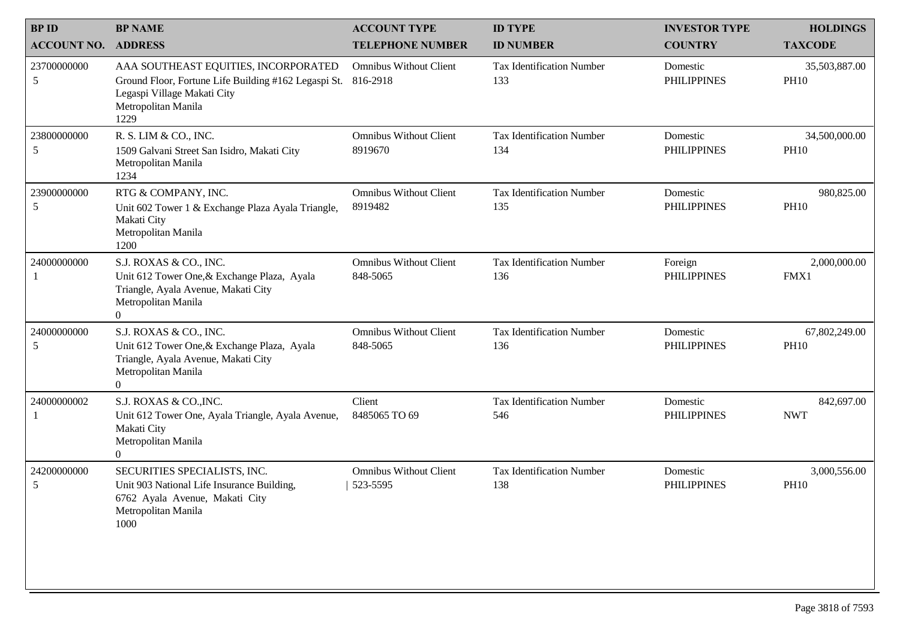| BP ID<br>ACCOUNT NO. | BP NAME<br>ADDRESS | ACCOUNT TYPE<br>TELEPHONE NUMBER | ID TYPE<br>ID NUMBER | INVESTOR TYPE<br>COUNTRY | HOLDINGS<br>TAXCODE |
|---|---|---|---|---|---|
| 23700000000<br>5 | AAA SOUTHEAST EQUITIES, INCORPORATED<br>Ground Floor, Fortune Life Building #162 Legaspi St. Legaspi Village Makati City<br>Metropolitan Manila<br>1229 | Omnibus Without Client<br>816-2918 | Tax Identification Number<br>133 | Domestic<br>PHILIPPINES | 35,503,887.00<br>PH10 |
| 23800000000<br>5 | R. S. LIM & CO., INC.<br>1509 Galvani Street San Isidro, Makati City<br>Metropolitan Manila<br>1234 | Omnibus Without Client<br>8919670 | Tax Identification Number<br>134 | Domestic<br>PHILIPPINES | 34,500,000.00<br>PH10 |
| 23900000000<br>5 | RTG & COMPANY, INC.<br>Unit 602 Tower 1 & Exchange Plaza Ayala Triangle, Makati City<br>Metropolitan Manila<br>1200 | Omnibus Without Client<br>8919482 | Tax Identification Number<br>135 | Domestic<br>PHILIPPINES | 980,825.00<br>PH10 |
| 24000000000<br>1 | S.J. ROXAS & CO., INC.<br>Unit 612 Tower One,& Exchange Plaza, Ayala Triangle, Ayala Avenue, Makati City<br>Metropolitan Manila<br>0 | Omnibus Without Client<br>848-5065 | Tax Identification Number<br>136 | Foreign<br>PHILIPPINES | 2,000,000.00<br>FMX1 |
| 24000000000<br>5 | S.J. ROXAS & CO., INC.<br>Unit 612 Tower One,& Exchange Plaza, Ayala Triangle, Ayala Avenue, Makati City<br>Metropolitan Manila<br>0 | Omnibus Without Client<br>848-5065 | Tax Identification Number<br>136 | Domestic<br>PHILIPPINES | 67,802,249.00<br>PH10 |
| 24000000002<br>1 | S.J. ROXAS & CO.,INC.<br>Unit 612 Tower One, Ayala Triangle, Ayala Avenue, Makati City<br>Metropolitan Manila<br>0 | Client<br>8485065 TO 69 | Tax Identification Number<br>546 | Domestic<br>PHILIPPINES | 842,697.00<br>NWT |
| 24200000000<br>5 | SECURITIES SPECIALISTS, INC.<br>Unit 903 National Life Insurance Building, 6762 Ayala Avenue, Makati City<br>Metropolitan Manila<br>1000 | Omnibus Without Client<br>523-5595 | Tax Identification Number<br>138 | Domestic<br>PHILIPPINES | 3,000,556.00<br>PH10 |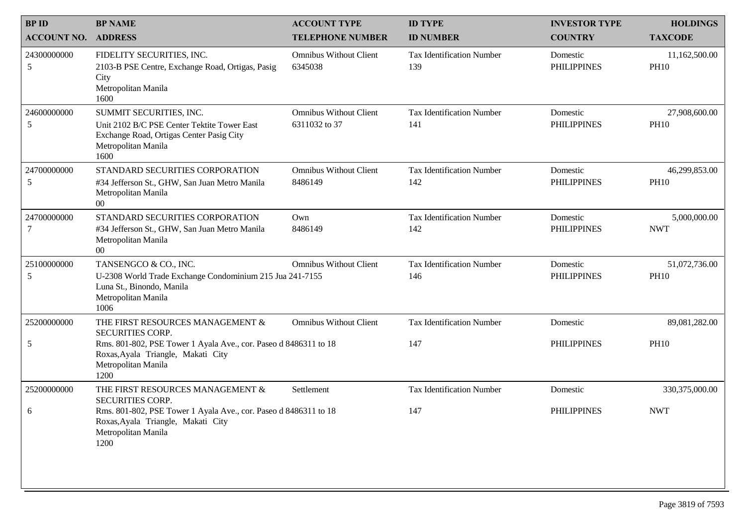| BP ID<br>ACCOUNT NO. | BP NAME<br>ADDRESS | ACCOUNT TYPE<br>TELEPHONE NUMBER | ID TYPE<br>ID NUMBER | INVESTOR TYPE<br>COUNTRY | HOLDINGS<br>TAXCODE |
|---|---|---|---|---|---|
| 24300000000<br>5 | FIDELITY SECURITIES, INC.<br>2103-B PSE Centre, Exchange Road, Ortigas, Pasig City<br>Metropolitan Manila<br>1600 | Omnibus Without Client<br>6345038 | Tax Identification Number<br>139 | Domestic<br>PHILIPPINES | 11,162,500.00<br>PH10 |
| 24600000000<br>5 | SUMMIT SECURITIES, INC.<br>Unit 2102 B/C PSE Center Tektite Tower East Exchange Road, Ortigas Center Pasig City<br>Metropolitan Manila<br>1600 | Omnibus Without Client<br>6311032 to 37 | Tax Identification Number<br>141 | Domestic<br>PHILIPPINES | 27,908,600.00<br>PH10 |
| 24700000000<br>5 | STANDARD SECURITIES CORPORATION<br>#34 Jefferson St., GHW, San Juan Metro Manila<br>Metropolitan Manila<br>00 | Omnibus Without Client<br>8486149 | Tax Identification Number<br>142 | Domestic<br>PHILIPPINES | 46,299,853.00<br>PH10 |
| 24700000000<br>7 | STANDARD SECURITIES CORPORATION<br>#34 Jefferson St., GHW, San Juan Metro Manila<br>Metropolitan Manila<br>00 | Own<br>8486149 | Tax Identification Number<br>142 | Domestic<br>PHILIPPINES | 5,000,000.00<br>NWT |
| 25100000000<br>5 | TANSENGCO & CO., INC.<br>U-2308 World Trade Exchange Condominium 215 Jua Luna St., Binondo, Manila<br>Metropolitan Manila<br>1006 | Omnibus Without Client<br>241-7155 | Tax Identification Number<br>146 | Domestic<br>PHILIPPINES | 51,072,736.00<br>PH10 |
| 25200000000<br>5 | THE FIRST RESOURCES MANAGEMENT & SECURITIES CORP.<br>Rms. 801-802, PSE Tower 1 Ayala Ave., cor. Paseo d Roxas,Ayala Triangle, Makati City<br>Metropolitan Manila<br>1200 | Omnibus Without Client<br>8486311 to 18 | Tax Identification Number<br>147 | Domestic<br>PHILIPPINES | 89,081,282.00<br>PH10 |
| 25200000000<br>6 | THE FIRST RESOURCES MANAGEMENT & SECURITIES CORP.<br>Rms. 801-802, PSE Tower 1 Ayala Ave., cor. Paseo d Roxas,Ayala Triangle, Makati City<br>Metropolitan Manila<br>1200 | Settlement<br>8486311 to 18 | Tax Identification Number<br>147 | Domestic<br>PHILIPPINES | 330,375,000.00<br>NWT |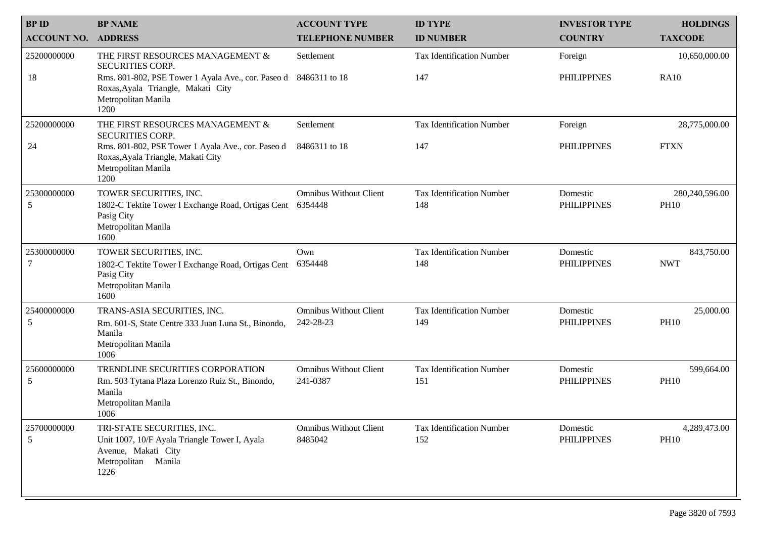| BP ID<br>ACCOUNT NO. | BP NAME<br>ADDRESS | ACCOUNT TYPE<br>TELEPHONE NUMBER | ID TYPE<br>ID NUMBER | INVESTOR TYPE<br>COUNTRY | HOLDINGS<br>TAXCODE |
|---|---|---|---|---|---|
| 25200000000<br>18 | THE FIRST RESOURCES MANAGEMENT & SECURITIES CORP.<br>Rms. 801-802, PSE Tower 1 Ayala Ave., cor. Paseo d Roxas,Ayala Triangle, Makati City<br>Metropolitan Manila<br>1200 | Settlement<br>8486311 to 18 | Tax Identification Number<br>147 | Foreign<br>PHILIPPINES | 10,650,000.00<br>RA10 |
| 25200000000<br>24 | THE FIRST RESOURCES MANAGEMENT & SECURITIES CORP.<br>Rms. 801-802, PSE Tower 1 Ayala Ave., cor. Paseo d Roxas,Ayala Triangle, Makati City<br>Metropolitan Manila<br>1200 | Settlement<br>8486311 to 18 | Tax Identification Number<br>147 | Foreign<br>PHILIPPINES | 28,775,000.00<br>FTXN |
| 25300000000<br>5 | TOWER SECURITIES, INC.<br>1802-C Tektite Tower I Exchange Road, Ortigas Cent Pasig City<br>Metropolitan Manila<br>1600 | Omnibus Without Client<br>6354448 | Tax Identification Number<br>148 | Domestic<br>PHILIPPINES | 280,240,596.00<br>PH10 |
| 25300000000<br>7 | TOWER SECURITIES, INC.<br>1802-C Tektite Tower I Exchange Road, Ortigas Cent Pasig City<br>Metropolitan Manila<br>1600 | Own<br>6354448 | Tax Identification Number<br>148 | Domestic<br>PHILIPPINES | 843,750.00<br>NWT |
| 25400000000<br>5 | TRANS-ASIA SECURITIES, INC.<br>Rm. 601-S, State Centre 333 Juan Luna St., Binondo, Manila<br>Metropolitan Manila<br>1006 | Omnibus Without Client<br>242-28-23 | Tax Identification Number<br>149 | Domestic<br>PHILIPPINES | 25,000.00<br>PH10 |
| 25600000000<br>5 | TRENDLINE SECURITIES CORPORATION<br>Rm. 503 Tytana Plaza Lorenzo Ruiz St., Binondo, Manila<br>Metropolitan Manila<br>1006 | Omnibus Without Client<br>241-0387 | Tax Identification Number<br>151 | Domestic<br>PHILIPPINES | 599,664.00<br>PH10 |
| 25700000000<br>5 | TRI-STATE SECURITIES, INC.<br>Unit 1007, 10/F Ayala Triangle Tower I, Ayala Avenue, Makati City<br>Metropolitan Manila<br>1226 | Omnibus Without Client<br>8485042 | Tax Identification Number<br>152 | Domestic<br>PHILIPPINES | 4,289,473.00<br>PH10 |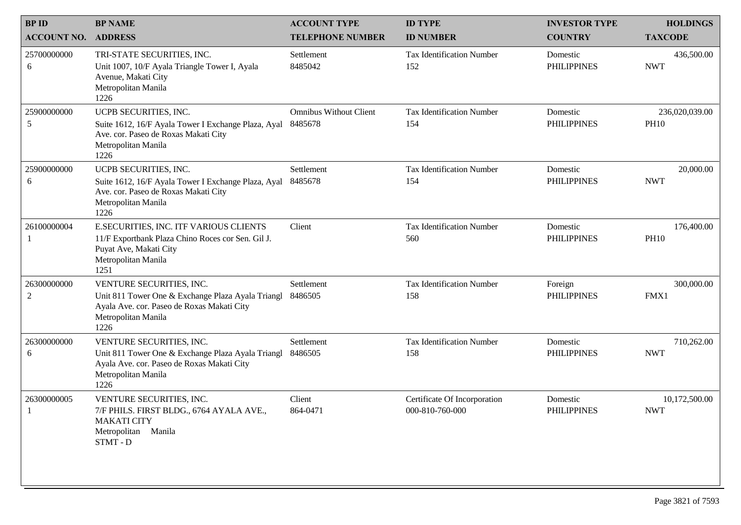| BP ID<br>ACCOUNT NO. | BP NAME<br>ADDRESS | ACCOUNT TYPE<br>TELEPHONE NUMBER | ID TYPE<br>ID NUMBER | INVESTOR TYPE<br>COUNTRY | HOLDINGS<br>TAXCODE |
|---|---|---|---|---|---|
| 25700000000<br>6 | TRI-STATE SECURITIES, INC.<br>Unit 1007, 10/F Ayala Triangle Tower I, Ayala Avenue, Makati City<br>Metropolitan Manila<br>1226 | Settlement<br>8485042 | Tax Identification Number<br>152 | Domestic<br>PHILIPPINES | 436,500.00<br>NWT |
| 25900000000<br>5 | UCPB SECURITIES, INC.<br>Suite 1612, 16/F Ayala Tower I Exchange Plaza, Ayal Ave. cor. Paseo de Roxas Makati City<br>Metropolitan Manila<br>1226 | Omnibus Without Client<br>8485678 | Tax Identification Number<br>154 | Domestic<br>PHILIPPINES | 236,020,039.00<br>PH10 |
| 25900000000<br>6 | UCPB SECURITIES, INC.<br>Suite 1612, 16/F Ayala Tower I Exchange Plaza, Ayal Ave. cor. Paseo de Roxas Makati City<br>Metropolitan Manila<br>1226 | Settlement<br>8485678 | Tax Identification Number<br>154 | Domestic<br>PHILIPPINES | 20,000.00<br>NWT |
| 26100000004<br>1 | E.SECURITIES, INC. ITF VARIOUS CLIENTS<br>11/F Exportbank Plaza Chino Roces cor Sen. Gil J. Puyat Ave, Makati City<br>Metropolitan Manila<br>1251 | Client | Tax Identification Number<br>560 | Domestic<br>PHILIPPINES | 176,400.00<br>PH10 |
| 26300000000<br>2 | VENTURE SECURITIES, INC.<br>Unit 811 Tower One & Exchange Plaza Ayala Triangl Ayala Ave. cor. Paseo de Roxas Makati City<br>Metropolitan Manila<br>1226 | Settlement<br>8486505 | Tax Identification Number<br>158 | Foreign<br>PHILIPPINES | 300,000.00<br>FMX1 |
| 26300000000<br>6 | VENTURE SECURITIES, INC.<br>Unit 811 Tower One & Exchange Plaza Ayala Triangl Ayala Ave. cor. Paseo de Roxas Makati City<br>Metropolitan Manila<br>1226 | Settlement<br>8486505 | Tax Identification Number<br>158 | Domestic<br>PHILIPPINES | 710,262.00<br>NWT |
| 26300000005<br>1 | VENTURE SECURITIES, INC.<br>7/F PHILS. FIRST BLDG., 6764 AYALA AVE., MAKATI CITY<br>Metropolitan Manila<br>STMT - D | Client<br>864-0471 | Certificate Of Incorporation<br>000-810-760-000 | Domestic<br>PHILIPPINES | 10,172,500.00<br>NWT |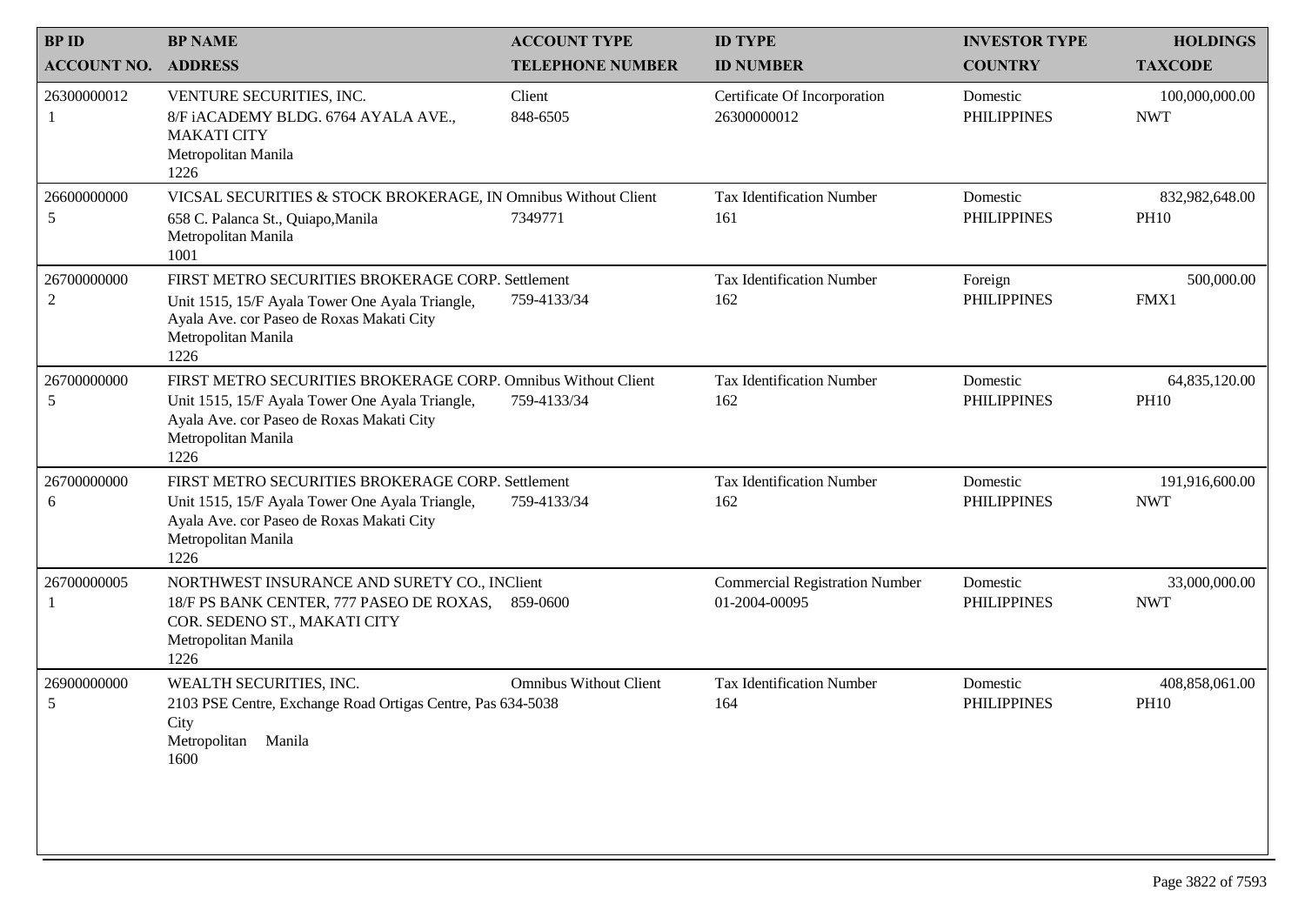| BP ID<br>ACCOUNT NO. | BP NAME<br>ADDRESS | ACCOUNT TYPE<br>TELEPHONE NUMBER | ID TYPE<br>ID NUMBER | INVESTOR TYPE<br>COUNTRY | HOLDINGS<br>TAXCODE |
|---|---|---|---|---|---|
| 26300000012<br>1 | VENTURE SECURITIES, INC.<br>8/F iACADEMY BLDG. 6764 AYALA AVE., MAKATI CITY<br>Metropolitan Manila<br>1226 | Client<br>848-6505 | Certificate Of Incorporation<br>26300000012 | Domestic<br>PHILIPPINES | 100,000,000.00<br>NWT |
| 26600000000<br>5 | VICSAL SECURITIES & STOCK BROKERAGE, IN<br>658 C. Palanca St., Quiapo,Manila<br>Metropolitan Manila<br>1001 | Omnibus Without Client<br>7349771 | Tax Identification Number<br>161 | Domestic<br>PHILIPPINES | 832,982,648.00<br>PH10 |
| 26700000000<br>2 | FIRST METRO SECURITIES BROKERAGE CORP.<br>Unit 1515, 15/F Ayala Tower One Ayala Triangle, Ayala Ave. cor Paseo de Roxas Makati City<br>Metropolitan Manila<br>1226 | Settlement<br>759-4133/34 | Tax Identification Number<br>162 | Foreign<br>PHILIPPINES | 500,000.00<br>FMX1 |
| 26700000000<br>5 | FIRST METRO SECURITIES BROKERAGE CORP.<br>Unit 1515, 15/F Ayala Tower One Ayala Triangle, Ayala Ave. cor Paseo de Roxas Makati City<br>Metropolitan Manila<br>1226 | Omnibus Without Client<br>759-4133/34 | Tax Identification Number<br>162 | Domestic<br>PHILIPPINES | 64,835,120.00<br>PH10 |
| 26700000000<br>6 | FIRST METRO SECURITIES BROKERAGE CORP.<br>Unit 1515, 15/F Ayala Tower One Ayala Triangle, Ayala Ave. cor Paseo de Roxas Makati City<br>Metropolitan Manila<br>1226 | Settlement<br>759-4133/34 | Tax Identification Number<br>162 | Domestic<br>PHILIPPINES | 191,916,600.00<br>NWT |
| 26700000005<br>1 | NORTHWEST INSURANCE AND SURETY CO., IN<br>18/F PS BANK CENTER, 777 PASEO DE ROXAS, COR. SEDENO ST., MAKATI CITY<br>Metropolitan Manila<br>1226 | Client<br>859-0600 | Commercial Registration Number<br>01-2004-00095 | Domestic<br>PHILIPPINES | 33,000,000.00<br>NWT |
| 26900000000<br>5 | WEALTH SECURITIES, INC.<br>2103 PSE Centre, Exchange Road Ortigas Centre, Pas City<br>Metropolitan Manila<br>1600 | Omnibus Without Client<br>634-5038 | Tax Identification Number<br>164 | Domestic<br>PHILIPPINES | 408,858,061.00<br>PH10 |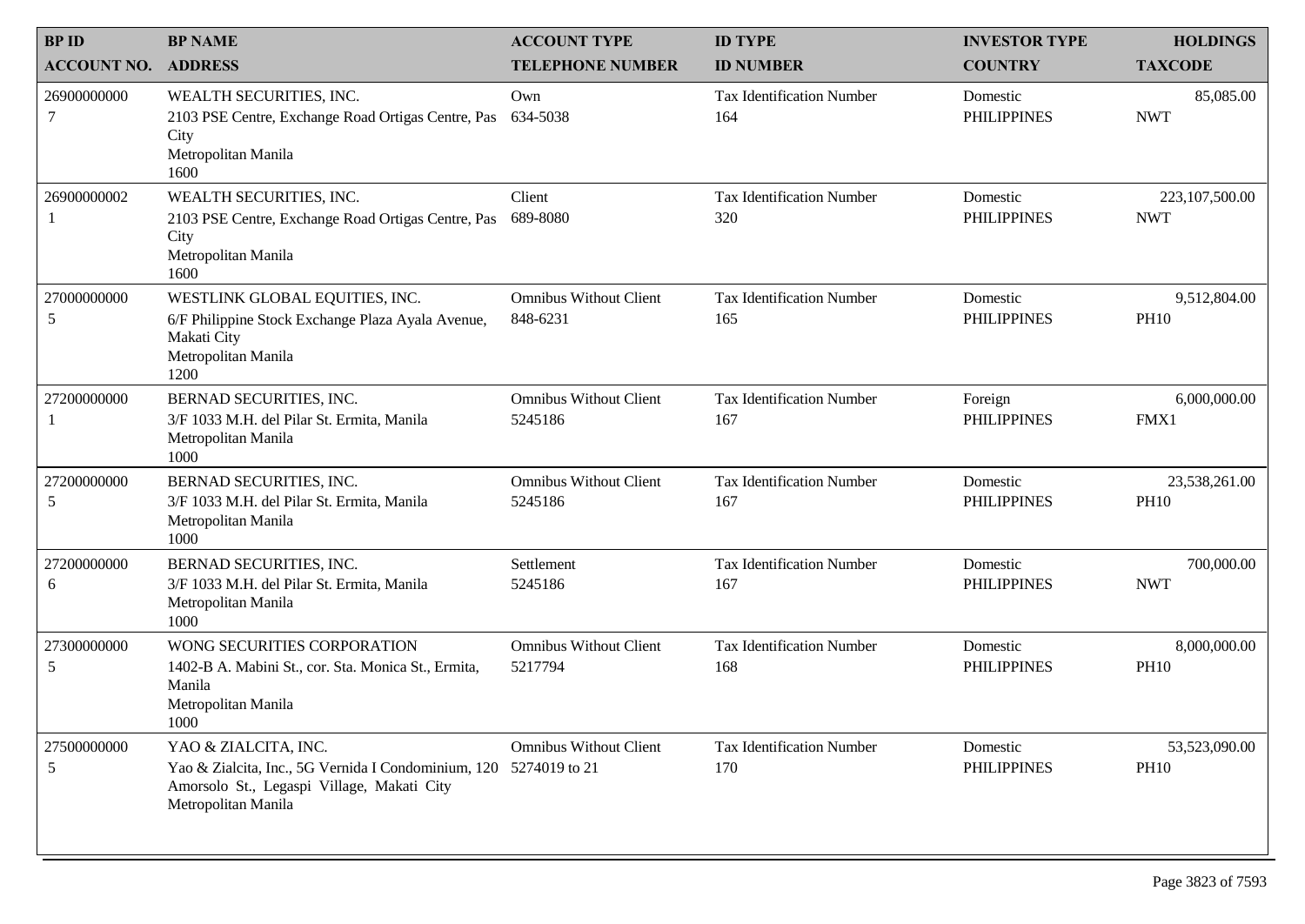| BP ID<br>ACCOUNT NO. | BP NAME<br>ADDRESS | ACCOUNT TYPE<br>TELEPHONE NUMBER | ID TYPE<br>ID NUMBER | INVESTOR TYPE<br>COUNTRY | HOLDINGS<br>TAXCODE |
|---|---|---|---|---|---|
| 26900000000<br>7 | WEALTH SECURITIES, INC.<br>2103 PSE Centre, Exchange Road Ortigas Centre, Pas City<br>Metropolitan Manila<br>1600 | Own<br>634-5038 | Tax Identification Number<br>164 | Domestic<br>PHILIPPINES | 85,085.00<br>NWT |
| 26900000002<br>1 | WEALTH SECURITIES, INC.<br>2103 PSE Centre, Exchange Road Ortigas Centre, Pas City<br>Metropolitan Manila<br>1600 | Client<br>689-8080 | Tax Identification Number<br>320 | Domestic<br>PHILIPPINES | 223,107,500.00<br>NWT |
| 27000000000<br>5 | WESTLINK GLOBAL EQUITIES, INC.<br>6/F Philippine Stock Exchange Plaza Ayala Avenue, Makati City<br>Metropolitan Manila<br>1200 | Omnibus Without Client<br>848-6231 | Tax Identification Number<br>165 | Domestic<br>PHILIPPINES | 9,512,804.00<br>PH10 |
| 27200000000<br>1 | BERNAD SECURITIES, INC.<br>3/F 1033 M.H. del Pilar St. Ermita, Manila<br>Metropolitan Manila<br>1000 | Omnibus Without Client<br>5245186 | Tax Identification Number<br>167 | Foreign<br>PHILIPPINES | 6,000,000.00<br>FMX1 |
| 27200000000<br>5 | BERNAD SECURITIES, INC.<br>3/F 1033 M.H. del Pilar St. Ermita, Manila<br>Metropolitan Manila<br>1000 | Omnibus Without Client<br>5245186 | Tax Identification Number<br>167 | Domestic<br>PHILIPPINES | 23,538,261.00<br>PH10 |
| 27200000000<br>6 | BERNAD SECURITIES, INC.<br>3/F 1033 M.H. del Pilar St. Ermita, Manila<br>Metropolitan Manila<br>1000 | Settlement<br>5245186 | Tax Identification Number<br>167 | Domestic<br>PHILIPPINES | 700,000.00<br>NWT |
| 27300000000<br>5 | WONG SECURITIES CORPORATION<br>1402-B A. Mabini St., cor. Sta. Monica St., Ermita, Manila<br>Metropolitan Manila<br>1000 | Omnibus Without Client<br>5217794 | Tax Identification Number<br>168 | Domestic<br>PHILIPPINES | 8,000,000.00<br>PH10 |
| 27500000000<br>5 | YAO & ZIALCITA, INC.<br>Yao & Zialcita, Inc., 5G Vernida I Condominium, 120 Amorsolo St., Legaspi Village, Makati City<br>Metropolitan Manila | Omnibus Without Client<br>5274019 to 21 | Tax Identification Number<br>170 | Domestic<br>PHILIPPINES | 53,523,090.00<br>PH10 |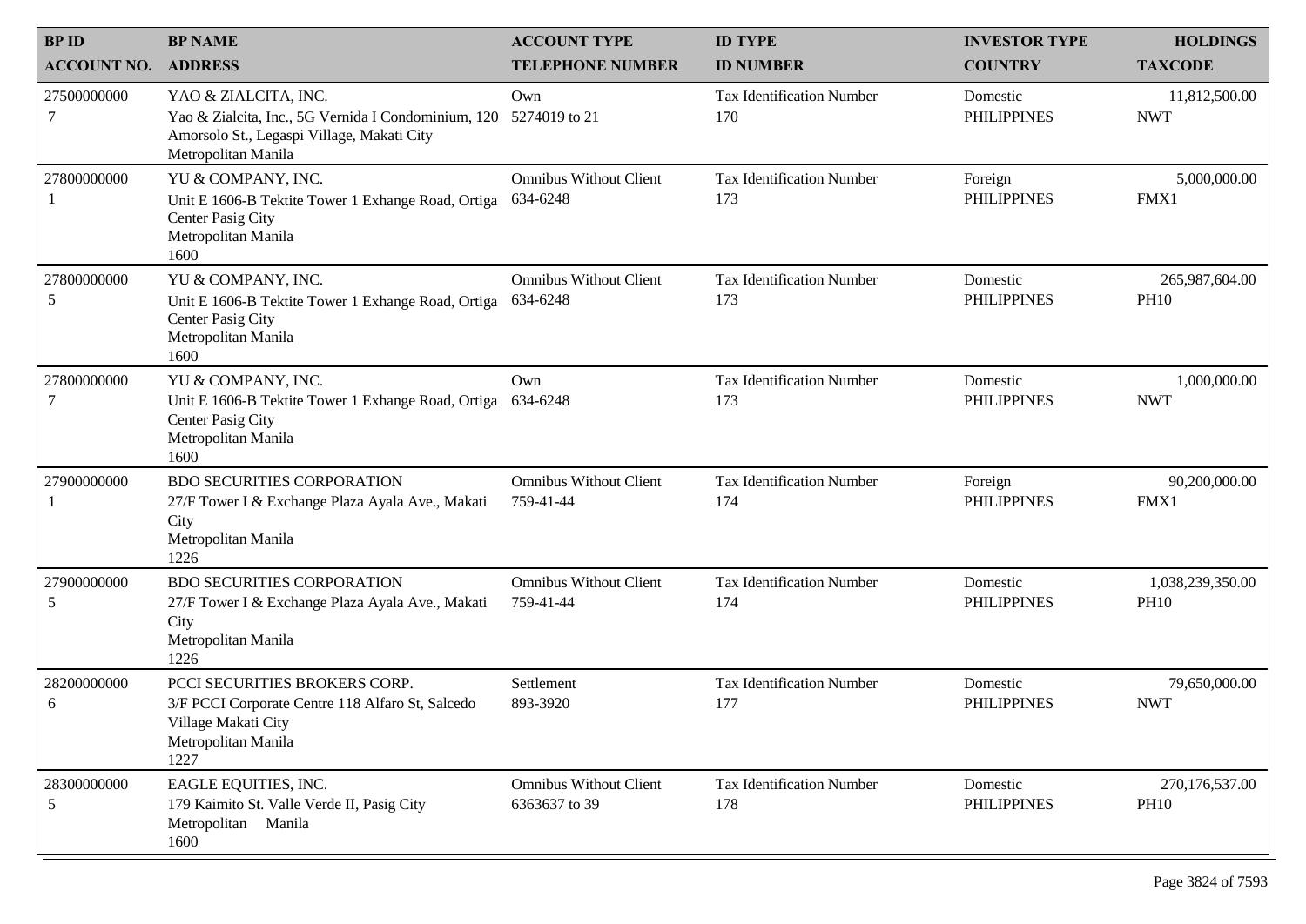| BP ID<br>ACCOUNT NO. | BP NAME<br>ADDRESS | ACCOUNT TYPE<br>TELEPHONE NUMBER | ID TYPE<br>ID NUMBER | INVESTOR TYPE<br>COUNTRY | HOLDINGS<br>TAXCODE |
|---|---|---|---|---|---|
| 27500000000<br>7 | YAO & ZIALCITA, INC.<br>Yao & Zialcita, Inc., 5G Vernida I Condominium, 120 Amorsolo St., Legaspi Village, Makati City<br>Metropolitan Manila | Own<br>5274019 to 21 | Tax Identification Number<br>170 | Domestic<br>PHILIPPINES | 11,812,500.00<br>NWT |
| 27800000000<br>1 | YU & COMPANY, INC.<br>Unit E 1606-B Tektite Tower 1 Exhange Road, Ortiga Center Pasig City<br>Metropolitan Manila<br>1600 | Omnibus Without Client<br>634-6248 | Tax Identification Number<br>173 | Foreign<br>PHILIPPINES | 5,000,000.00<br>FMX1 |
| 27800000000<br>5 | YU & COMPANY, INC.<br>Unit E 1606-B Tektite Tower 1 Exhange Road, Ortiga Center Pasig City<br>Metropolitan Manila<br>1600 | Omnibus Without Client<br>634-6248 | Tax Identification Number<br>173 | Domestic<br>PHILIPPINES | 265,987,604.00<br>PH10 |
| 27800000000<br>7 | YU & COMPANY, INC.<br>Unit E 1606-B Tektite Tower 1 Exhange Road, Ortiga Center Pasig City<br>Metropolitan Manila<br>1600 | Own<br>634-6248 | Tax Identification Number<br>173 | Domestic<br>PHILIPPINES | 1,000,000.00<br>NWT |
| 27900000000<br>1 | BDO SECURITIES CORPORATION<br>27/F Tower I & Exchange Plaza Ayala Ave., Makati City<br>Metropolitan Manila<br>1226 | Omnibus Without Client<br>759-41-44 | Tax Identification Number<br>174 | Foreign<br>PHILIPPINES | 90,200,000.00<br>FMX1 |
| 27900000000<br>5 | BDO SECURITIES CORPORATION<br>27/F Tower I & Exchange Plaza Ayala Ave., Makati City<br>Metropolitan Manila<br>1226 | Omnibus Without Client<br>759-41-44 | Tax Identification Number<br>174 | Domestic<br>PHILIPPINES | 1,038,239,350.00<br>PH10 |
| 28200000000<br>6 | PCCI SECURITIES BROKERS CORP.<br>3/F PCCI Corporate Centre 118 Alfaro St, Salcedo Village Makati City<br>Metropolitan Manila<br>1227 | Settlement<br>893-3920 | Tax Identification Number<br>177 | Domestic<br>PHILIPPINES | 79,650,000.00<br>NWT |
| 28300000000<br>5 | EAGLE EQUITIES, INC.<br>179 Kaimito St. Valle Verde II, Pasig City<br>Metropolitan Manila<br>1600 | Omnibus Without Client<br>6363637 to 39 | Tax Identification Number<br>178 | Domestic<br>PHILIPPINES | 270,176,537.00<br>PH10 |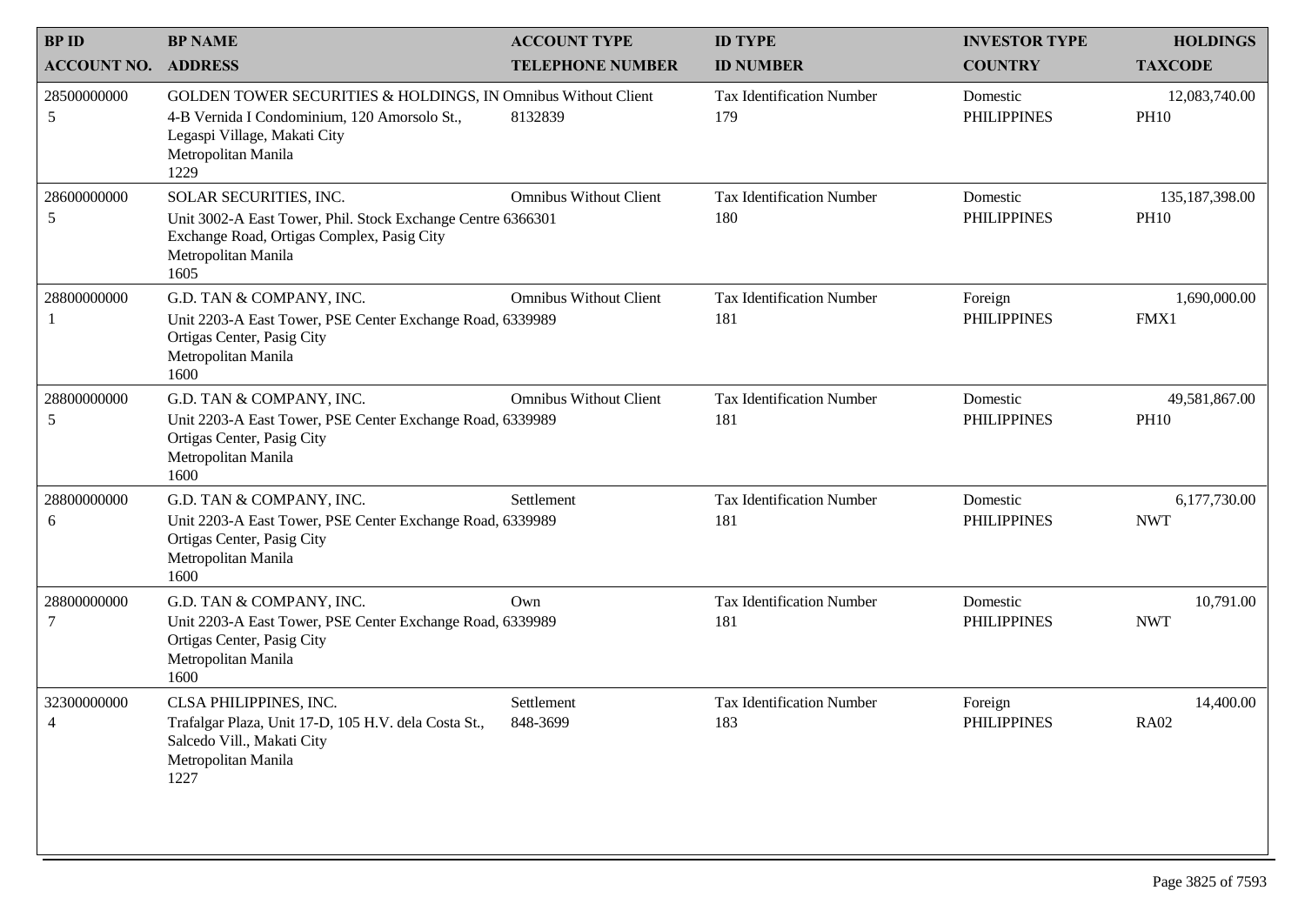| BP ID<br>ACCOUNT NO. | BP NAME<br>ADDRESS | ACCOUNT TYPE<br>TELEPHONE NUMBER | ID TYPE<br>ID NUMBER | INVESTOR TYPE<br>COUNTRY | HOLDINGS<br>TAXCODE |
|---|---|---|---|---|---|
| 28500000000<br>5 | GOLDEN TOWER SECURITIES & HOLDINGS, IN<br>4-B Vernida I Condominium, 120 Amorsolo St., Legaspi Village, Makati City<br>Metropolitan Manila<br>1229 | Omnibus Without Client<br>8132839 | Tax Identification Number<br>179 | Domestic<br>PHILIPPINES | 12,083,740.00<br>PH10 |
| 28600000000<br>5 | SOLAR SECURITIES, INC.<br>Unit 3002-A East Tower, Phil. Stock Exchange Centre Exchange Road, Ortigas Complex, Pasig City<br>Metropolitan Manila<br>1605 | Omnibus Without Client<br>6366301 | Tax Identification Number<br>180 | Domestic<br>PHILIPPINES | 135,187,398.00<br>PH10 |
| 28800000000<br>1 | G.D. TAN & COMPANY, INC.<br>Unit 2203-A East Tower, PSE Center Exchange Road, Ortigas Center, Pasig City<br>Metropolitan Manila<br>1600 | Omnibus Without Client<br>6339989 | Tax Identification Number<br>181 | Foreign<br>PHILIPPINES | 1,690,000.00<br>FMX1 |
| 28800000000<br>5 | G.D. TAN & COMPANY, INC.<br>Unit 2203-A East Tower, PSE Center Exchange Road, Ortigas Center, Pasig City<br>Metropolitan Manila<br>1600 | Omnibus Without Client<br>6339989 | Tax Identification Number<br>181 | Domestic<br>PHILIPPINES | 49,581,867.00<br>PH10 |
| 28800000000<br>6 | G.D. TAN & COMPANY, INC.<br>Unit 2203-A East Tower, PSE Center Exchange Road, Ortigas Center, Pasig City<br>Metropolitan Manila<br>1600 | Settlement<br>6339989 | Tax Identification Number<br>181 | Domestic<br>PHILIPPINES | 6,177,730.00<br>NWT |
| 28800000000<br>7 | G.D. TAN & COMPANY, INC.<br>Unit 2203-A East Tower, PSE Center Exchange Road, Ortigas Center, Pasig City<br>Metropolitan Manila<br>1600 | Own<br>6339989 | Tax Identification Number<br>181 | Domestic<br>PHILIPPINES | 10,791.00<br>NWT |
| 32300000000<br>4 | CLSA PHILIPPINES, INC.<br>Trafalgar Plaza, Unit 17-D, 105 H.V. dela Costa St., Salcedo Vill., Makati City<br>Metropolitan Manila<br>1227 | Settlement<br>848-3699 | Tax Identification Number<br>183 | Foreign<br>PHILIPPINES | 14,400.00<br>RA02 |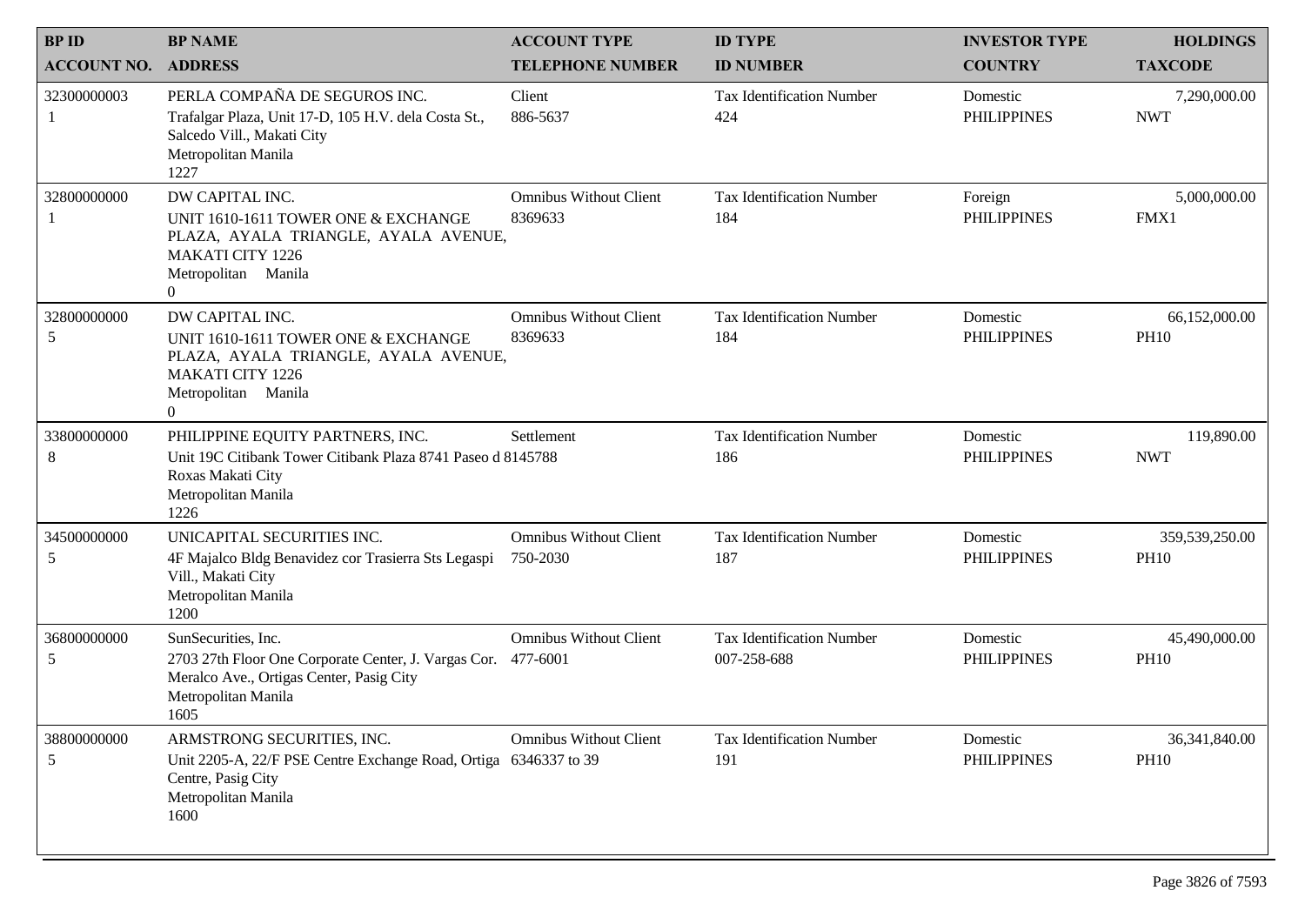| BP ID<br>ACCOUNT NO. | BP NAME<br>ADDRESS | ACCOUNT TYPE<br>TELEPHONE NUMBER | ID TYPE<br>ID NUMBER | INVESTOR TYPE<br>COUNTRY | HOLDINGS<br>TAXCODE |
|---|---|---|---|---|---|
| 32300000003<br>1 | PERLA COMPAÑA DE SEGUROS INC.<br>Trafalgar Plaza, Unit 17-D, 105 H.V. dela Costa St., Salcedo Vill., Makati City<br>Metropolitan Manila<br>1227 | Client<br>886-5637 | Tax Identification Number<br>424 | Domestic<br>PHILIPPINES | 7,290,000.00<br>NWT |
| 32800000000<br>1 | DW CAPITAL INC.<br>UNIT 1610-1611 TOWER ONE & EXCHANGE PLAZA, AYALA TRIANGLE, AYALA AVENUE, MAKATI CITY 1226<br>Metropolitan Manila<br>0 | Omnibus Without Client<br>8369633 | Tax Identification Number<br>184 | Foreign<br>PHILIPPINES | 5,000,000.00<br>FMX1 |
| 32800000000<br>5 | DW CAPITAL INC.<br>UNIT 1610-1611 TOWER ONE & EXCHANGE PLAZA, AYALA TRIANGLE, AYALA AVENUE, MAKATI CITY 1226<br>Metropolitan Manila<br>0 | Omnibus Without Client<br>8369633 | Tax Identification Number<br>184 | Domestic<br>PHILIPPINES | 66,152,000.00<br>PH10 |
| 33800000000<br>8 | PHILIPPINE EQUITY PARTNERS, INC.<br>Unit 19C Citibank Tower Citibank Plaza 8741 Paseo d Roxas Makati City<br>Metropolitan Manila<br>1226 | Settlement<br>8145788 | Tax Identification Number<br>186 | Domestic<br>PHILIPPINES | 119,890.00<br>NWT |
| 34500000000<br>5 | UNICAPITAL SECURITIES INC.<br>4F Majalco Bldg Benavidez cor Trasierra Sts Legaspi Vill., Makati City<br>Metropolitan Manila<br>1200 | Omnibus Without Client<br>750-2030 | Tax Identification Number<br>187 | Domestic<br>PHILIPPINES | 359,539,250.00<br>PH10 |
| 36800000000<br>5 | SunSecurities, Inc.<br>2703 27th Floor One Corporate Center, J. Vargas Cor. Meralco Ave., Ortigas Center, Pasig City<br>Metropolitan Manila<br>1605 | Omnibus Without Client<br>477-6001 | Tax Identification Number<br>007-258-688 | Domestic<br>PHILIPPINES | 45,490,000.00<br>PH10 |
| 38800000000<br>5 | ARMSTRONG SECURITIES, INC.<br>Unit 2205-A, 22/F PSE Centre Exchange Road, Ortiga Centre, Pasig City<br>Metropolitan Manila<br>1600 | Omnibus Without Client<br>6346337 to 39 | Tax Identification Number<br>191 | Domestic<br>PHILIPPINES | 36,341,840.00<br>PH10 |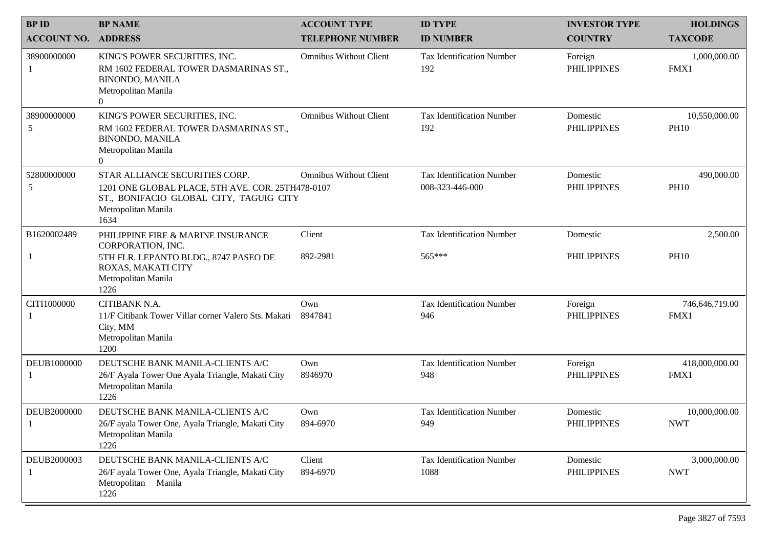| BP ID<br>ACCOUNT NO. | BP NAME<br>ADDRESS | ACCOUNT TYPE<br>TELEPHONE NUMBER | ID TYPE<br>ID NUMBER | INVESTOR TYPE<br>COUNTRY | HOLDINGS<br>TAXCODE |
|---|---|---|---|---|---|
| 38900000000<br>1 | KING'S POWER SECURITIES, INC.<br>RM 1602 FEDERAL TOWER DASMARINAS ST., BINONDO, MANILA<br>Metropolitan Manila<br>0 | Omnibus Without Client | Tax Identification Number<br>192 | Foreign<br>PHILIPPINES | 1,000,000.00<br>FMX1 |
| 38900000000<br>5 | KING'S POWER SECURITIES, INC.<br>RM 1602 FEDERAL TOWER DASMARINAS ST., BINONDO, MANILA<br>Metropolitan Manila<br>0 | Omnibus Without Client | Tax Identification Number<br>192 | Domestic<br>PHILIPPINES | 10,550,000.00<br>PH10 |
| 52800000000<br>5 | STAR ALLIANCE SECURITIES CORP.<br>1201 ONE GLOBAL PLACE, 5TH AVE. COR. 25TH ST., BONIFACIO GLOBAL CITY, TAGUIG CITY<br>Metropolitan Manila<br>1634 | Omnibus Without Client<br>478-0107 | Tax Identification Number<br>008-323-446-000 | Domestic<br>PHILIPPINES | 490,000.00<br>PH10 |
| B1620002489<br>1 | PHILIPPINE FIRE & MARINE INSURANCE CORPORATION, INC.<br>5TH FLR. LEPANTO BLDG., 8747 PASEO DE ROXAS, MAKATI CITY<br>Metropolitan Manila<br>1226 | Client<br>892-2981 | Tax Identification Number<br>565*** | Domestic<br>PHILIPPINES | 2,500.00<br>PH10 |
| CITI1000000<br>1 | CITIBANK N.A.<br>11/F Citibank Tower Villar corner Valero Sts. Makati City, MM<br>Metropolitan Manila<br>1200 | Own<br>8947841 | Tax Identification Number<br>946 | Foreign<br>PHILIPPINES | 746,646,719.00<br>FMX1 |
| DEUB1000000<br>1 | DEUTSCHE BANK MANILA-CLIENTS A/C<br>26/F Ayala Tower One Ayala Triangle, Makati City<br>Metropolitan Manila<br>1226 | Own<br>8946970 | Tax Identification Number<br>948 | Foreign<br>PHILIPPINES | 418,000,000.00<br>FMX1 |
| DEUB2000000<br>1 | DEUTSCHE BANK MANILA-CLIENTS A/C<br>26/F ayala Tower One, Ayala Triangle, Makati City<br>Metropolitan Manila<br>1226 | Own<br>894-6970 | Tax Identification Number<br>949 | Domestic<br>PHILIPPINES | 10,000,000.00<br>NWT |
| DEUB2000003<br>1 | DEUTSCHE BANK MANILA-CLIENTS A/C<br>26/F ayala Tower One, Ayala Triangle, Makati City<br>Metropolitan Manila<br>1226 | Client<br>894-6970 | Tax Identification Number<br>1088 | Domestic<br>PHILIPPINES | 3,000,000.00<br>NWT |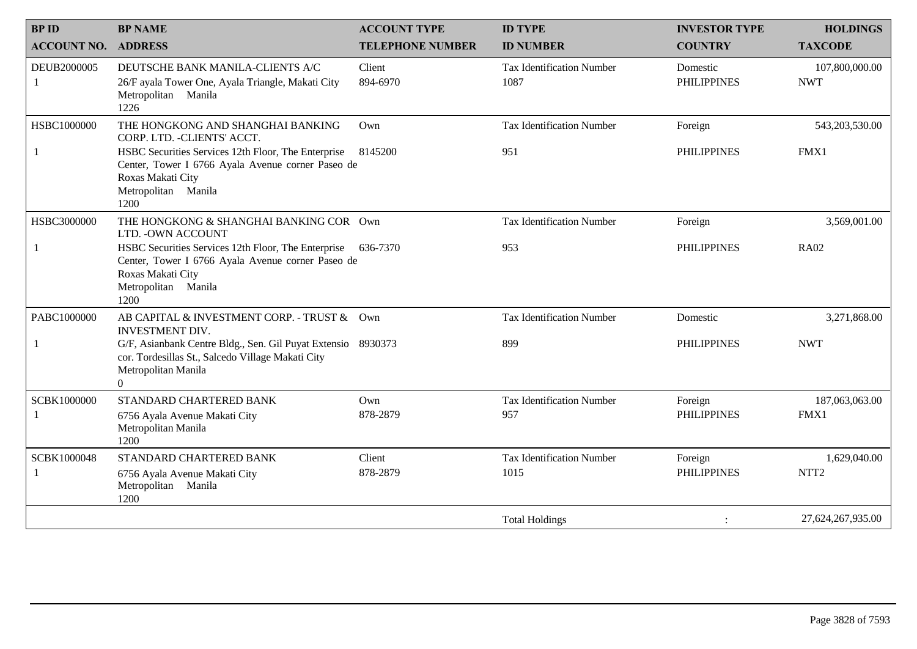| BP ID<br>ACCOUNT NO. | BP NAME<br>ADDRESS | ACCOUNT TYPE<br>TELEPHONE NUMBER | ID TYPE<br>ID NUMBER | INVESTOR TYPE<br>COUNTRY | HOLDINGS<br>TAXCODE |
|---|---|---|---|---|---|
| DEUB2000005<br>1 | DEUTSCHE BANK MANILA-CLIENTS A/C<br>26/F ayala Tower One, Ayala Triangle, Makati City Metropolitan Manila<br>1226 | Client<br>894-6970 | Tax Identification Number<br>1087 | Domestic<br>PHILIPPINES | 107,800,000.00<br>NWT |
| HSBC1000000<br>1 | THE HONGKONG AND SHANGHAI BANKING CORP. LTD. -CLIENTS' ACCT.<br>HSBC Securities Services 12th Floor, The Enterprise Center, Tower I 6766 Ayala Avenue corner Paseo de Roxas Makati City Metropolitan Manila<br>1200 | Own<br>8145200 | Tax Identification Number<br>951 | Foreign<br>PHILIPPINES | 543,203,530.00<br>FMX1 |
| HSBC3000000<br>1 | THE HONGKONG & SHANGHAI BANKING COR LTD. -OWN ACCOUNT<br>HSBC Securities Services 12th Floor, The Enterprise Center, Tower I 6766 Ayala Avenue corner Paseo de Roxas Makati City Metropolitan Manila<br>1200 | Own<br>636-7370 | Tax Identification Number<br>953 | Foreign<br>PHILIPPINES | 3,569,001.00<br>RA02 |
| PABC1000000<br>1 | AB CAPITAL & INVESTMENT CORP. - TRUST & INVESTMENT DIV.<br>G/F, Asianbank Centre Bldg., Sen. Gil Puyat Extensio cor. Tordesillas St., Salcedo Village Makati City Metropolitan Manila<br>0 | Own<br>8930373 | Tax Identification Number<br>899 | Domestic<br>PHILIPPINES | 3,271,868.00<br>NWT |
| SCBK1000000<br>1 | STANDARD CHARTERED BANK<br>6756 Ayala Avenue Makati City Metropolitan Manila<br>1200 | Own<br>878-2879 | Tax Identification Number<br>957 | Foreign<br>PHILIPPINES | 187,063,063.00<br>FMX1 |
| SCBK1000048<br>1 | STANDARD CHARTERED BANK<br>6756 Ayala Avenue Makati City Metropolitan Manila<br>1200 | Client<br>878-2879 | Tax Identification Number<br>1015 | Foreign<br>PHILIPPINES | 1,629,040.00<br>NTT2 |
| | | | Total Holdings | : | 27,624,267,935.00 |